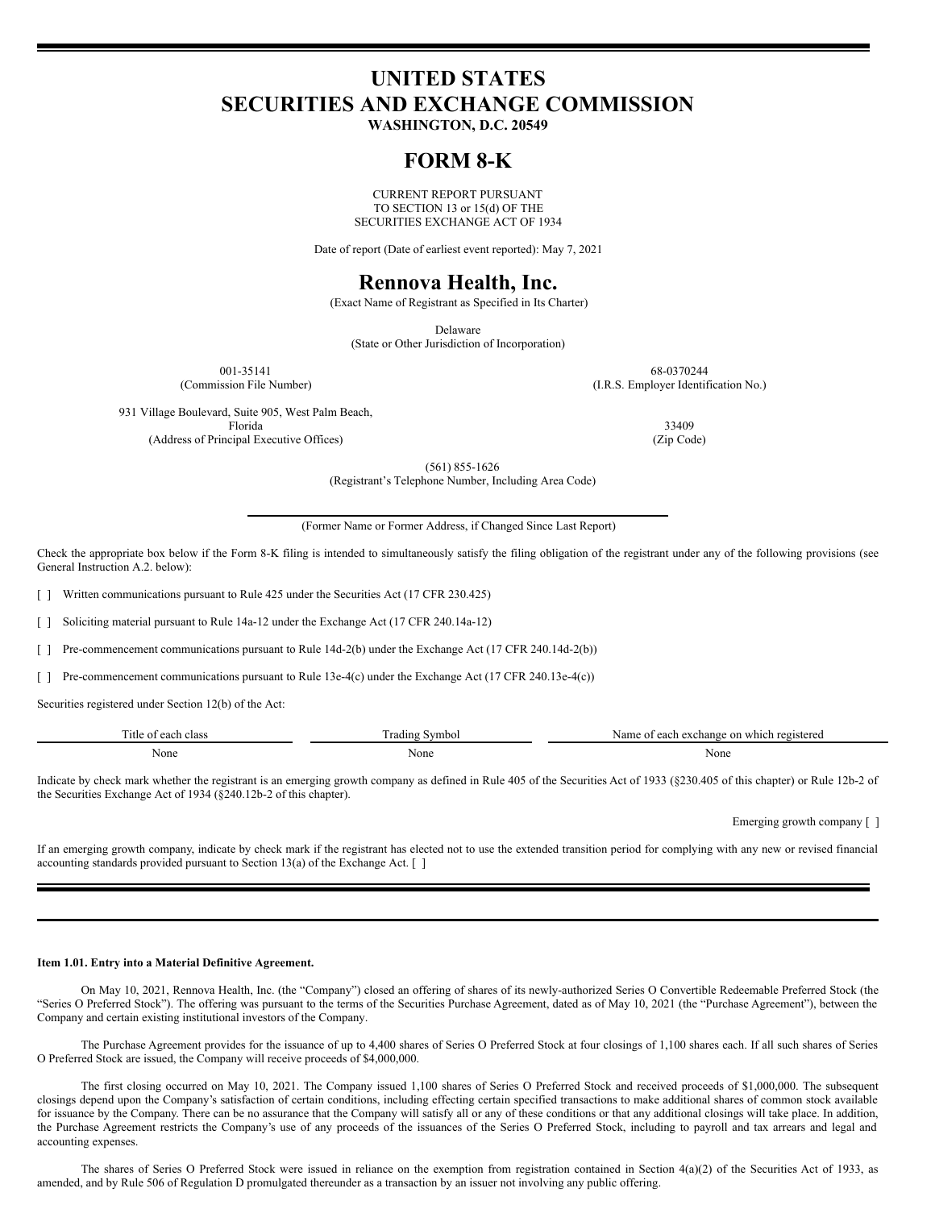# UNITED STATES
# SECURITIES AND EXCHANGE COMMISSION

**WASHINGTON, D.C. 20549**

# FORM 8-K

CURRENT REPORT PURSUANT
TO SECTION 13 or 15(d) OF THE
SECURITIES EXCHANGE ACT OF 1934

Date of report (Date of earliest event reported): May 7, 2021

# Rennova Health, Inc.

(Exact Name of Registrant as Specified in Its Charter)

Delaware
(State or Other Jurisdiction of Incorporation)

| | |
|---|---|
| 001-35141<br>(Commission File Number) | 68-0370244<br>(I.R.S. Employer Identification No.) |
| 931 Village Boulevard, Suite 905, West Palm Beach, Florida<br>(Address of Principal Executive Offices) | 33409<br>(Zip Code) |

(561) 855-1626
(Registrant's Telephone Number, Including Area Code)

(Former Name or Former Address, if Changed Since Last Report)

Check the appropriate box below if the Form 8-K filing is intended to simultaneously satisfy the filing obligation of the registrant under any of the following provisions (see General Instruction A.2. below):

[ ] Written communications pursuant to Rule 425 under the Securities Act (17 CFR 230.425)

[ ] Soliciting material pursuant to Rule 14a-12 under the Exchange Act (17 CFR 240.14a-12)

[ ] Pre-commencement communications pursuant to Rule 14d-2(b) under the Exchange Act (17 CFR 240.14d-2(b))

[ ] Pre-commencement communications pursuant to Rule 13e-4(c) under the Exchange Act (17 CFR 240.13e-4(c))

Securities registered under Section 12(b) of the Act:

| Title of each class | Trading Symbol | Name of each exchange on which registered |
|---|---|---|
| None | None | None |

Indicate by check mark whether the registrant is an emerging growth company as defined in Rule 405 of the Securities Act of 1933 (§230.405 of this chapter) or Rule 12b-2 of the Securities Exchange Act of 1934 (§240.12b-2 of this chapter).

Emerging growth company [ ]

If an emerging growth company, indicate by check mark if the registrant has elected not to use the extended transition period for complying with any new or revised financial accounting standards provided pursuant to Section 13(a) of the Exchange Act. [ ]

**Item 1.01. Entry into a Material Definitive Agreement.**

On May 10, 2021, Rennova Health, Inc. (the "Company") closed an offering of shares of its newly-authorized Series O Convertible Redeemable Preferred Stock (the "Series O Preferred Stock"). The offering was pursuant to the terms of the Securities Purchase Agreement, dated as of May 10, 2021 (the "Purchase Agreement"), between the Company and certain existing institutional investors of the Company.

The Purchase Agreement provides for the issuance of up to 4,400 shares of Series O Preferred Stock at four closings of 1,100 shares each. If all such shares of Series O Preferred Stock are issued, the Company will receive proceeds of $4,000,000.

The first closing occurred on May 10, 2021. The Company issued 1,100 shares of Series O Preferred Stock and received proceeds of $1,000,000. The subsequent closings depend upon the Company's satisfaction of certain conditions, including effecting certain specified transactions to make additional shares of common stock available for issuance by the Company. There can be no assurance that the Company will satisfy all or any of these conditions or that any additional closings will take place. In addition, the Purchase Agreement restricts the Company's use of any proceeds of the issuances of the Series O Preferred Stock, including to payroll and tax arrears and legal and accounting expenses.

The shares of Series O Preferred Stock were issued in reliance on the exemption from registration contained in Section 4(a)(2) of the Securities Act of 1933, as amended, and by Rule 506 of Regulation D promulgated thereunder as a transaction by an issuer not involving any public offering.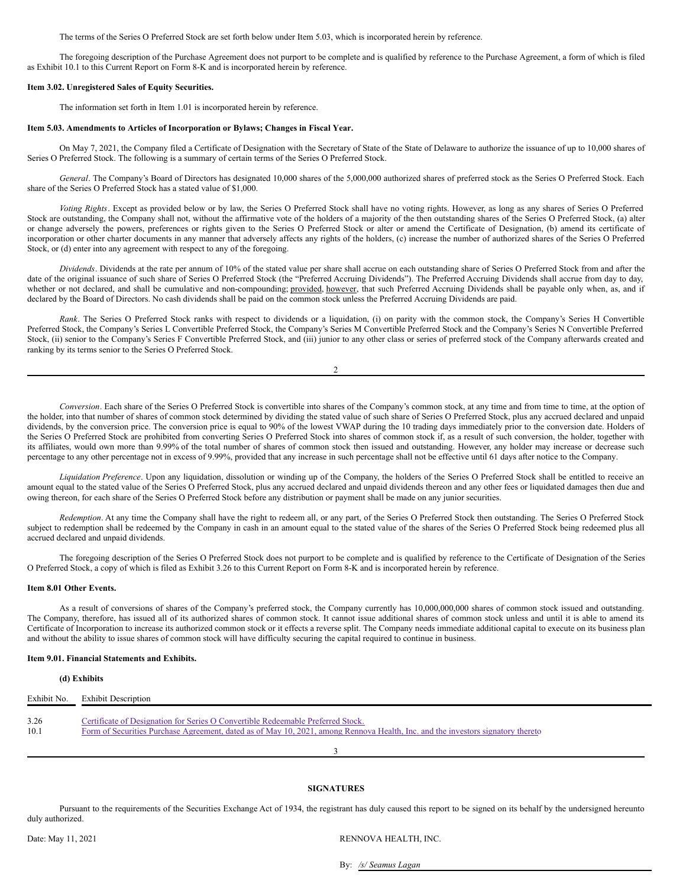The terms of the Series O Preferred Stock are set forth below under Item 5.03, which is incorporated herein by reference.

The foregoing description of the Purchase Agreement does not purport to be complete and is qualified by reference to the Purchase Agreement, a form of which is filed as Exhibit 10.1 to this Current Report on Form 8-K and is incorporated herein by reference.

**Item 3.02. Unregistered Sales of Equity Securities.**

The information set forth in Item 1.01 is incorporated herein by reference.

**Item 5.03. Amendments to Articles of Incorporation or Bylaws; Changes in Fiscal Year.**

On May 7, 2021, the Company filed a Certificate of Designation with the Secretary of State of the State of Delaware to authorize the issuance of up to 10,000 shares of Series O Preferred Stock. The following is a summary of certain terms of the Series O Preferred Stock.

*General*. The Company's Board of Directors has designated 10,000 shares of the 5,000,000 authorized shares of preferred stock as the Series O Preferred Stock. Each share of the Series O Preferred Stock has a stated value of $1,000.

*Voting Rights*. Except as provided below or by law, the Series O Preferred Stock shall have no voting rights. However, as long as any shares of Series O Preferred Stock are outstanding, the Company shall not, without the affirmative vote of the holders of a majority of the then outstanding shares of the Series O Preferred Stock, (a) alter or change adversely the powers, preferences or rights given to the Series O Preferred Stock or alter or amend the Certificate of Designation, (b) amend its certificate of incorporation or other charter documents in any manner that adversely affects any rights of the holders, (c) increase the number of authorized shares of the Series O Preferred Stock, or (d) enter into any agreement with respect to any of the foregoing.

*Dividends*. Dividends at the rate per annum of 10% of the stated value per share shall accrue on each outstanding share of Series O Preferred Stock from and after the date of the original issuance of such share of Series O Preferred Stock (the "Preferred Accruing Dividends"). The Preferred Accruing Dividends shall accrue from day to day, whether or not declared, and shall be cumulative and non-compounding; provided, however, that such Preferred Accruing Dividends shall be payable only when, as, and if declared by the Board of Directors. No cash dividends shall be paid on the common stock unless the Preferred Accruing Dividends are paid.

*Rank*. The Series O Preferred Stock ranks with respect to dividends or a liquidation, (i) on parity with the common stock, the Company's Series H Convertible Preferred Stock, the Company's Series L Convertible Preferred Stock, the Company's Series M Convertible Preferred Stock and the Company's Series N Convertible Preferred Stock, (ii) senior to the Company's Series F Convertible Preferred Stock, and (iii) junior to any other class or series of preferred stock of the Company afterwards created and ranking by its terms senior to the Series O Preferred Stock.

*Conversion*. Each share of the Series O Preferred Stock is convertible into shares of the Company's common stock, at any time and from time to time, at the option of the holder, into that number of shares of common stock determined by dividing the stated value of such share of Series O Preferred Stock, plus any accrued declared and unpaid dividends, by the conversion price. The conversion price is equal to 90% of the lowest VWAP during the 10 trading days immediately prior to the conversion date. Holders of the Series O Preferred Stock are prohibited from converting Series O Preferred Stock into shares of common stock if, as a result of such conversion, the holder, together with its affiliates, would own more than 9.99% of the total number of shares of common stock then issued and outstanding. However, any holder may increase or decrease such percentage to any other percentage not in excess of 9.99%, provided that any increase in such percentage shall not be effective until 61 days after notice to the Company.

*Liquidation Preference*. Upon any liquidation, dissolution or winding up of the Company, the holders of the Series O Preferred Stock shall be entitled to receive an amount equal to the stated value of the Series O Preferred Stock, plus any accrued declared and unpaid dividends thereon and any other fees or liquidated damages then due and owing thereon, for each share of the Series O Preferred Stock before any distribution or payment shall be made on any junior securities.

*Redemption*. At any time the Company shall have the right to redeem all, or any part, of the Series O Preferred Stock then outstanding. The Series O Preferred Stock subject to redemption shall be redeemed by the Company in cash in an amount equal to the stated value of the shares of the Series O Preferred Stock being redeemed plus all accrued declared and unpaid dividends.

The foregoing description of the Series O Preferred Stock does not purport to be complete and is qualified by reference to the Certificate of Designation of the Series O Preferred Stock, a copy of which is filed as Exhibit 3.26 to this Current Report on Form 8-K and is incorporated herein by reference.

**Item 8.01 Other Events.**

As a result of conversions of shares of the Company's preferred stock, the Company currently has 10,000,000,000 shares of common stock issued and outstanding. The Company, therefore, has issued all of its authorized shares of common stock. It cannot issue additional shares of common stock unless and until it is able to amend its Certificate of Incorporation to increase its authorized common stock or it effects a reverse split. The Company needs immediate additional capital to execute on its business plan and without the ability to issue shares of common stock will have difficulty securing the capital required to continue in business.

**Item 9.01. Financial Statements and Exhibits.**

**(d) Exhibits**

| Exhibit No. | Exhibit Description |
|---|---|
| 3.26 | Certificate of Designation for Series O Convertible Redeemable Preferred Stock. |
| 10.1 | Form of Securities Purchase Agreement, dated as of May 10, 2021, among Rennova Health, Inc. and the investors signatory thereto |

**SIGNATURES**

Pursuant to the requirements of the Securities Exchange Act of 1934, the registrant has duly caused this report to be signed on its behalf by the undersigned hereunto duly authorized.

Date: May 11, 2021

RENNOVA HEALTH, INC.

By: */s/ Seamus Lagan*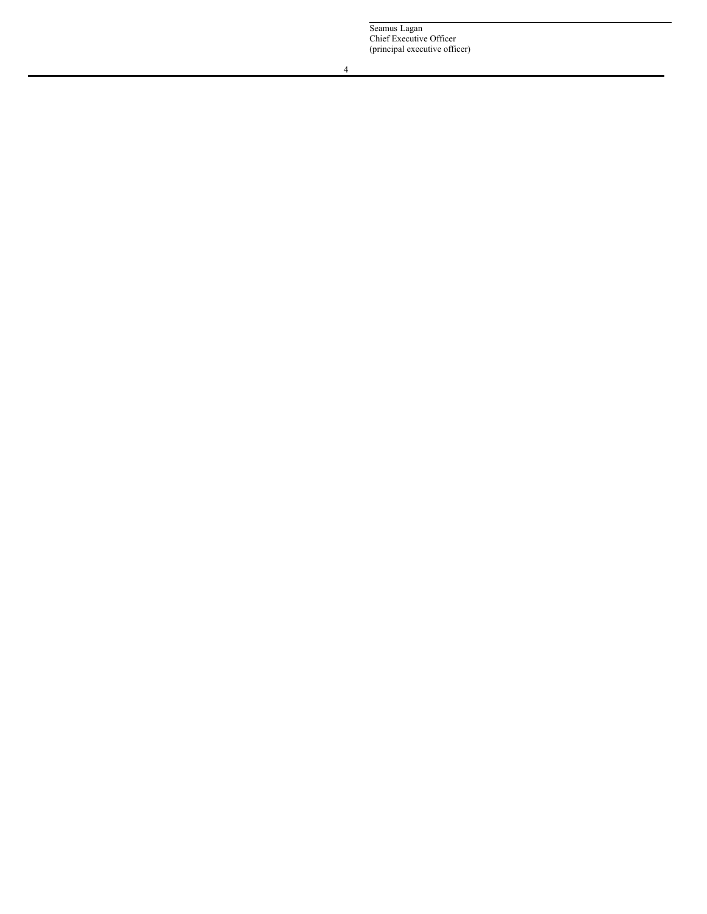Seamus Lagan
Chief Executive Officer
(principal executive officer)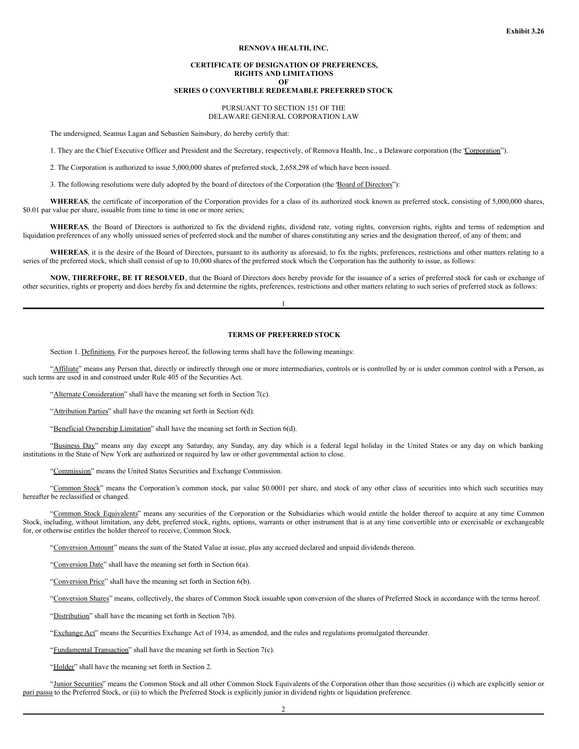**Exhibit 3.26**

**RENNOVA HEALTH, INC.**

**CERTIFICATE OF DESIGNATION OF PREFERENCES, RIGHTS AND LIMITATIONS OF SERIES O CONVERTIBLE REDEEMABLE PREFERRED STOCK**

PURSUANT TO SECTION 151 OF THE DELAWARE GENERAL CORPORATION LAW

The undersigned, Seamus Lagan and Sebastien Sainsbury, do hereby certify that:

1. They are the Chief Executive Officer and President and the Secretary, respectively, of Rennova Health, Inc., a Delaware corporation (the "Corporation").

2. The Corporation is authorized to issue 5,000,000 shares of preferred stock, 2,658,298 of which have been issued.

3. The following resolutions were duly adopted by the board of directors of the Corporation (the "Board of Directors"):

**WHEREAS**, the certificate of incorporation of the Corporation provides for a class of its authorized stock known as preferred stock, consisting of 5,000,000 shares, $0.01 par value per share, issuable from time to time in one or more series;

**WHEREAS**, the Board of Directors is authorized to fix the dividend rights, dividend rate, voting rights, conversion rights, rights and terms of redemption and liquidation preferences of any wholly unissued series of preferred stock and the number of shares constituting any series and the designation thereof, of any of them; and

**WHEREAS**, it is the desire of the Board of Directors, pursuant to its authority as aforesaid, to fix the rights, preferences, restrictions and other matters relating to a series of the preferred stock, which shall consist of up to 10,000 shares of the preferred stock which the Corporation has the authority to issue, as follows:

**NOW, THEREFORE, BE IT RESOLVED**, that the Board of Directors does hereby provide for the issuance of a series of preferred stock for cash or exchange of other securities, rights or property and does hereby fix and determine the rights, preferences, restrictions and other matters relating to such series of preferred stock as follows:

**TERMS OF PREFERRED STOCK**

Section 1. Definitions. For the purposes hereof, the following terms shall have the following meanings:

"Affiliate" means any Person that, directly or indirectly through one or more intermediaries, controls or is controlled by or is under common control with a Person, as such terms are used in and construed under Rule 405 of the Securities Act.

"Alternate Consideration" shall have the meaning set forth in Section 7(c).

"Attribution Parties" shall have the meaning set forth in Section 6(d).

"Beneficial Ownership Limitation" shall have the meaning set forth in Section 6(d).

"Business Day" means any day except any Saturday, any Sunday, any day which is a federal legal holiday in the United States or any day on which banking institutions in the State of New York are authorized or required by law or other governmental action to close.

"Commission" means the United States Securities and Exchange Commission.

"Common Stock" means the Corporation's common stock, par value $0.0001 per share, and stock of any other class of securities into which such securities may hereafter be reclassified or changed.

"Common Stock Equivalents" means any securities of the Corporation or the Subsidiaries which would entitle the holder thereof to acquire at any time Common Stock, including, without limitation, any debt, preferred stock, rights, options, warrants or other instrument that is at any time convertible into or exercisable or exchangeable for, or otherwise entitles the holder thereof to receive, Common Stock.

"Conversion Amount" means the sum of the Stated Value at issue, plus any accrued declared and unpaid dividends thereon.

"Conversion Date" shall have the meaning set forth in Section 6(a).

"Conversion Price" shall have the meaning set forth in Section 6(b).

"Conversion Shares" means, collectively, the shares of Common Stock issuable upon conversion of the shares of Preferred Stock in accordance with the terms hereof.

"Distribution" shall have the meaning set forth in Section 7(b).

"Exchange Act" means the Securities Exchange Act of 1934, as amended, and the rules and regulations promulgated thereunder.

"Fundamental Transaction" shall have the meaning set forth in Section 7(c).

"Holder" shall have the meaning set forth in Section 2.

"Junior Securities" means the Common Stock and all other Common Stock Equivalents of the Corporation other than those securities (i) which are explicitly senior or pari passu to the Preferred Stock, or (ii) to which the Preferred Stock is explicitly junior in dividend rights or liquidation preference.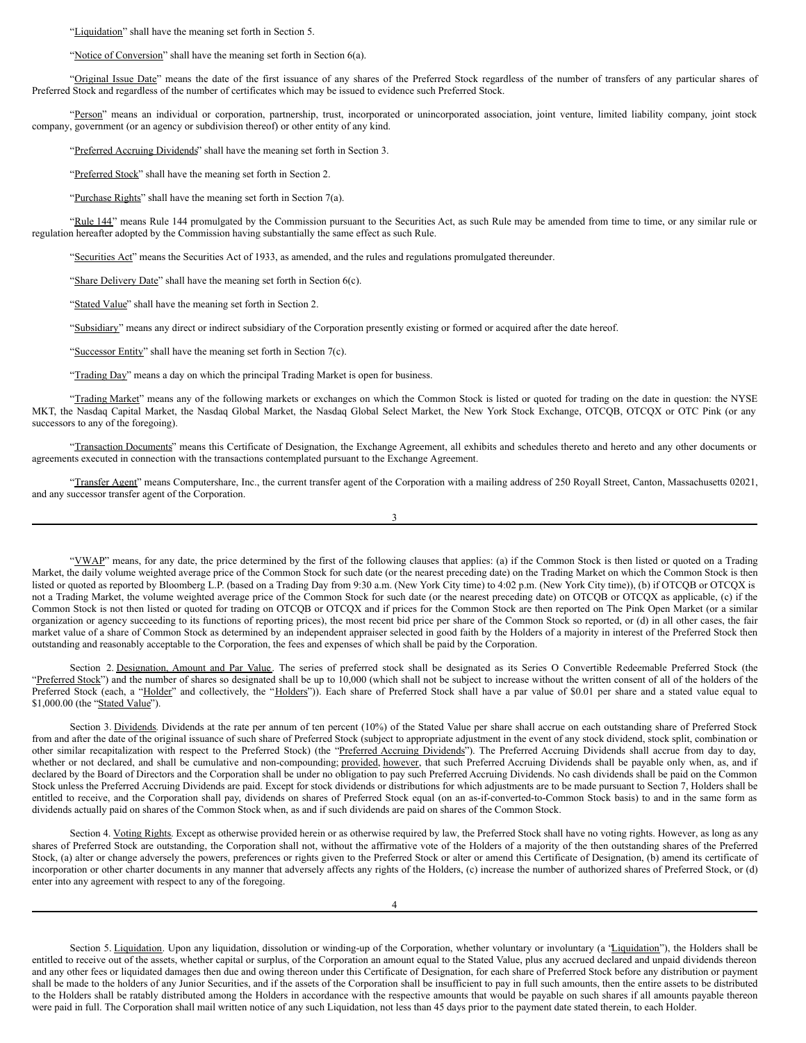"Liquidation" shall have the meaning set forth in Section 5.

"Notice of Conversion" shall have the meaning set forth in Section 6(a).

"Original Issue Date" means the date of the first issuance of any shares of the Preferred Stock regardless of the number of transfers of any particular shares of Preferred Stock and regardless of the number of certificates which may be issued to evidence such Preferred Stock.

"Person" means an individual or corporation, partnership, trust, incorporated or unincorporated association, joint venture, limited liability company, joint stock company, government (or an agency or subdivision thereof) or other entity of any kind.

"Preferred Accruing Dividends" shall have the meaning set forth in Section 3.

"Preferred Stock" shall have the meaning set forth in Section 2.

"Purchase Rights" shall have the meaning set forth in Section 7(a).

"Rule 144" means Rule 144 promulgated by the Commission pursuant to the Securities Act, as such Rule may be amended from time to time, or any similar rule or regulation hereafter adopted by the Commission having substantially the same effect as such Rule.

"Securities Act" means the Securities Act of 1933, as amended, and the rules and regulations promulgated thereunder.

"Share Delivery Date" shall have the meaning set forth in Section 6(c).

"Stated Value" shall have the meaning set forth in Section 2.

"Subsidiary" means any direct or indirect subsidiary of the Corporation presently existing or formed or acquired after the date hereof.

"Successor Entity" shall have the meaning set forth in Section 7(c).

"Trading Day" means a day on which the principal Trading Market is open for business.

"Trading Market" means any of the following markets or exchanges on which the Common Stock is listed or quoted for trading on the date in question: the NYSE MKT, the Nasdaq Capital Market, the Nasdaq Global Market, the Nasdaq Global Select Market, the New York Stock Exchange, OTCQB, OTCQX or OTC Pink (or any successors to any of the foregoing).

"Transaction Documents" means this Certificate of Designation, the Exchange Agreement, all exhibits and schedules thereto and hereto and any other documents or agreements executed in connection with the transactions contemplated pursuant to the Exchange Agreement.

"Transfer Agent" means Computershare, Inc., the current transfer agent of the Corporation with a mailing address of 250 Royall Street, Canton, Massachusetts 02021, and any successor transfer agent of the Corporation.

"VWAP" means, for any date, the price determined by the first of the following clauses that applies: (a) if the Common Stock is then listed or quoted on a Trading Market, the daily volume weighted average price of the Common Stock for such date (or the nearest preceding date) on the Trading Market on which the Common Stock is then listed or quoted as reported by Bloomberg L.P. (based on a Trading Day from 9:30 a.m. (New York City time) to 4:02 p.m. (New York City time)), (b) if OTCQB or OTCQX is not a Trading Market, the volume weighted average price of the Common Stock for such date (or the nearest preceding date) on OTCQB or OTCQX as applicable, (c) if the Common Stock is not then listed or quoted for trading on OTCQB or OTCQX and if prices for the Common Stock are then reported on The Pink Open Market (or a similar organization or agency succeeding to its functions of reporting prices), the most recent bid price per share of the Common Stock so reported, or (d) in all other cases, the fair market value of a share of Common Stock as determined by an independent appraiser selected in good faith by the Holders of a majority in interest of the Preferred Stock then outstanding and reasonably acceptable to the Corporation, the fees and expenses of which shall be paid by the Corporation.

Section 2. Designation, Amount and Par Value. The series of preferred stock shall be designated as its Series O Convertible Redeemable Preferred Stock (the "Preferred Stock") and the number of shares so designated shall be up to 10,000 (which shall not be subject to increase without the written consent of all of the holders of the Preferred Stock (each, a "Holder" and collectively, the "Holders")). Each share of Preferred Stock shall have a par value of $0.01 per share and a stated value equal to $1,000.00 (the "Stated Value").

Section 3. Dividends. Dividends at the rate per annum of ten percent (10%) of the Stated Value per share shall accrue on each outstanding share of Preferred Stock from and after the date of the original issuance of such share of Preferred Stock (subject to appropriate adjustment in the event of any stock dividend, stock split, combination or other similar recapitalization with respect to the Preferred Stock) (the "Preferred Accruing Dividends"). The Preferred Accruing Dividends shall accrue from day to day, whether or not declared, and shall be cumulative and non-compounding; provided, however, that such Preferred Accruing Dividends shall be payable only when, as, and if declared by the Board of Directors and the Corporation shall be under no obligation to pay such Preferred Accruing Dividends. No cash dividends shall be paid on the Common Stock unless the Preferred Accruing Dividends are paid. Except for stock dividends or distributions for which adjustments are to be made pursuant to Section 7, Holders shall be entitled to receive, and the Corporation shall pay, dividends on shares of Preferred Stock equal (on an as-if-converted-to-Common Stock basis) to and in the same form as dividends actually paid on shares of the Common Stock when, as and if such dividends are paid on shares of the Common Stock.

Section 4. Voting Rights. Except as otherwise provided herein or as otherwise required by law, the Preferred Stock shall have no voting rights. However, as long as any shares of Preferred Stock are outstanding, the Corporation shall not, without the affirmative vote of the Holders of a majority of the then outstanding shares of the Preferred Stock, (a) alter or change adversely the powers, preferences or rights given to the Preferred Stock or alter or amend this Certificate of Designation, (b) amend its certificate of incorporation or other charter documents in any manner that adversely affects any rights of the Holders, (c) increase the number of authorized shares of Preferred Stock, or (d) enter into any agreement with respect to any of the foregoing.

Section 5. Liquidation. Upon any liquidation, dissolution or winding-up of the Corporation, whether voluntary or involuntary (a "Liquidation"), the Holders shall be entitled to receive out of the assets, whether capital or surplus, of the Corporation an amount equal to the Stated Value, plus any accrued declared and unpaid dividends thereon and any other fees or liquidated damages then due and owing thereon under this Certificate of Designation, for each share of Preferred Stock before any distribution or payment shall be made to the holders of any Junior Securities, and if the assets of the Corporation shall be insufficient to pay in full such amounts, then the entire assets to be distributed to the Holders shall be ratably distributed among the Holders in accordance with the respective amounts that would be payable on such shares if all amounts payable thereon were paid in full. The Corporation shall mail written notice of any such Liquidation, not less than 45 days prior to the payment date stated therein, to each Holder.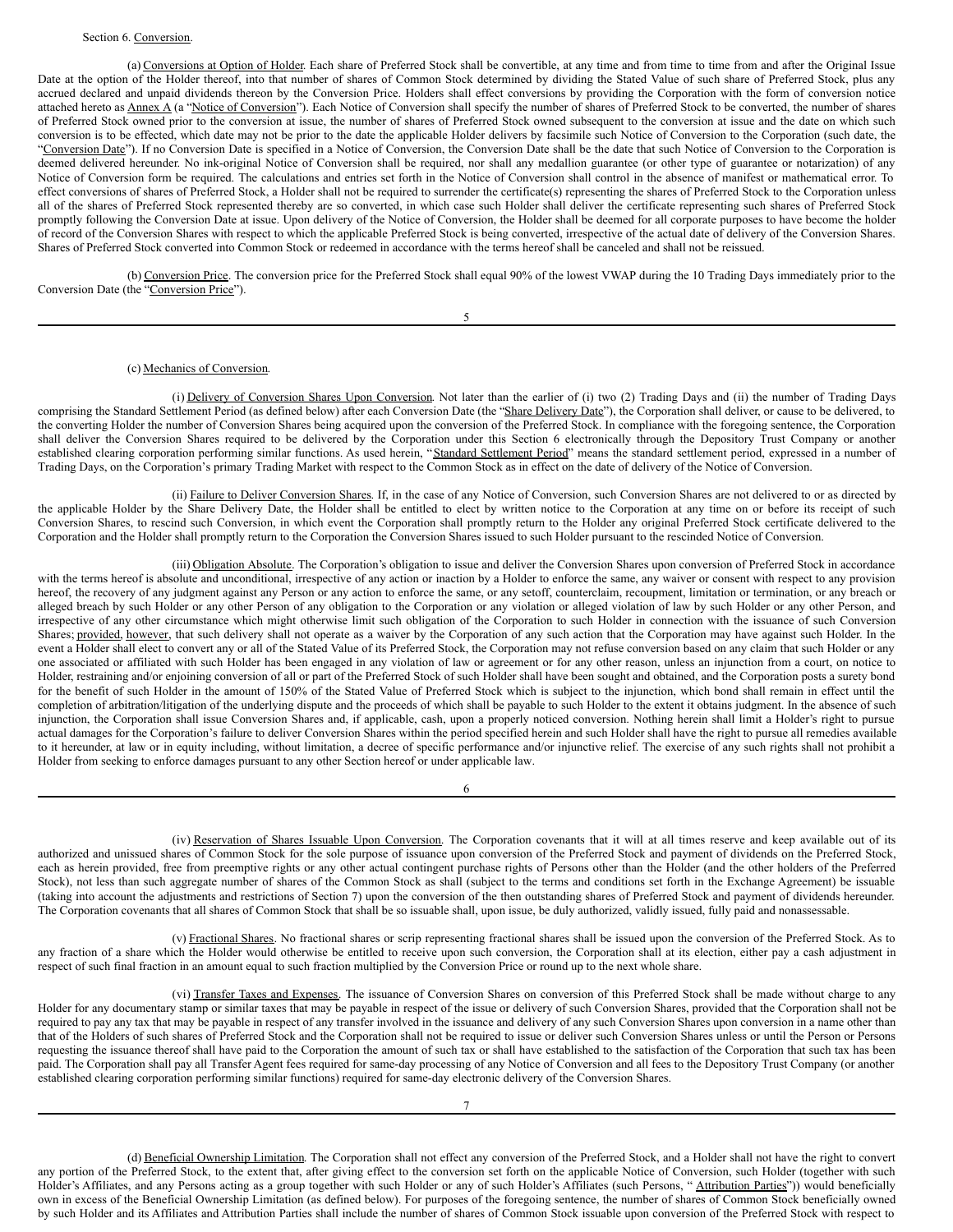Section 6. Conversion.

(a) Conversions at Option of Holder. Each share of Preferred Stock shall be convertible, at any time and from time to time from and after the Original Issue Date at the option of the Holder thereof, into that number of shares of Common Stock determined by dividing the Stated Value of such share of Preferred Stock, plus any accrued declared and unpaid dividends thereon by the Conversion Price. Holders shall effect conversions by providing the Corporation with the form of conversion notice attached hereto as Annex A (a "Notice of Conversion"). Each Notice of Conversion shall specify the number of shares of Preferred Stock to be converted, the number of shares of Preferred Stock owned prior to the conversion at issue, the number of shares of Preferred Stock owned subsequent to the conversion at issue and the date on which such conversion is to be effected, which date may not be prior to the date the applicable Holder delivers by facsimile such Notice of Conversion to the Corporation (such date, the "Conversion Date"). If no Conversion Date is specified in a Notice of Conversion, the Conversion Date shall be the date that such Notice of Conversion to the Corporation is deemed delivered hereunder. No ink-original Notice of Conversion shall be required, nor shall any medallion guarantee (or other type of guarantee or notarization) of any Notice of Conversion form be required. The calculations and entries set forth in the Notice of Conversion shall control in the absence of manifest or mathematical error. To effect conversions of shares of Preferred Stock, a Holder shall not be required to surrender the certificate(s) representing the shares of Preferred Stock to the Corporation unless all of the shares of Preferred Stock represented thereby are so converted, in which case such Holder shall deliver the certificate representing such shares of Preferred Stock promptly following the Conversion Date at issue. Upon delivery of the Notice of Conversion, the Holder shall be deemed for all corporate purposes to have become the holder of record of the Conversion Shares with respect to which the applicable Preferred Stock is being converted, irrespective of the actual date of delivery of the Conversion Shares. Shares of Preferred Stock converted into Common Stock or redeemed in accordance with the terms hereof shall be canceled and shall not be reissued.

(b) Conversion Price. The conversion price for the Preferred Stock shall equal 90% of the lowest VWAP during the 10 Trading Days immediately prior to the Conversion Date (the "Conversion Price").

(c) Mechanics of Conversion.

(i) Delivery of Conversion Shares Upon Conversion. Not later than the earlier of (i) two (2) Trading Days and (ii) the number of Trading Days comprising the Standard Settlement Period (as defined below) after each Conversion Date (the "Share Delivery Date"), the Corporation shall deliver, or cause to be delivered, to the converting Holder the number of Conversion Shares being acquired upon the conversion of the Preferred Stock. In compliance with the foregoing sentence, the Corporation shall deliver the Conversion Shares required to be delivered by the Corporation under this Section 6 electronically through the Depository Trust Company or another established clearing corporation performing similar functions. As used herein, "Standard Settlement Period" means the standard settlement period, expressed in a number of Trading Days, on the Corporation's primary Trading Market with respect to the Common Stock as in effect on the date of delivery of the Notice of Conversion.

(ii) Failure to Deliver Conversion Shares. If, in the case of any Notice of Conversion, such Conversion Shares are not delivered to or as directed by the applicable Holder by the Share Delivery Date, the Holder shall be entitled to elect by written notice to the Corporation at any time on or before its receipt of such Conversion Shares, to rescind such Conversion, in which event the Corporation shall promptly return to the Holder any original Preferred Stock certificate delivered to the Corporation and the Holder shall promptly return to the Corporation the Conversion Shares issued to such Holder pursuant to the rescinded Notice of Conversion.

(iii) Obligation Absolute. The Corporation's obligation to issue and deliver the Conversion Shares upon conversion of Preferred Stock in accordance with the terms hereof is absolute and unconditional, irrespective of any action or inaction by a Holder to enforce the same, any waiver or consent with respect to any provision hereof, the recovery of any judgment against any Person or any action to enforce the same, or any setoff, counterclaim, recoupment, limitation or termination, or any breach or alleged breach by such Holder or any other Person of any obligation to the Corporation or any violation or alleged violation of law by such Holder or any other Person, and irrespective of any other circumstance which might otherwise limit such obligation of the Corporation to such Holder in connection with the issuance of such Conversion Shares; provided, however, that such delivery shall not operate as a waiver by the Corporation of any such action that the Corporation may have against such Holder. In the event a Holder shall elect to convert any or all of the Stated Value of its Preferred Stock, the Corporation may not refuse conversion based on any claim that such Holder or any one associated or affiliated with such Holder has been engaged in any violation of law or agreement or for any other reason, unless an injunction from a court, on notice to Holder, restraining and/or enjoining conversion of all or part of the Preferred Stock of such Holder shall have been sought and obtained, and the Corporation posts a surety bond for the benefit of such Holder in the amount of 150% of the Stated Value of Preferred Stock which is subject to the injunction, which bond shall remain in effect until the completion of arbitration/litigation of the underlying dispute and the proceeds of which shall be payable to such Holder to the extent it obtains judgment. In the absence of such injunction, the Corporation shall issue Conversion Shares and, if applicable, cash, upon a properly noticed conversion. Nothing herein shall limit a Holder's right to pursue actual damages for the Corporation's failure to deliver Conversion Shares within the period specified herein and such Holder shall have the right to pursue all remedies available to it hereunder, at law or in equity including, without limitation, a decree of specific performance and/or injunctive relief. The exercise of any such rights shall not prohibit a Holder from seeking to enforce damages pursuant to any other Section hereof or under applicable law.

(iv) Reservation of Shares Issuable Upon Conversion. The Corporation covenants that it will at all times reserve and keep available out of its authorized and unissued shares of Common Stock for the sole purpose of issuance upon conversion of the Preferred Stock and payment of dividends on the Preferred Stock, each as herein provided, free from preemptive rights or any other actual contingent purchase rights of Persons other than the Holder (and the other holders of the Preferred Stock), not less than such aggregate number of shares of the Common Stock as shall (subject to the terms and conditions set forth in the Exchange Agreement) be issuable (taking into account the adjustments and restrictions of Section 7) upon the conversion of the then outstanding shares of Preferred Stock and payment of dividends hereunder. The Corporation covenants that all shares of Common Stock that shall be so issuable shall, upon issue, be duly authorized, validly issued, fully paid and nonassessable.

(v) Fractional Shares. No fractional shares or scrip representing fractional shares shall be issued upon the conversion of the Preferred Stock. As to any fraction of a share which the Holder would otherwise be entitled to receive upon such conversion, the Corporation shall at its election, either pay a cash adjustment in respect of such final fraction in an amount equal to such fraction multiplied by the Conversion Price or round up to the next whole share.

(vi) Transfer Taxes and Expenses. The issuance of Conversion Shares on conversion of this Preferred Stock shall be made without charge to any Holder for any documentary stamp or similar taxes that may be payable in respect of the issue or delivery of such Conversion Shares, provided that the Corporation shall not be required to pay any tax that may be payable in respect of any transfer involved in the issuance and delivery of any such Conversion Shares upon conversion in a name other than that of the Holders of such shares of Preferred Stock and the Corporation shall not be required to issue or deliver such Conversion Shares unless or until the Person or Persons requesting the issuance thereof shall have paid to the Corporation the amount of such tax or shall have established to the satisfaction of the Corporation that such tax has been paid. The Corporation shall pay all Transfer Agent fees required for same-day processing of any Notice of Conversion and all fees to the Depository Trust Company (or another established clearing corporation performing similar functions) required for same-day electronic delivery of the Conversion Shares.

(d) Beneficial Ownership Limitation. The Corporation shall not effect any conversion of the Preferred Stock, and a Holder shall not have the right to convert any portion of the Preferred Stock, to the extent that, after giving effect to the conversion set forth on the applicable Notice of Conversion, such Holder (together with such Holder's Affiliates, and any Persons acting as a group together with such Holder or any of such Holder's Affiliates (such Persons, " Attribution Parties")) would beneficially own in excess of the Beneficial Ownership Limitation (as defined below). For purposes of the foregoing sentence, the number of shares of Common Stock beneficially owned by such Holder and its Affiliates and Attribution Parties shall include the number of shares of Common Stock issuable upon conversion of the Preferred Stock with respect to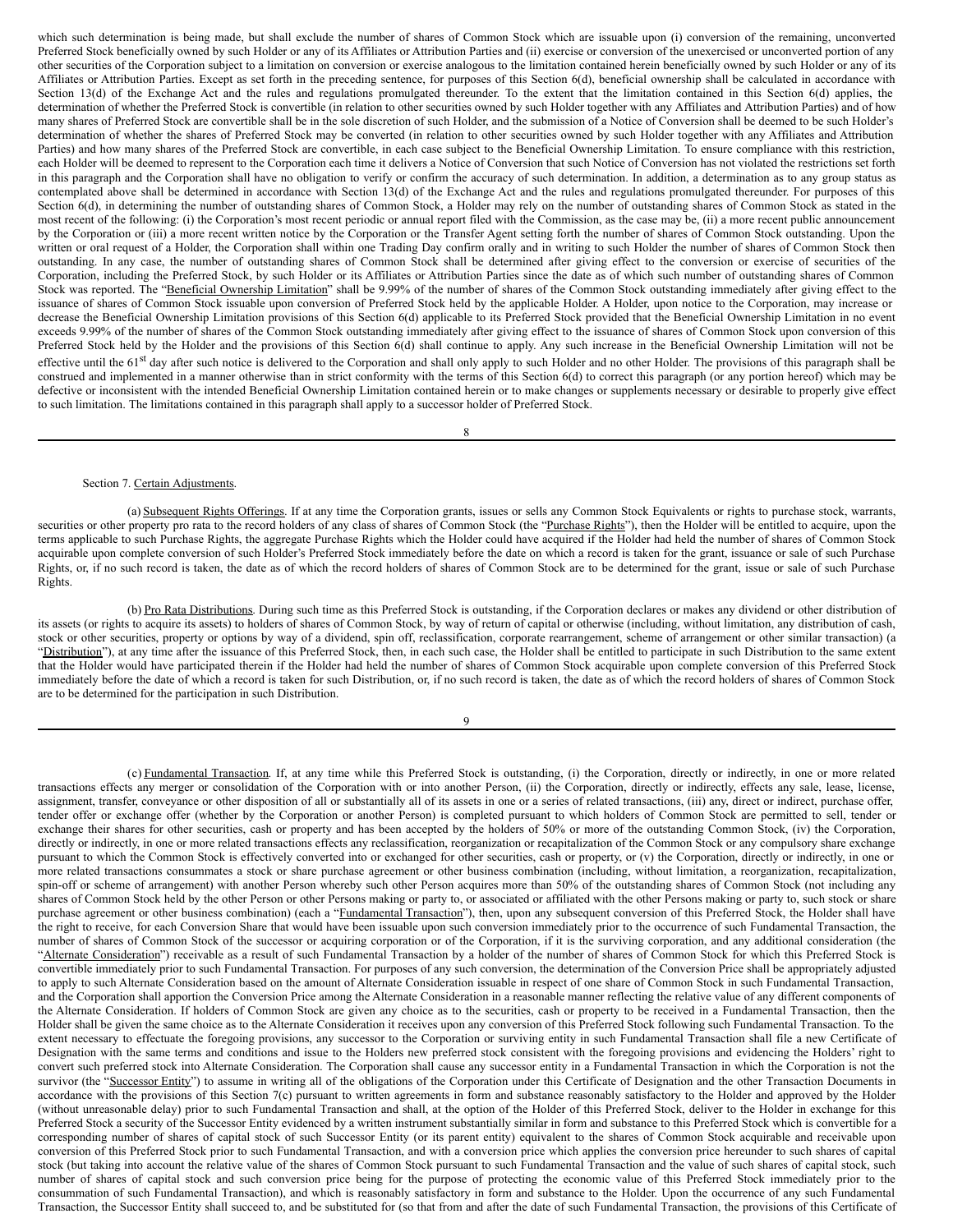which such determination is being made, but shall exclude the number of shares of Common Stock which are issuable upon (i) conversion of the remaining, unconverted Preferred Stock beneficially owned by such Holder or any of its Affiliates or Attribution Parties and (ii) exercise or conversion of the unexercised or unconverted portion of any other securities of the Corporation subject to a limitation on conversion or exercise analogous to the limitation contained herein beneficially owned by such Holder or any of its Affiliates or Attribution Parties. Except as set forth in the preceding sentence, for purposes of this Section 6(d), beneficial ownership shall be calculated in accordance with Section 13(d) of the Exchange Act and the rules and regulations promulgated thereunder. To the extent that the limitation contained in this Section 6(d) applies, the determination of whether the Preferred Stock is convertible (in relation to other securities owned by such Holder together with any Affiliates and Attribution Parties) and of how many shares of Preferred Stock are convertible shall be in the sole discretion of such Holder, and the submission of a Notice of Conversion shall be deemed to be such Holder's determination of whether the shares of Preferred Stock may be converted (in relation to other securities owned by such Holder together with any Affiliates and Attribution Parties) and how many shares of the Preferred Stock are convertible, in each case subject to the Beneficial Ownership Limitation. To ensure compliance with this restriction, each Holder will be deemed to represent to the Corporation each time it delivers a Notice of Conversion that such Notice of Conversion has not violated the restrictions set forth in this paragraph and the Corporation shall have no obligation to verify or confirm the accuracy of such determination. In addition, a determination as to any group status as contemplated above shall be determined in accordance with Section 13(d) of the Exchange Act and the rules and regulations promulgated thereunder. For purposes of this Section 6(d), in determining the number of outstanding shares of Common Stock, a Holder may rely on the number of outstanding shares of Common Stock as stated in the most recent of the following: (i) the Corporation's most recent periodic or annual report filed with the Commission, as the case may be, (ii) a more recent public announcement by the Corporation or (iii) a more recent written notice by the Corporation or the Transfer Agent setting forth the number of shares of Common Stock outstanding. Upon the written or oral request of a Holder, the Corporation shall within one Trading Day confirm orally and in writing to such Holder the number of shares of Common Stock then outstanding. In any case, the number of outstanding shares of Common Stock shall be determined after giving effect to the conversion or exercise of securities of the Corporation, including the Preferred Stock, by such Holder or its Affiliates or Attribution Parties since the date as of which such number of outstanding shares of Common Stock was reported. The "Beneficial Ownership Limitation" shall be 9.99% of the number of shares of the Common Stock outstanding immediately after giving effect to the issuance of shares of Common Stock issuable upon conversion of Preferred Stock held by the applicable Holder. A Holder, upon notice to the Corporation, may increase or decrease the Beneficial Ownership Limitation provisions of this Section 6(d) applicable to its Preferred Stock provided that the Beneficial Ownership Limitation in no event exceeds 9.99% of the number of shares of the Common Stock outstanding immediately after giving effect to the issuance of shares of Common Stock upon conversion of this Preferred Stock held by the Holder and the provisions of this Section 6(d) shall continue to apply. Any such increase in the Beneficial Ownership Limitation will not be effective until the 61st day after such notice is delivered to the Corporation and shall only apply to such Holder and no other Holder. The provisions of this paragraph shall be construed and implemented in a manner otherwise than in strict conformity with the terms of this Section 6(d) to correct this paragraph (or any portion hereof) which may be defective or inconsistent with the intended Beneficial Ownership Limitation contained herein or to make changes or supplements necessary or desirable to properly give effect to such limitation. The limitations contained in this paragraph shall apply to a successor holder of Preferred Stock.

Section 7. Certain Adjustments.

(a) Subsequent Rights Offerings. If at any time the Corporation grants, issues or sells any Common Stock Equivalents or rights to purchase stock, warrants, securities or other property pro rata to the record holders of any class of shares of Common Stock (the "Purchase Rights"), then the Holder will be entitled to acquire, upon the terms applicable to such Purchase Rights, the aggregate Purchase Rights which the Holder could have acquired if the Holder had held the number of shares of Common Stock acquirable upon complete conversion of such Holder's Preferred Stock immediately before the date on which a record is taken for the grant, issuance or sale of such Purchase Rights, or, if no such record is taken, the date as of which the record holders of shares of Common Stock are to be determined for the grant, issue or sale of such Purchase Rights.

(b) Pro Rata Distributions. During such time as this Preferred Stock is outstanding, if the Corporation declares or makes any dividend or other distribution of its assets (or rights to acquire its assets) to holders of shares of Common Stock, by way of return of capital or otherwise (including, without limitation, any distribution of cash, stock or other securities, property or options by way of a dividend, spin off, reclassification, corporate rearrangement, scheme of arrangement or other similar transaction) (a "Distribution"), at any time after the issuance of this Preferred Stock, then, in each such case, the Holder shall be entitled to participate in such Distribution to the same extent that the Holder would have participated therein if the Holder had held the number of shares of Common Stock acquirable upon complete conversion of this Preferred Stock immediately before the date of which a record is taken for such Distribution, or, if no such record is taken, the date as of which the record holders of shares of Common Stock are to be determined for the participation in such Distribution.

(c) Fundamental Transaction. If, at any time while this Preferred Stock is outstanding, (i) the Corporation, directly or indirectly, in one or more related transactions effects any merger or consolidation of the Corporation with or into another Person, (ii) the Corporation, directly or indirectly, effects any sale, lease, license, assignment, transfer, conveyance or other disposition of all or substantially all of its assets in one or a series of related transactions, (iii) any, direct or indirect, purchase offer, tender offer or exchange offer (whether by the Corporation or another Person) is completed pursuant to which holders of Common Stock are permitted to sell, tender or exchange their shares for other securities, cash or property and has been accepted by the holders of 50% or more of the outstanding Common Stock, (iv) the Corporation, directly or indirectly, in one or more related transactions effects any reclassification, reorganization or recapitalization of the Common Stock or any compulsory share exchange pursuant to which the Common Stock is effectively converted into or exchanged for other securities, cash or property, or (v) the Corporation, directly or indirectly, in one or more related transactions consummates a stock or share purchase agreement or other business combination (including, without limitation, a reorganization, recapitalization, spin-off or scheme of arrangement) with another Person whereby such other Person acquires more than 50% of the outstanding shares of Common Stock (not including any shares of Common Stock held by the other Person or other Persons making or party to, or associated or affiliated with the other Persons making or party to, such stock or share purchase agreement or other business combination) (each a "Fundamental Transaction"), then, upon any subsequent conversion of this Preferred Stock, the Holder shall have the right to receive, for each Conversion Share that would have been issuable upon such conversion immediately prior to the occurrence of such Fundamental Transaction, the number of shares of Common Stock of the successor or acquiring corporation or of the Corporation, if it is the surviving corporation, and any additional consideration (the "Alternate Consideration") receivable as a result of such Fundamental Transaction by a holder of the number of shares of Common Stock for which this Preferred Stock is convertible immediately prior to such Fundamental Transaction. For purposes of any such conversion, the determination of the Conversion Price shall be appropriately adjusted to apply to such Alternate Consideration based on the amount of Alternate Consideration issuable in respect of one share of Common Stock in such Fundamental Transaction, and the Corporation shall apportion the Conversion Price among the Alternate Consideration in a reasonable manner reflecting the relative value of any different components of the Alternate Consideration. If holders of Common Stock are given any choice as to the securities, cash or property to be received in a Fundamental Transaction, then the Holder shall be given the same choice as to the Alternate Consideration it receives upon any conversion of this Preferred Stock following such Fundamental Transaction. To the extent necessary to effectuate the foregoing provisions, any successor to the Corporation or surviving entity in such Fundamental Transaction shall file a new Certificate of Designation with the same terms and conditions and issue to the Holders new preferred stock consistent with the foregoing provisions and evidencing the Holders' right to convert such preferred stock into Alternate Consideration. The Corporation shall cause any successor entity in a Fundamental Transaction in which the Corporation is not the survivor (the "Successor Entity") to assume in writing all of the obligations of the Corporation under this Certificate of Designation and the other Transaction Documents in accordance with the provisions of this Section 7(c) pursuant to written agreements in form and substance reasonably satisfactory to the Holder and approved by the Holder (without unreasonable delay) prior to such Fundamental Transaction and shall, at the option of the Holder of this Preferred Stock, deliver to the Holder in exchange for this Preferred Stock a security of the Successor Entity evidenced by a written instrument substantially similar in form and substance to this Preferred Stock which is convertible for a corresponding number of shares of capital stock of such Successor Entity (or its parent entity) equivalent to the shares of Common Stock acquirable and receivable upon conversion of this Preferred Stock prior to such Fundamental Transaction, and with a conversion price which applies the conversion price hereunder to such shares of capital stock (but taking into account the relative value of the shares of Common Stock pursuant to such Fundamental Transaction and the value of such shares of capital stock, such number of shares of capital stock and such conversion price being for the purpose of protecting the economic value of this Preferred Stock immediately prior to the consummation of such Fundamental Transaction), and which is reasonably satisfactory in form and substance to the Holder. Upon the occurrence of any such Fundamental Transaction, the Successor Entity shall succeed to, and be substituted for (so that from and after the date of such Fundamental Transaction, the provisions of this Certificate of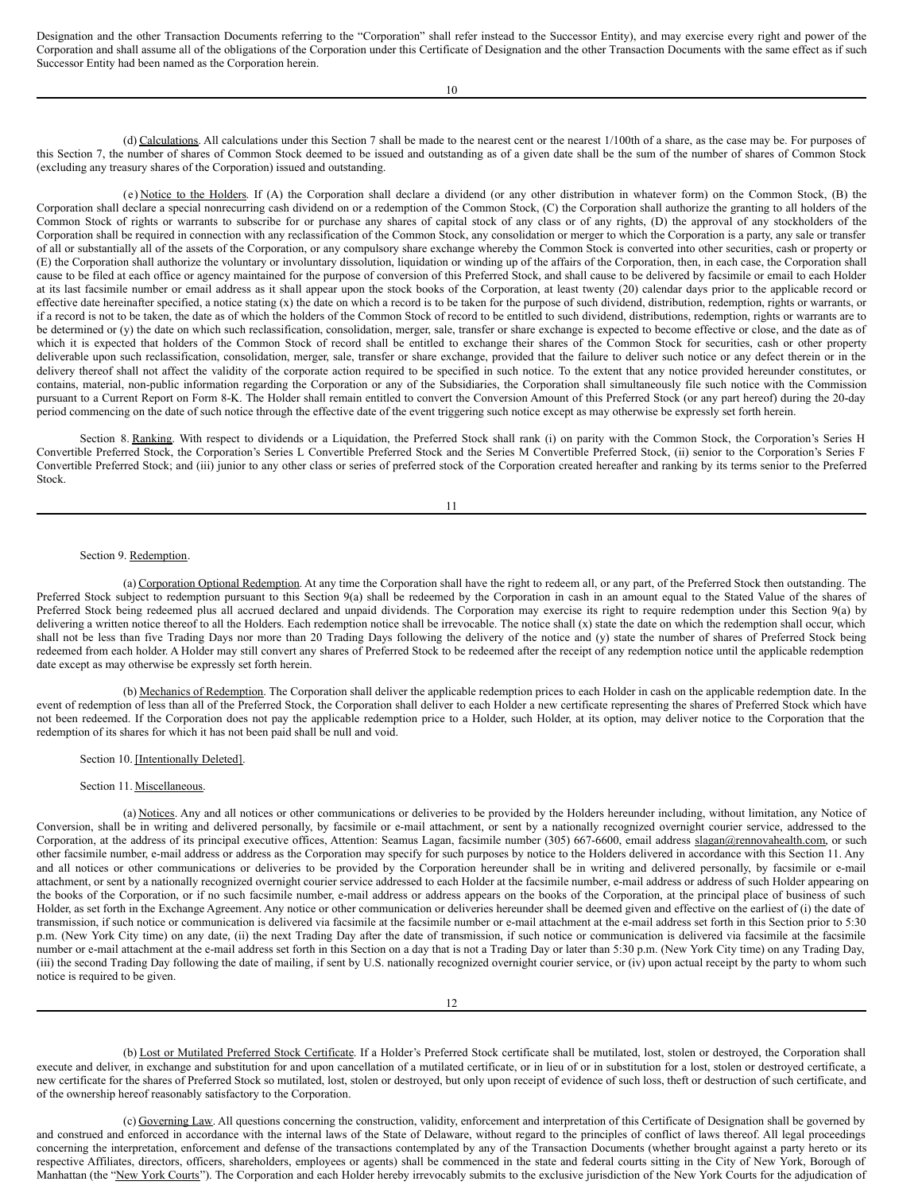Designation and the other Transaction Documents referring to the "Corporation" shall refer instead to the Successor Entity), and may exercise every right and power of the Corporation and shall assume all of the obligations of the Corporation under this Certificate of Designation and the other Transaction Documents with the same effect as if such Successor Entity had been named as the Corporation herein.

(d) Calculations. All calculations under this Section 7 shall be made to the nearest cent or the nearest 1/100th of a share, as the case may be. For purposes of this Section 7, the number of shares of Common Stock deemed to be issued and outstanding as of a given date shall be the sum of the number of shares of Common Stock (excluding any treasury shares of the Corporation) issued and outstanding.

(e) Notice to the Holders. If (A) the Corporation shall declare a dividend (or any other distribution in whatever form) on the Common Stock, (B) the Corporation shall declare a special nonrecurring cash dividend on or a redemption of the Common Stock, (C) the Corporation shall authorize the granting to all holders of the Common Stock of rights or warrants to subscribe for or purchase any shares of capital stock of any class or of any rights, (D) the approval of any stockholders of the Corporation shall be required in connection with any reclassification of the Common Stock, any consolidation or merger to which the Corporation is a party, any sale or transfer of all or substantially all of the assets of the Corporation, or any compulsory share exchange whereby the Common Stock is converted into other securities, cash or property or (E) the Corporation shall authorize the voluntary or involuntary dissolution, liquidation or winding up of the affairs of the Corporation, then, in each case, the Corporation shall cause to be filed at each office or agency maintained for the purpose of conversion of this Preferred Stock, and shall cause to be delivered by facsimile or email to each Holder at its last facsimile number or email address as it shall appear upon the stock books of the Corporation, at least twenty (20) calendar days prior to the applicable record or effective date hereinafter specified, a notice stating (x) the date on which a record is to be taken for the purpose of such dividend, distribution, redemption, rights or warrants, or if a record is not to be taken, the date as of which the holders of the Common Stock of record to be entitled to such dividend, distributions, redemption, rights or warrants are to be determined or (y) the date on which such reclassification, consolidation, merger, sale, transfer or share exchange is expected to become effective or close, and the date as of which it is expected that holders of the Common Stock of record shall be entitled to exchange their shares of the Common Stock for securities, cash or other property deliverable upon such reclassification, consolidation, merger, sale, transfer or share exchange, provided that the failure to deliver such notice or any defect therein or in the delivery thereof shall not affect the validity of the corporate action required to be specified in such notice. To the extent that any notice provided hereunder constitutes, or contains, material, non-public information regarding the Corporation or any of the Subsidiaries, the Corporation shall simultaneously file such notice with the Commission pursuant to a Current Report on Form 8-K. The Holder shall remain entitled to convert the Conversion Amount of this Preferred Stock (or any part hereof) during the 20-day period commencing on the date of such notice through the effective date of the event triggering such notice except as may otherwise be expressly set forth herein.

Section 8. Ranking. With respect to dividends or a Liquidation, the Preferred Stock shall rank (i) on parity with the Common Stock, the Corporation's Series H Convertible Preferred Stock, the Corporation's Series L Convertible Preferred Stock and the Series M Convertible Preferred Stock, (ii) senior to the Corporation's Series F Convertible Preferred Stock; and (iii) junior to any other class or series of preferred stock of the Corporation created hereafter and ranking by its terms senior to the Preferred Stock.

Section 9. Redemption.

(a) Corporation Optional Redemption. At any time the Corporation shall have the right to redeem all, or any part, of the Preferred Stock then outstanding. The Preferred Stock subject to redemption pursuant to this Section 9(a) shall be redeemed by the Corporation in cash in an amount equal to the Stated Value of the shares of Preferred Stock being redeemed plus all accrued declared and unpaid dividends. The Corporation may exercise its right to require redemption under this Section 9(a) by delivering a written notice thereof to all the Holders. Each redemption notice shall be irrevocable. The notice shall (x) state the date on which the redemption shall occur, which shall not be less than five Trading Days nor more than 20 Trading Days following the delivery of the notice and (y) state the number of shares of Preferred Stock being redeemed from each holder. A Holder may still convert any shares of Preferred Stock to be redeemed after the receipt of any redemption notice until the applicable redemption date except as may otherwise be expressly set forth herein.

(b) Mechanics of Redemption. The Corporation shall deliver the applicable redemption prices to each Holder in cash on the applicable redemption date. In the event of redemption of less than all of the Preferred Stock, the Corporation shall deliver to each Holder a new certificate representing the shares of Preferred Stock which have not been redeemed. If the Corporation does not pay the applicable redemption price to a Holder, such Holder, at its option, may deliver notice to the Corporation that the redemption of its shares for which it has not been paid shall be null and void.

Section 10. [Intentionally Deleted].

Section 11. Miscellaneous.

(a) Notices. Any and all notices or other communications or deliveries to be provided by the Holders hereunder including, without limitation, any Notice of Conversion, shall be in writing and delivered personally, by facsimile or e-mail attachment, or sent by a nationally recognized overnight courier service, addressed to the Corporation, at the address of its principal executive offices, Attention: Seamus Lagan, facsimile number (305) 667-6600, email address slagan@rennovahealth.com, or such other facsimile number, e-mail address or address as the Corporation may specify for such purposes by notice to the Holders delivered in accordance with this Section 11. Any and all notices or other communications or deliveries to be provided by the Corporation hereunder shall be in writing and delivered personally, by facsimile or e-mail attachment, or sent by a nationally recognized overnight courier service addressed to each Holder at the facsimile number, e-mail address or address of such Holder appearing on the books of the Corporation, or if no such facsimile number, e-mail address or address appears on the books of the Corporation, at the principal place of business of such Holder, as set forth in the Exchange Agreement. Any notice or other communication or deliveries hereunder shall be deemed given and effective on the earliest of (i) the date of transmission, if such notice or communication is delivered via facsimile at the facsimile number or e-mail attachment at the e-mail address set forth in this Section prior to 5:30 p.m. (New York City time) on any date, (ii) the next Trading Day after the date of transmission, if such notice or communication is delivered via facsimile at the facsimile number or e-mail attachment at the e-mail address set forth in this Section on a day that is not a Trading Day or later than 5:30 p.m. (New York City time) on any Trading Day, (iii) the second Trading Day following the date of mailing, if sent by U.S. nationally recognized overnight courier service, or (iv) upon actual receipt by the party to whom such notice is required to be given.

(b) Lost or Mutilated Preferred Stock Certificate. If a Holder's Preferred Stock certificate shall be mutilated, lost, stolen or destroyed, the Corporation shall execute and deliver, in exchange and substitution for and upon cancellation of a mutilated certificate, or in lieu of or in substitution for a lost, stolen or destroyed certificate, a new certificate for the shares of Preferred Stock so mutilated, lost, stolen or destroyed, but only upon receipt of evidence of such loss, theft or destruction of such certificate, and of the ownership hereof reasonably satisfactory to the Corporation.

(c) Governing Law. All questions concerning the construction, validity, enforcement and interpretation of this Certificate of Designation shall be governed by and construed and enforced in accordance with the internal laws of the State of Delaware, without regard to the principles of conflict of laws thereof. All legal proceedings concerning the interpretation, enforcement and defense of the transactions contemplated by any of the Transaction Documents (whether brought against a party hereto or its respective Affiliates, directors, officers, shareholders, employees or agents) shall be commenced in the state and federal courts sitting in the City of New York, Borough of Manhattan (the "New York Courts"). The Corporation and each Holder hereby irrevocably submits to the exclusive jurisdiction of the New York Courts for the adjudication of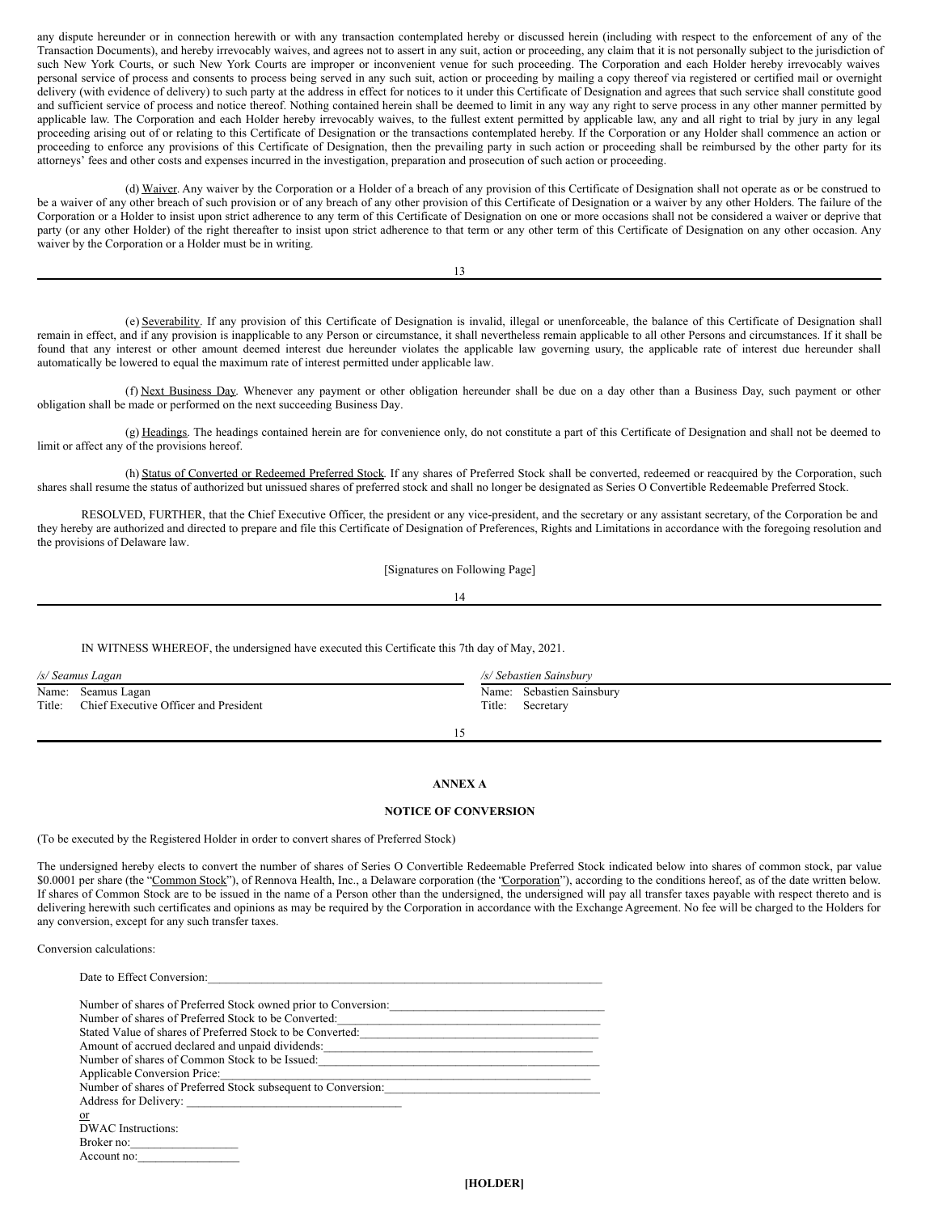any dispute hereunder or in connection herewith or with any transaction contemplated hereby or discussed herein (including with respect to the enforcement of any of the Transaction Documents), and hereby irrevocably waives, and agrees not to assert in any suit, action or proceeding, any claim that it is not personally subject to the jurisdiction of such New York Courts, or such New York Courts are improper or inconvenient venue for such proceeding. The Corporation and each Holder hereby irrevocably waives personal service of process and consents to process being served in any such suit, action or proceeding by mailing a copy thereof via registered or certified mail or overnight delivery (with evidence of delivery) to such party at the address in effect for notices to it under this Certificate of Designation and agrees that such service shall constitute good and sufficient service of process and notice thereof. Nothing contained herein shall be deemed to limit in any way any right to serve process in any other manner permitted by applicable law. The Corporation and each Holder hereby irrevocably waives, to the fullest extent permitted by applicable law, any and all right to trial by jury in any legal proceeding arising out of or relating to this Certificate of Designation or the transactions contemplated hereby. If the Corporation or any Holder shall commence an action or proceeding to enforce any provisions of this Certificate of Designation, then the prevailing party in such action or proceeding shall be reimbursed by the other party for its attorneys' fees and other costs and expenses incurred in the investigation, preparation and prosecution of such action or proceeding.

(d) Waiver. Any waiver by the Corporation or a Holder of a breach of any provision of this Certificate of Designation shall not operate as or be construed to be a waiver of any other breach of such provision or of any breach of any other provision of this Certificate of Designation or a waiver by any other Holders. The failure of the Corporation or a Holder to insist upon strict adherence to any term of this Certificate of Designation on one or more occasions shall not be considered a waiver or deprive that party (or any other Holder) of the right thereafter to insist upon strict adherence to that term or any other term of this Certificate of Designation on any other occasion. Any waiver by the Corporation or a Holder must be in writing.

(e) Severability. If any provision of this Certificate of Designation is invalid, illegal or unenforceable, the balance of this Certificate of Designation shall remain in effect, and if any provision is inapplicable to any Person or circumstance, it shall nevertheless remain applicable to all other Persons and circumstances. If it shall be found that any interest or other amount deemed interest due hereunder violates the applicable law governing usury, the applicable rate of interest due hereunder shall automatically be lowered to equal the maximum rate of interest permitted under applicable law.

(f) Next Business Day. Whenever any payment or other obligation hereunder shall be due on a day other than a Business Day, such payment or other obligation shall be made or performed on the next succeeding Business Day.

(g) Headings. The headings contained herein are for convenience only, do not constitute a part of this Certificate of Designation and shall not be deemed to limit or affect any of the provisions hereof.

(h) Status of Converted or Redeemed Preferred Stock. If any shares of Preferred Stock shall be converted, redeemed or reacquired by the Corporation, such shares shall resume the status of authorized but unissued shares of preferred stock and shall no longer be designated as Series O Convertible Redeemable Preferred Stock.

RESOLVED, FURTHER, that the Chief Executive Officer, the president or any vice-president, and the secretary or any assistant secretary, of the Corporation be and they hereby are authorized and directed to prepare and file this Certificate of Designation of Preferences, Rights and Limitations in accordance with the foregoing resolution and the provisions of Delaware law.

[Signatures on Following Page]

IN WITNESS WHEREOF, the undersigned have executed this Certificate this 7th day of May, 2021.

| /s/ Seamus Lagan | /s/ Sebastien Sainsbury |
|---|---|
| Name: Seamus Lagan | Name: Sebastien Sainsbury |
| Title: Chief Executive Officer and President | Title: Secretary |

**ANNEX A**

**NOTICE OF CONVERSION**

(To be executed by the Registered Holder in order to convert shares of Preferred Stock)

The undersigned hereby elects to convert the number of shares of Series O Convertible Redeemable Preferred Stock indicated below into shares of common stock, par value $0.0001 per share (the "Common Stock"), of Rennova Health, Inc., a Delaware corporation (the "Corporation"), according to the conditions hereof, as of the date written below. If shares of Common Stock are to be issued in the name of a Person other than the undersigned, the undersigned will pay all transfer taxes payable with respect thereto and is delivering herewith such certificates and opinions as may be required by the Corporation in accordance with the Exchange Agreement. No fee will be charged to the Holders for any conversion, except for any such transfer taxes.

Conversion calculations:

Date to Effect Conversion:\_\_\_\_\_\_\_\_\_\_\_\_\_\_\_\_\_\_\_\_\_\_\_\_\_\_\_\_\_\_

Number of shares of Preferred Stock owned prior to Conversion:\_\_\_\_\_\_\_\_\_\_\_\_\_\_\_\_\_\_\_\_
Number of shares of Preferred Stock to be Converted:\_\_\_\_\_\_\_\_\_\_\_\_\_\_\_\_\_\_\_\_
Stated Value of shares of Preferred Stock to be Converted:\_\_\_\_\_\_\_\_\_\_\_\_\_\_\_\_\_\_\_\_
Amount of accrued declared and unpaid dividends:\_\_\_\_\_\_\_\_\_\_\_\_\_\_\_\_\_\_\_\_
Number of shares of Common Stock to be Issued:\_\_\_\_\_\_\_\_\_\_\_\_\_\_\_\_\_\_\_\_
Applicable Conversion Price:\_\_\_\_\_\_\_\_\_\_\_\_\_\_\_\_\_\_\_\_
Number of shares of Preferred Stock subsequent to Conversion:\_\_\_\_\_\_\_\_\_\_\_\_\_\_\_\_\_\_\_\_
Address for Delivery: \_\_\_\_\_\_\_\_\_\_\_\_\_\_\_\_\_\_\_\_
or
DWAC Instructions:
Broker no:\_\_\_\_\_\_\_\_\_\_
Account no:\_\_\_\_\_\_\_\_\_\_

**[HOLDER]**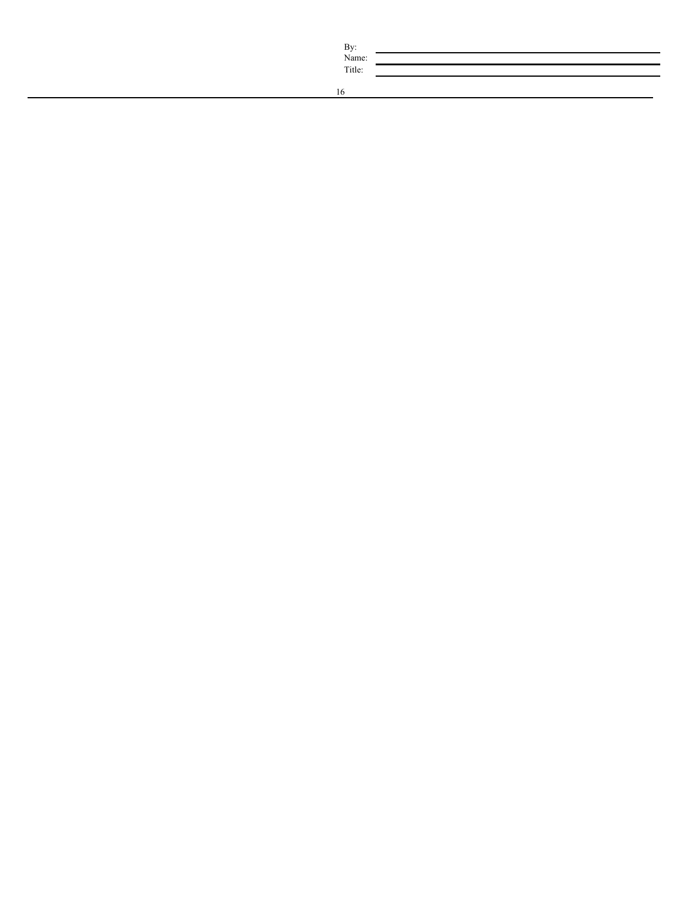By: \_\_\_\_\_\_\_\_\_\_\_\_\_\_\_\_\_\_\_\_\_\_\_\_\_\_\_\_\_\_

Name: \_\_\_\_\_\_\_\_\_\_\_\_\_\_\_\_\_\_\_\_\_\_\_\_\_\_\_\_\_\_

Title: \_\_\_\_\_\_\_\_\_\_\_\_\_\_\_\_\_\_\_\_\_\_\_\_\_\_\_\_\_\_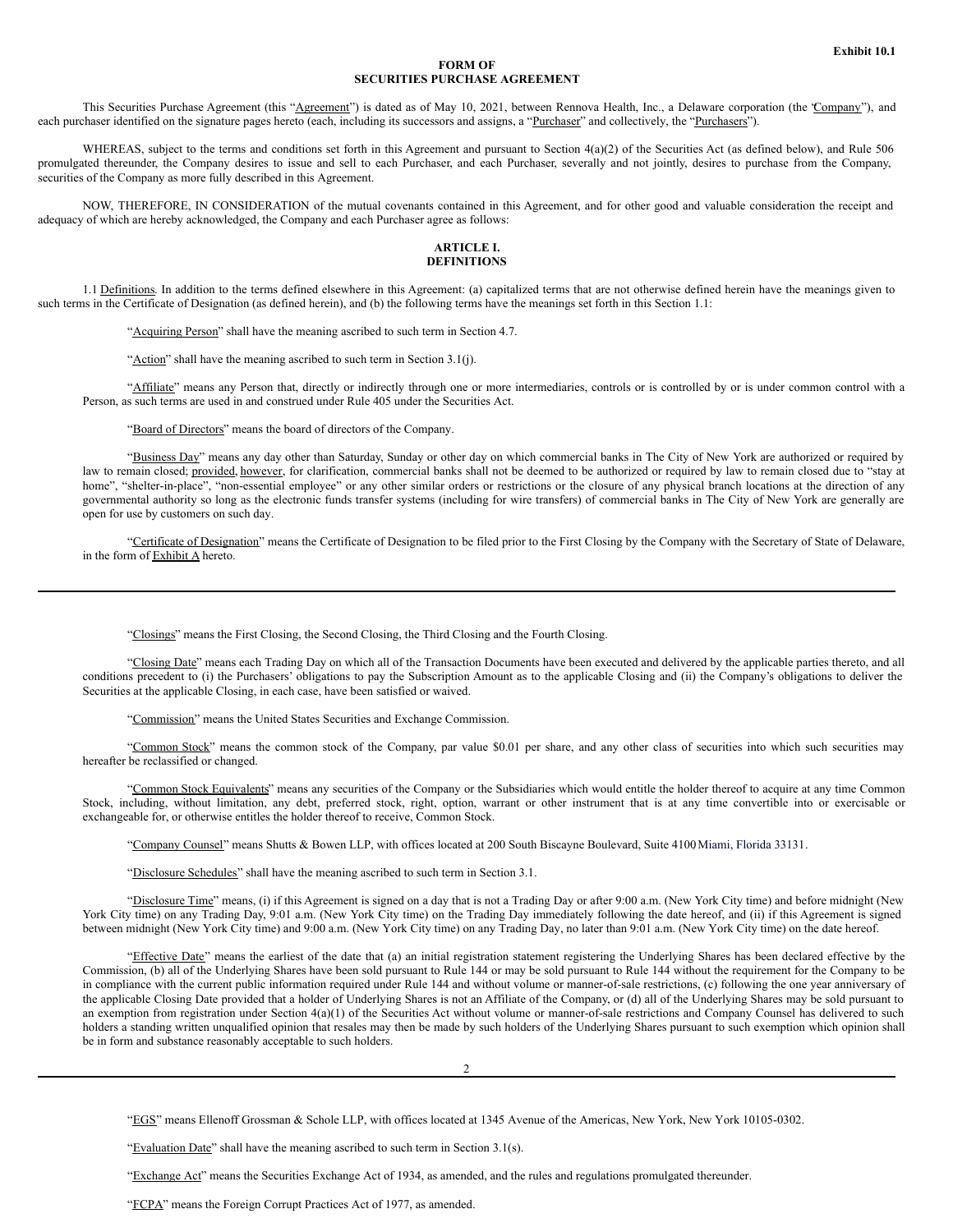**Exhibit 10.1**

**FORM OF**
**SECURITIES PURCHASE AGREEMENT**

This Securities Purchase Agreement (this "Agreement") is dated as of May 10, 2021, between Rennova Health, Inc., a Delaware corporation (the "Company"), and each purchaser identified on the signature pages hereto (each, including its successors and assigns, a "Purchaser" and collectively, the "Purchasers").

WHEREAS, subject to the terms and conditions set forth in this Agreement and pursuant to Section 4(a)(2) of the Securities Act (as defined below), and Rule 506 promulgated thereunder, the Company desires to issue and sell to each Purchaser, and each Purchaser, severally and not jointly, desires to purchase from the Company, securities of the Company as more fully described in this Agreement.

NOW, THEREFORE, IN CONSIDERATION of the mutual covenants contained in this Agreement, and for other good and valuable consideration the receipt and adequacy of which are hereby acknowledged, the Company and each Purchaser agree as follows:

**ARTICLE I.**
**DEFINITIONS**

1.1 Definitions. In addition to the terms defined elsewhere in this Agreement: (a) capitalized terms that are not otherwise defined herein have the meanings given to such terms in the Certificate of Designation (as defined herein), and (b) the following terms have the meanings set forth in this Section 1.1:

"Acquiring Person" shall have the meaning ascribed to such term in Section 4.7.

"Action" shall have the meaning ascribed to such term in Section 3.1(j).

"Affiliate" means any Person that, directly or indirectly through one or more intermediaries, controls or is controlled by or is under common control with a Person, as such terms are used in and construed under Rule 405 under the Securities Act.

"Board of Directors" means the board of directors of the Company.

"Business Day" means any day other than Saturday, Sunday or other day on which commercial banks in The City of New York are authorized or required by law to remain closed; provided, however, for clarification, commercial banks shall not be deemed to be authorized or required by law to remain closed due to "stay at home", "shelter-in-place", "non-essential employee" or any other similar orders or restrictions or the closure of any physical branch locations at the direction of any governmental authority so long as the electronic funds transfer systems (including for wire transfers) of commercial banks in The City of New York are generally are open for use by customers on such day.

"Certificate of Designation" means the Certificate of Designation to be filed prior to the First Closing by the Company with the Secretary of State of Delaware, in the form of Exhibit A hereto.

"Closings" means the First Closing, the Second Closing, the Third Closing and the Fourth Closing.

"Closing Date" means each Trading Day on which all of the Transaction Documents have been executed and delivered by the applicable parties thereto, and all conditions precedent to (i) the Purchasers' obligations to pay the Subscription Amount as to the applicable Closing and (ii) the Company's obligations to deliver the Securities at the applicable Closing, in each case, have been satisfied or waived.

"Commission" means the United States Securities and Exchange Commission.

"Common Stock" means the common stock of the Company, par value $0.01 per share, and any other class of securities into which such securities may hereafter be reclassified or changed.

"Common Stock Equivalents" means any securities of the Company or the Subsidiaries which would entitle the holder thereof to acquire at any time Common Stock, including, without limitation, any debt, preferred stock, right, option, warrant or other instrument that is at any time convertible into or exercisable or exchangeable for, or otherwise entitles the holder thereof to receive, Common Stock.

"Company Counsel" means Shutts & Bowen LLP, with offices located at 200 South Biscayne Boulevard, Suite 4100 Miami, Florida 33131.

"Disclosure Schedules" shall have the meaning ascribed to such term in Section 3.1.

"Disclosure Time" means, (i) if this Agreement is signed on a day that is not a Trading Day or after 9:00 a.m. (New York City time) and before midnight (New York City time) on any Trading Day, 9:01 a.m. (New York City time) on the Trading Day immediately following the date hereof, and (ii) if this Agreement is signed between midnight (New York City time) and 9:00 a.m. (New York City time) on any Trading Day, no later than 9:01 a.m. (New York City time) on the date hereof.

"Effective Date" means the earliest of the date that (a) an initial registration statement registering the Underlying Shares has been declared effective by the Commission, (b) all of the Underlying Shares have been sold pursuant to Rule 144 or may be sold pursuant to Rule 144 without the requirement for the Company to be in compliance with the current public information required under Rule 144 and without volume or manner-of-sale restrictions, (c) following the one year anniversary of the applicable Closing Date provided that a holder of Underlying Shares is not an Affiliate of the Company, or (d) all of the Underlying Shares may be sold pursuant to an exemption from registration under Section 4(a)(1) of the Securities Act without volume or manner-of-sale restrictions and Company Counsel has delivered to such holders a standing written unqualified opinion that resales may then be made by such holders of the Underlying Shares pursuant to such exemption which opinion shall be in form and substance reasonably acceptable to such holders.

"EGS" means Ellenoff Grossman & Schole LLP, with offices located at 1345 Avenue of the Americas, New York, New York 10105-0302.

"Evaluation Date" shall have the meaning ascribed to such term in Section 3.1(s).

"Exchange Act" means the Securities Exchange Act of 1934, as amended, and the rules and regulations promulgated thereunder.

"FCPA" means the Foreign Corrupt Practices Act of 1977, as amended.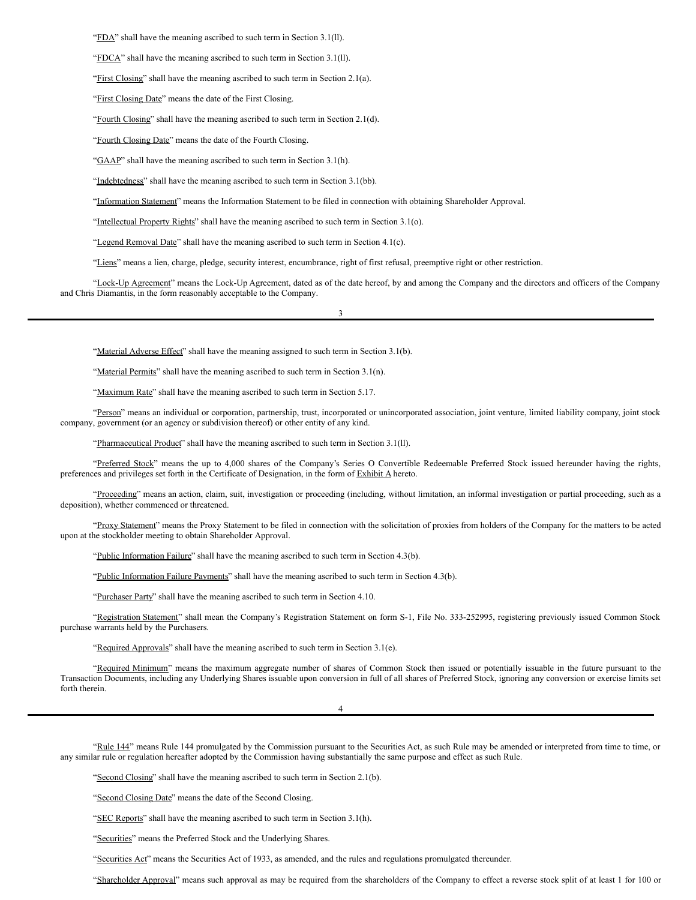"FDA" shall have the meaning ascribed to such term in Section 3.1(ll).

"FDCA" shall have the meaning ascribed to such term in Section 3.1(ll).

"First Closing" shall have the meaning ascribed to such term in Section 2.1(a).

"First Closing Date" means the date of the First Closing.

"Fourth Closing" shall have the meaning ascribed to such term in Section 2.1(d).

"Fourth Closing Date" means the date of the Fourth Closing.

"GAAP" shall have the meaning ascribed to such term in Section 3.1(h).

"Indebtedness" shall have the meaning ascribed to such term in Section 3.1(bb).

"Information Statement" means the Information Statement to be filed in connection with obtaining Shareholder Approval.

"Intellectual Property Rights" shall have the meaning ascribed to such term in Section 3.1(o).

"Legend Removal Date" shall have the meaning ascribed to such term in Section 4.1(c).

"Liens" means a lien, charge, pledge, security interest, encumbrance, right of first refusal, preemptive right or other restriction.

"Lock-Up Agreement" means the Lock-Up Agreement, dated as of the date hereof, by and among the Company and the directors and officers of the Company and Chris Diamantis, in the form reasonably acceptable to the Company.

"Material Adverse Effect" shall have the meaning assigned to such term in Section 3.1(b).

"Material Permits" shall have the meaning ascribed to such term in Section 3.1(n).

"Maximum Rate" shall have the meaning ascribed to such term in Section 5.17.

"Person" means an individual or corporation, partnership, trust, incorporated or unincorporated association, joint venture, limited liability company, joint stock company, government (or an agency or subdivision thereof) or other entity of any kind.

"Pharmaceutical Product" shall have the meaning ascribed to such term in Section 3.1(ll).

"Preferred Stock" means the up to 4,000 shares of the Company's Series O Convertible Redeemable Preferred Stock issued hereunder having the rights, preferences and privileges set forth in the Certificate of Designation, in the form of Exhibit A hereto.

"Proceeding" means an action, claim, suit, investigation or proceeding (including, without limitation, an informal investigation or partial proceeding, such as a deposition), whether commenced or threatened.

"Proxy Statement" means the Proxy Statement to be filed in connection with the solicitation of proxies from holders of the Company for the matters to be acted upon at the stockholder meeting to obtain Shareholder Approval.

"Public Information Failure" shall have the meaning ascribed to such term in Section 4.3(b).

"Public Information Failure Payments" shall have the meaning ascribed to such term in Section 4.3(b).

"Purchaser Party" shall have the meaning ascribed to such term in Section 4.10.

"Registration Statement" shall mean the Company's Registration Statement on form S-1, File No. 333-252995, registering previously issued Common Stock purchase warrants held by the Purchasers.

"Required Approvals" shall have the meaning ascribed to such term in Section 3.1(e).

"Required Minimum" means the maximum aggregate number of shares of Common Stock then issued or potentially issuable in the future pursuant to the Transaction Documents, including any Underlying Shares issuable upon conversion in full of all shares of Preferred Stock, ignoring any conversion or exercise limits set forth therein.

"Rule 144" means Rule 144 promulgated by the Commission pursuant to the Securities Act, as such Rule may be amended or interpreted from time to time, or any similar rule or regulation hereafter adopted by the Commission having substantially the same purpose and effect as such Rule.

"Second Closing" shall have the meaning ascribed to such term in Section 2.1(b).

"Second Closing Date" means the date of the Second Closing.

"SEC Reports" shall have the meaning ascribed to such term in Section 3.1(h).

"Securities" means the Preferred Stock and the Underlying Shares.

"Securities Act" means the Securities Act of 1933, as amended, and the rules and regulations promulgated thereunder.

"Shareholder Approval" means such approval as may be required from the shareholders of the Company to effect a reverse stock split of at least 1 for 100 or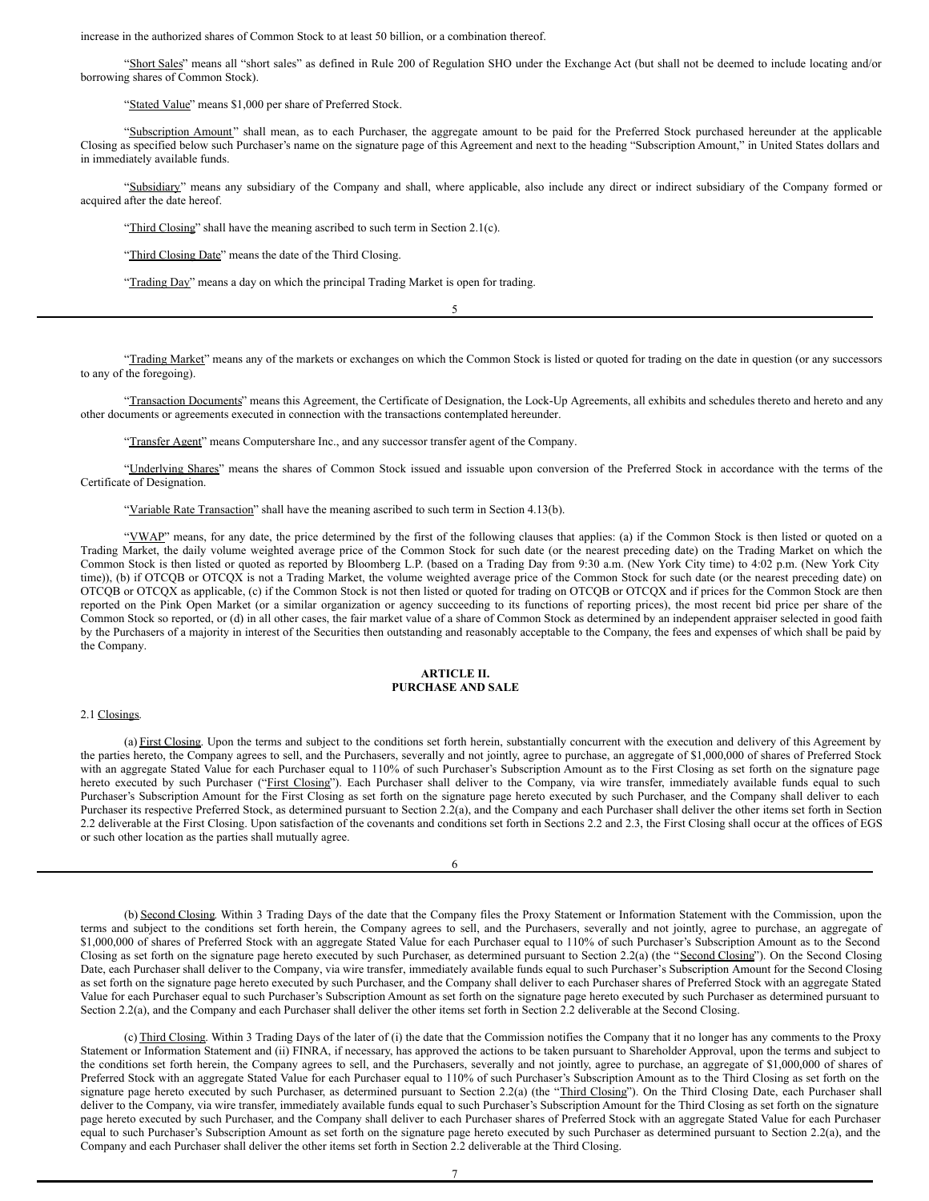increase in the authorized shares of Common Stock to at least 50 billion, or a combination thereof.

"Short Sales" means all "short sales" as defined in Rule 200 of Regulation SHO under the Exchange Act (but shall not be deemed to include locating and/or borrowing shares of Common Stock).

"Stated Value" means $1,000 per share of Preferred Stock.

"Subscription Amount" shall mean, as to each Purchaser, the aggregate amount to be paid for the Preferred Stock purchased hereunder at the applicable Closing as specified below such Purchaser's name on the signature page of this Agreement and next to the heading "Subscription Amount," in United States dollars and in immediately available funds.

"Subsidiary" means any subsidiary of the Company and shall, where applicable, also include any direct or indirect subsidiary of the Company formed or acquired after the date hereof.

"Third Closing" shall have the meaning ascribed to such term in Section 2.1(c).

"Third Closing Date" means the date of the Third Closing.

"Trading Day" means a day on which the principal Trading Market is open for trading.

"Trading Market" means any of the markets or exchanges on which the Common Stock is listed or quoted for trading on the date in question (or any successors to any of the foregoing).

"Transaction Documents" means this Agreement, the Certificate of Designation, the Lock-Up Agreements, all exhibits and schedules thereto and hereto and any other documents or agreements executed in connection with the transactions contemplated hereunder.

"Transfer Agent" means Computershare Inc., and any successor transfer agent of the Company.

"Underlying Shares" means the shares of Common Stock issued and issuable upon conversion of the Preferred Stock in accordance with the terms of the Certificate of Designation.

"Variable Rate Transaction" shall have the meaning ascribed to such term in Section 4.13(b).

"VWAP" means, for any date, the price determined by the first of the following clauses that applies: (a) if the Common Stock is then listed or quoted on a Trading Market, the daily volume weighted average price of the Common Stock for such date (or the nearest preceding date) on the Trading Market on which the Common Stock is then listed or quoted as reported by Bloomberg L.P. (based on a Trading Day from 9:30 a.m. (New York City time) to 4:02 p.m. (New York City time)), (b) if OTCQB or OTCQX is not a Trading Market, the volume weighted average price of the Common Stock for such date (or the nearest preceding date) on OTCQB or OTCQX as applicable, (c) if the Common Stock is not then listed or quoted for trading on OTCQB or OTCQX and if prices for the Common Stock are then reported on the Pink Open Market (or a similar organization or agency succeeding to its functions of reporting prices), the most recent bid price per share of the Common Stock so reported, or (d) in all other cases, the fair market value of a share of Common Stock as determined by an independent appraiser selected in good faith by the Purchasers of a majority in interest of the Securities then outstanding and reasonably acceptable to the Company, the fees and expenses of which shall be paid by the Company.

## ARTICLE II.
## PURCHASE AND SALE

2.1 Closings.

(a) First Closing. Upon the terms and subject to the conditions set forth herein, substantially concurrent with the execution and delivery of this Agreement by the parties hereto, the Company agrees to sell, and the Purchasers, severally and not jointly, agree to purchase, an aggregate of $1,000,000 of shares of Preferred Stock with an aggregate Stated Value for each Purchaser equal to 110% of such Purchaser's Subscription Amount as to the First Closing as set forth on the signature page hereto executed by such Purchaser ("First Closing"). Each Purchaser shall deliver to the Company, via wire transfer, immediately available funds equal to such Purchaser's Subscription Amount for the First Closing as set forth on the signature page hereto executed by such Purchaser, and the Company shall deliver to each Purchaser its respective Preferred Stock, as determined pursuant to Section 2.2(a), and the Company and each Purchaser shall deliver the other items set forth in Section 2.2 deliverable at the First Closing. Upon satisfaction of the covenants and conditions set forth in Sections 2.2 and 2.3, the First Closing shall occur at the offices of EGS or such other location as the parties shall mutually agree.

(b) Second Closing. Within 3 Trading Days of the date that the Company files the Proxy Statement or Information Statement with the Commission, upon the terms and subject to the conditions set forth herein, the Company agrees to sell, and the Purchasers, severally and not jointly, agree to purchase, an aggregate of $1,000,000 of shares of Preferred Stock with an aggregate Stated Value for each Purchaser equal to 110% of such Purchaser's Subscription Amount as to the Second Closing as set forth on the signature page hereto executed by such Purchaser, as determined pursuant to Section 2.2(a) (the "Second Closing"). On the Second Closing Date, each Purchaser shall deliver to the Company, via wire transfer, immediately available funds equal to such Purchaser's Subscription Amount for the Second Closing as set forth on the signature page hereto executed by such Purchaser, and the Company shall deliver to each Purchaser shares of Preferred Stock with an aggregate Stated Value for each Purchaser equal to such Purchaser's Subscription Amount as set forth on the signature page hereto executed by such Purchaser as determined pursuant to Section 2.2(a), and the Company and each Purchaser shall deliver the other items set forth in Section 2.2 deliverable at the Second Closing.

(c) Third Closing. Within 3 Trading Days of the later of (i) the date that the Commission notifies the Company that it no longer has any comments to the Proxy Statement or Information Statement and (ii) FINRA, if necessary, has approved the actions to be taken pursuant to Shareholder Approval, upon the terms and subject to the conditions set forth herein, the Company agrees to sell, and the Purchasers, severally and not jointly, agree to purchase, an aggregate of $1,000,000 of shares of Preferred Stock with an aggregate Stated Value for each Purchaser equal to 110% of such Purchaser's Subscription Amount as to the Third Closing as set forth on the signature page hereto executed by such Purchaser, as determined pursuant to Section 2.2(a) (the "Third Closing"). On the Third Closing Date, each Purchaser shall deliver to the Company, via wire transfer, immediately available funds equal to such Purchaser's Subscription Amount for the Third Closing as set forth on the signature page hereto executed by such Purchaser, and the Company shall deliver to each Purchaser shares of Preferred Stock with an aggregate Stated Value for each Purchaser equal to such Purchaser's Subscription Amount as set forth on the signature page hereto executed by such Purchaser as determined pursuant to Section 2.2(a), and the Company and each Purchaser shall deliver the other items set forth in Section 2.2 deliverable at the Third Closing.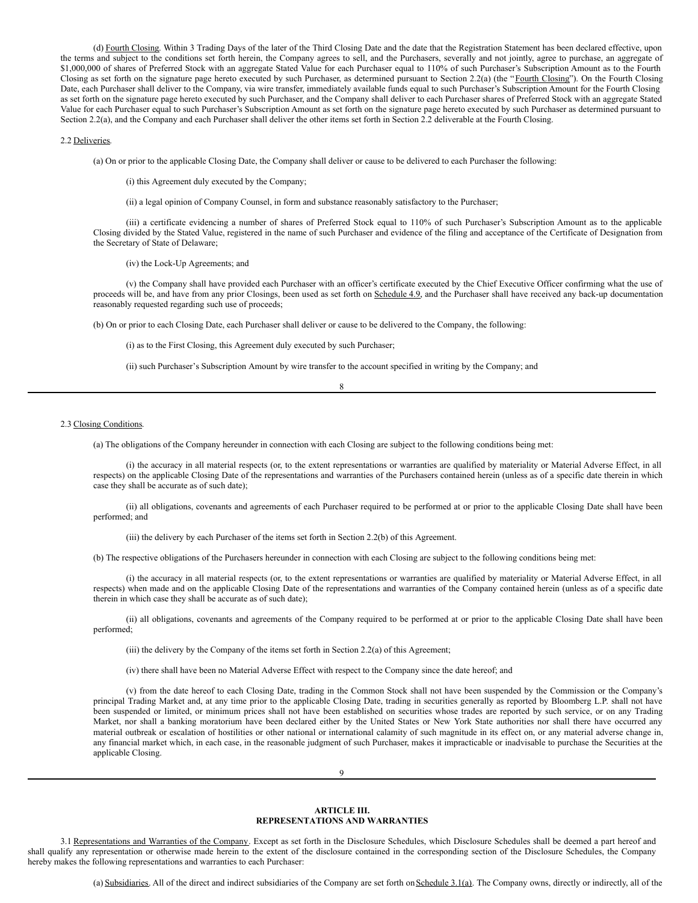(d) Fourth Closing. Within 3 Trading Days of the later of the Third Closing Date and the date that the Registration Statement has been declared effective, upon the terms and subject to the conditions set forth herein, the Company agrees to sell, and the Purchasers, severally and not jointly, agree to purchase, an aggregate of $1,000,000 of shares of Preferred Stock with an aggregate Stated Value for each Purchaser equal to 110% of such Purchaser's Subscription Amount as to the Fourth Closing as set forth on the signature page hereto executed by such Purchaser, as determined pursuant to Section 2.2(a) (the "Fourth Closing"). On the Fourth Closing Date, each Purchaser shall deliver to the Company, via wire transfer, immediately available funds equal to such Purchaser's Subscription Amount for the Fourth Closing as set forth on the signature page hereto executed by such Purchaser, and the Company shall deliver to each Purchaser shares of Preferred Stock with an aggregate Stated Value for each Purchaser equal to such Purchaser's Subscription Amount as set forth on the signature page hereto executed by such Purchaser as determined pursuant to Section 2.2(a), and the Company and each Purchaser shall deliver the other items set forth in Section 2.2 deliverable at the Fourth Closing.

2.2 Deliveries.

(a) On or prior to the applicable Closing Date, the Company shall deliver or cause to be delivered to each Purchaser the following:

(i) this Agreement duly executed by the Company;

(ii) a legal opinion of Company Counsel, in form and substance reasonably satisfactory to the Purchaser;

(iii) a certificate evidencing a number of shares of Preferred Stock equal to 110% of such Purchaser's Subscription Amount as to the applicable Closing divided by the Stated Value, registered in the name of such Purchaser and evidence of the filing and acceptance of the Certificate of Designation from the Secretary of State of Delaware;

(iv) the Lock-Up Agreements; and

(v) the Company shall have provided each Purchaser with an officer's certificate executed by the Chief Executive Officer confirming what the use of proceeds will be, and have from any prior Closings, been used as set forth on Schedule 4.9, and the Purchaser shall have received any back-up documentation reasonably requested regarding such use of proceeds;

(b) On or prior to each Closing Date, each Purchaser shall deliver or cause to be delivered to the Company, the following:

(i) as to the First Closing, this Agreement duly executed by such Purchaser;

(ii) such Purchaser's Subscription Amount by wire transfer to the account specified in writing by the Company; and

2.3 Closing Conditions.

(a) The obligations of the Company hereunder in connection with each Closing are subject to the following conditions being met:

(i) the accuracy in all material respects (or, to the extent representations or warranties are qualified by materiality or Material Adverse Effect, in all respects) on the applicable Closing Date of the representations and warranties of the Purchasers contained herein (unless as of a specific date therein in which case they shall be accurate as of such date);

(ii) all obligations, covenants and agreements of each Purchaser required to be performed at or prior to the applicable Closing Date shall have been performed; and

(iii) the delivery by each Purchaser of the items set forth in Section 2.2(b) of this Agreement.

(b) The respective obligations of the Purchasers hereunder in connection with each Closing are subject to the following conditions being met:

(i) the accuracy in all material respects (or, to the extent representations or warranties are qualified by materiality or Material Adverse Effect, in all respects) when made and on the applicable Closing Date of the representations and warranties of the Company contained herein (unless as of a specific date therein in which case they shall be accurate as of such date);

(ii) all obligations, covenants and agreements of the Company required to be performed at or prior to the applicable Closing Date shall have been performed;

(iii) the delivery by the Company of the items set forth in Section 2.2(a) of this Agreement;

(iv) there shall have been no Material Adverse Effect with respect to the Company since the date hereof; and

(v) from the date hereof to each Closing Date, trading in the Common Stock shall not have been suspended by the Commission or the Company's principal Trading Market and, at any time prior to the applicable Closing Date, trading in securities generally as reported by Bloomberg L.P. shall not have been suspended or limited, or minimum prices shall not have been established on securities whose trades are reported by such service, or on any Trading Market, nor shall a banking moratorium have been declared either by the United States or New York State authorities nor shall there have occurred any material outbreak or escalation of hostilities or other national or international calamity of such magnitude in its effect on, or any material adverse change in, any financial market which, in each case, in the reasonable judgment of such Purchaser, makes it impracticable or inadvisable to purchase the Securities at the applicable Closing.

## ARTICLE III.
## REPRESENTATIONS AND WARRANTIES

3.1 Representations and Warranties of the Company. Except as set forth in the Disclosure Schedules, which Disclosure Schedules shall be deemed a part hereof and shall qualify any representation or otherwise made herein to the extent of the disclosure contained in the corresponding section of the Disclosure Schedules, the Company hereby makes the following representations and warranties to each Purchaser:

(a) Subsidiaries. All of the direct and indirect subsidiaries of the Company are set forth on Schedule 3.1(a). The Company owns, directly or indirectly, all of the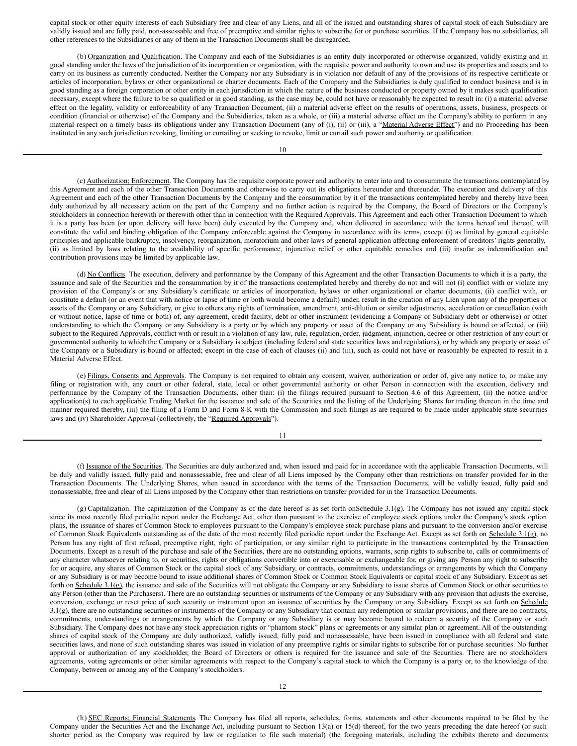capital stock or other equity interests of each Subsidiary free and clear of any Liens, and all of the issued and outstanding shares of capital stock of each Subsidiary are validly issued and are fully paid, non-assessable and free of preemptive and similar rights to subscribe for or purchase securities. If the Company has no subsidiaries, all other references to the Subsidiaries or any of them in the Transaction Documents shall be disregarded.

(b) Organization and Qualification. The Company and each of the Subsidiaries is an entity duly incorporated or otherwise organized, validly existing and in good standing under the laws of the jurisdiction of its incorporation or organization, with the requisite power and authority to own and use its properties and assets and to carry on its business as currently conducted. Neither the Company nor any Subsidiary is in violation nor default of any of the provisions of its respective certificate or articles of incorporation, bylaws or other organizational or charter documents. Each of the Company and the Subsidiaries is duly qualified to conduct business and is in good standing as a foreign corporation or other entity in each jurisdiction in which the nature of the business conducted or property owned by it makes such qualification necessary, except where the failure to be so qualified or in good standing, as the case may be, could not have or reasonably be expected to result in: (i) a material adverse effect on the legality, validity or enforceability of any Transaction Document, (ii) a material adverse effect on the results of operations, assets, business, prospects or condition (financial or otherwise) of the Company and the Subsidiaries, taken as a whole, or (iii) a material adverse effect on the Company's ability to perform in any material respect on a timely basis its obligations under any Transaction Document (any of (i), (ii) or (iii), a "Material Adverse Effect") and no Proceeding has been instituted in any such jurisdiction revoking, limiting or curtailing or seeking to revoke, limit or curtail such power and authority or qualification.

(c) Authorization; Enforcement. The Company has the requisite corporate power and authority to enter into and to consummate the transactions contemplated by this Agreement and each of the other Transaction Documents and otherwise to carry out its obligations hereunder and thereunder. The execution and delivery of this Agreement and each of the other Transaction Documents by the Company and the consummation by it of the transactions contemplated hereby and thereby have been duly authorized by all necessary action on the part of the Company and no further action is required by the Company, the Board of Directors or the Company's stockholders in connection herewith or therewith other than in connection with the Required Approvals. This Agreement and each other Transaction Document to which it is a party has been (or upon delivery will have been) duly executed by the Company and, when delivered in accordance with the terms hereof and thereof, will constitute the valid and binding obligation of the Company enforceable against the Company in accordance with its terms, except (i) as limited by general equitable principles and applicable bankruptcy, insolvency, reorganization, moratorium and other laws of general application affecting enforcement of creditors' rights generally, (ii) as limited by laws relating to the availability of specific performance, injunctive relief or other equitable remedies and (iii) insofar as indemnification and contribution provisions may be limited by applicable law.

(d) No Conflicts. The execution, delivery and performance by the Company of this Agreement and the other Transaction Documents to which it is a party, the issuance and sale of the Securities and the consummation by it of the transactions contemplated hereby and thereby do not and will not (i) conflict with or violate any provision of the Company's or any Subsidiary's certificate or articles of incorporation, bylaws or other organizational or charter documents, (ii) conflict with, or constitute a default (or an event that with notice or lapse of time or both would become a default) under, result in the creation of any Lien upon any of the properties or assets of the Company or any Subsidiary, or give to others any rights of termination, amendment, anti-dilution or similar adjustments, acceleration or cancellation (with or without notice, lapse of time or both) of, any agreement, credit facility, debt or other instrument (evidencing a Company or Subsidiary debt or otherwise) or other understanding to which the Company or any Subsidiary is a party or by which any property or asset of the Company or any Subsidiary is bound or affected, or (iii) subject to the Required Approvals, conflict with or result in a violation of any law, rule, regulation, order, judgment, injunction, decree or other restriction of any court or governmental authority to which the Company or a Subsidiary is subject (including federal and state securities laws and regulations), or by which any property or asset of the Company or a Subsidiary is bound or affected; except in the case of each of clauses (ii) and (iii), such as could not have or reasonably be expected to result in a Material Adverse Effect.

(e) Filings, Consents and Approvals. The Company is not required to obtain any consent, waiver, authorization or order of, give any notice to, or make any filing or registration with, any court or other federal, state, local or other governmental authority or other Person in connection with the execution, delivery and performance by the Company of the Transaction Documents, other than: (i) the filings required pursuant to Section 4.6 of this Agreement, (ii) the notice and/or application(s) to each applicable Trading Market for the issuance and sale of the Securities and the listing of the Underlying Shares for trading thereon in the time and manner required thereby, (iii) the filing of a Form D and Form 8-K with the Commission and such filings as are required to be made under applicable state securities laws and (iv) Shareholder Approval (collectively, the "Required Approvals").

(f) Issuance of the Securities. The Securities are duly authorized and, when issued and paid for in accordance with the applicable Transaction Documents, will be duly and validly issued, fully paid and nonassessable, free and clear of all Liens imposed by the Company other than restrictions on transfer provided for in the Transaction Documents. The Underlying Shares, when issued in accordance with the terms of the Transaction Documents, will be validly issued, fully paid and nonassessable, free and clear of all Liens imposed by the Company other than restrictions on transfer provided for in the Transaction Documents.

(g) Capitalization. The capitalization of the Company as of the date hereof is as set forth onSchedule 3.1(g). The Company has not issued any capital stock since its most recently filed periodic report under the Exchange Act, other than pursuant to the exercise of employee stock options under the Company's stock option plans, the issuance of shares of Common Stock to employees pursuant to the Company's employee stock purchase plans and pursuant to the conversion and/or exercise of Common Stock Equivalents outstanding as of the date of the most recently filed periodic report under the Exchange Act. Except as set forth on Schedule 3.1(g), no Person has any right of first refusal, preemptive right, right of participation, or any similar right to participate in the transactions contemplated by the Transaction Documents. Except as a result of the purchase and sale of the Securities, there are no outstanding options, warrants, scrip rights to subscribe to, calls or commitments of any character whatsoever relating to, or securities, rights or obligations convertible into or exercisable or exchangeable for, or giving any Person any right to subscribe for or acquire, any shares of Common Stock or the capital stock of any Subsidiary, or contracts, commitments, understandings or arrangements by which the Company or any Subsidiary is or may become bound to issue additional shares of Common Stock or Common Stock Equivalents or capital stock of any Subsidiary. Except as set forth on Schedule 3.1(g), the issuance and sale of the Securities will not obligate the Company or any Subsidiary to issue shares of Common Stock or other securities to any Person (other than the Purchasers). There are no outstanding securities or instruments of the Company or any Subsidiary with any provision that adjusts the exercise, conversion, exchange or reset price of such security or instrument upon an issuance of securities by the Company or any Subsidiary. Except as set forth on Schedule 3.1(g), there are no outstanding securities or instruments of the Company or any Subsidiary that contain any redemption or similar provisions, and there are no contracts, commitments, understandings or arrangements by which the Company or any Subsidiary is or may become bound to redeem a security of the Company or such Subsidiary. The Company does not have any stock appreciation rights or "phantom stock" plans or agreements or any similar plan or agreement. All of the outstanding shares of capital stock of the Company are duly authorized, validly issued, fully paid and nonassessable, have been issued in compliance with all federal and state securities laws, and none of such outstanding shares was issued in violation of any preemptive rights or similar rights to subscribe for or purchase securities. No further approval or authorization of any stockholder, the Board of Directors or others is required for the issuance and sale of the Securities. There are no stockholders agreements, voting agreements or other similar agreements with respect to the Company's capital stock to which the Company is a party or, to the knowledge of the Company, between or among any of the Company's stockholders.

(h) SEC Reports; Financial Statements. The Company has filed all reports, schedules, forms, statements and other documents required to be filed by the Company under the Securities Act and the Exchange Act, including pursuant to Section 13(a) or 15(d) thereof, for the two years preceding the date hereof (or such shorter period as the Company was required by law or regulation to file such material) (the foregoing materials, including the exhibits thereto and documents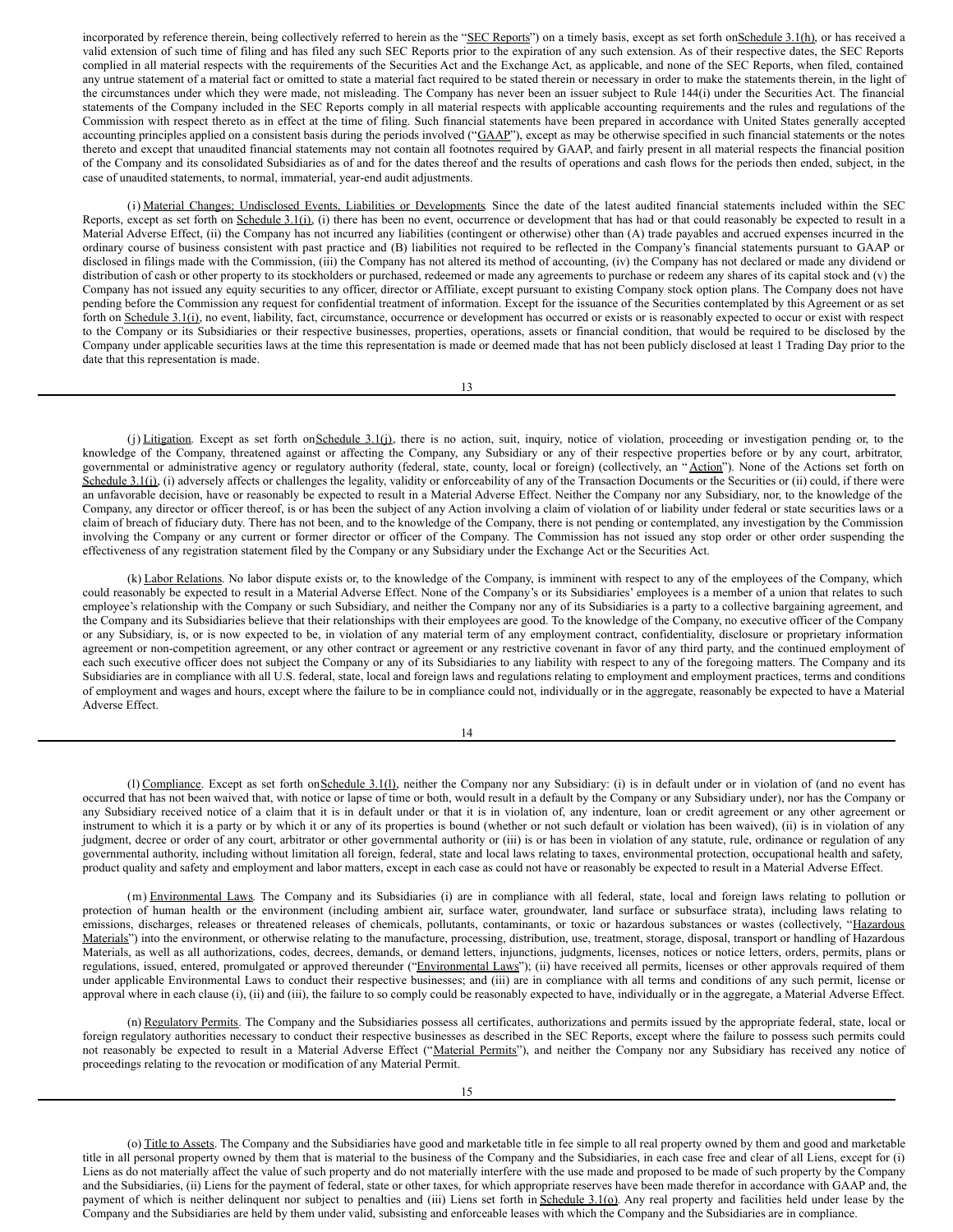incorporated by reference therein, being collectively referred to herein as the "SEC Reports") on a timely basis, except as set forth on Schedule 3.1(h), or has received a valid extension of such time of filing and has filed any such SEC Reports prior to the expiration of any such extension. As of their respective dates, the SEC Reports complied in all material respects with the requirements of the Securities Act and the Exchange Act, as applicable, and none of the SEC Reports, when filed, contained any untrue statement of a material fact or omitted to state a material fact required to be stated therein or necessary in order to make the statements therein, in the light of the circumstances under which they were made, not misleading. The Company has never been an issuer subject to Rule 144(i) under the Securities Act. The financial statements of the Company included in the SEC Reports comply in all material respects with applicable accounting requirements and the rules and regulations of the Commission with respect thereto as in effect at the time of filing. Such financial statements have been prepared in accordance with United States generally accepted accounting principles applied on a consistent basis during the periods involved ("GAAP"), except as may be otherwise specified in such financial statements or the notes thereto and except that unaudited financial statements may not contain all footnotes required by GAAP, and fairly present in all material respects the financial position of the Company and its consolidated Subsidiaries as of and for the dates thereof and the results of operations and cash flows for the periods then ended, subject, in the case of unaudited statements, to normal, immaterial, year-end audit adjustments.

(i) Material Changes; Undisclosed Events, Liabilities or Developments. Since the date of the latest audited financial statements included within the SEC Reports, except as set forth on Schedule 3.1(i), (i) there has been no event, occurrence or development that has had or that could reasonably be expected to result in a Material Adverse Effect, (ii) the Company has not incurred any liabilities (contingent or otherwise) other than (A) trade payables and accrued expenses incurred in the ordinary course of business consistent with past practice and (B) liabilities not required to be reflected in the Company's financial statements pursuant to GAAP or disclosed in filings made with the Commission, (iii) the Company has not altered its method of accounting, (iv) the Company has not declared or made any dividend or distribution of cash or other property to its stockholders or purchased, redeemed or made any agreements to purchase or redeem any shares of its capital stock and (v) the Company has not issued any equity securities to any officer, director or Affiliate, except pursuant to existing Company stock option plans. The Company does not have pending before the Commission any request for confidential treatment of information. Except for the issuance of the Securities contemplated by this Agreement or as set forth on Schedule 3.1(i), no event, liability, fact, circumstance, occurrence or development has occurred or exists or is reasonably expected to occur or exist with respect to the Company or its Subsidiaries or their respective businesses, properties, operations, assets or financial condition, that would be required to be disclosed by the Company under applicable securities laws at the time this representation is made or deemed made that has not been publicly disclosed at least 1 Trading Day prior to the date that this representation is made.

(j) Litigation. Except as set forth on Schedule 3.1(j), there is no action, suit, inquiry, notice of violation, proceeding or investigation pending or, to the knowledge of the Company, threatened against or affecting the Company, any Subsidiary or any of their respective properties before or by any court, arbitrator, governmental or administrative agency or regulatory authority (federal, state, county, local or foreign) (collectively, an "Action"). None of the Actions set forth on Schedule 3.1(j), (i) adversely affects or challenges the legality, validity or enforceability of any of the Transaction Documents or the Securities or (ii) could, if there were an unfavorable decision, have or reasonably be expected to result in a Material Adverse Effect. Neither the Company nor any Subsidiary, nor, to the knowledge of the Company, any director or officer thereof, is or has been the subject of any Action involving a claim of violation of or liability under federal or state securities laws or a claim of breach of fiduciary duty. There has not been, and to the knowledge of the Company, there is not pending or contemplated, any investigation by the Commission involving the Company or any current or former director or officer of the Company. The Commission has not issued any stop order or other order suspending the effectiveness of any registration statement filed by the Company or any Subsidiary under the Exchange Act or the Securities Act.

(k) Labor Relations. No labor dispute exists or, to the knowledge of the Company, is imminent with respect to any of the employees of the Company, which could reasonably be expected to result in a Material Adverse Effect. None of the Company's or its Subsidiaries' employees is a member of a union that relates to such employee's relationship with the Company or such Subsidiary, and neither the Company nor any of its Subsidiaries is a party to a collective bargaining agreement, and the Company and its Subsidiaries believe that their relationships with their employees are good. To the knowledge of the Company, no executive officer of the Company or any Subsidiary, is, or is now expected to be, in violation of any material term of any employment contract, confidentiality, disclosure or proprietary information agreement or non-competition agreement, or any other contract or agreement or any restrictive covenant in favor of any third party, and the continued employment of each such executive officer does not subject the Company or any of its Subsidiaries to any liability with respect to any of the foregoing matters. The Company and its Subsidiaries are in compliance with all U.S. federal, state, local and foreign laws and regulations relating to employment and employment practices, terms and conditions of employment and wages and hours, except where the failure to be in compliance could not, individually or in the aggregate, reasonably be expected to have a Material Adverse Effect.

(l) Compliance. Except as set forth on Schedule 3.1(l), neither the Company nor any Subsidiary: (i) is in default under or in violation of (and no event has occurred that has not been waived that, with notice or lapse of time or both, would result in a default by the Company or any Subsidiary under), nor has the Company or any Subsidiary received notice of a claim that it is in default under or that it is in violation of, any indenture, loan or credit agreement or any other agreement or instrument to which it is a party or by which it or any of its properties is bound (whether or not such default or violation has been waived), (ii) is in violation of any judgment, decree or order of any court, arbitrator or other governmental authority or (iii) is or has been in violation of any statute, rule, ordinance or regulation of any governmental authority, including without limitation all foreign, federal, state and local laws relating to taxes, environmental protection, occupational health and safety, product quality and safety and employment and labor matters, except in each case as could not have or reasonably be expected to result in a Material Adverse Effect.

(m) Environmental Laws. The Company and its Subsidiaries (i) are in compliance with all federal, state, local and foreign laws relating to pollution or protection of human health or the environment (including ambient air, surface water, groundwater, land surface or subsurface strata), including laws relating to emissions, discharges, releases or threatened releases of chemicals, pollutants, contaminants, or toxic or hazardous substances or wastes (collectively, "Hazardous Materials") into the environment, or otherwise relating to the manufacture, processing, distribution, use, treatment, storage, disposal, transport or handling of Hazardous Materials, as well as all authorizations, codes, decrees, demands, or demand letters, injunctions, judgments, licenses, notices or notice letters, orders, permits, plans or regulations, issued, entered, promulgated or approved thereunder ("Environmental Laws"); (ii) have received all permits, licenses or other approvals required of them under applicable Environmental Laws to conduct their respective businesses; and (iii) are in compliance with all terms and conditions of any such permit, license or approval where in each clause (i), (ii) and (iii), the failure to so comply could be reasonably expected to have, individually or in the aggregate, a Material Adverse Effect.

(n) Regulatory Permits. The Company and the Subsidiaries possess all certificates, authorizations and permits issued by the appropriate federal, state, local or foreign regulatory authorities necessary to conduct their respective businesses as described in the SEC Reports, except where the failure to possess such permits could not reasonably be expected to result in a Material Adverse Effect ("Material Permits"), and neither the Company nor any Subsidiary has received any notice of proceedings relating to the revocation or modification of any Material Permit.

(o) Title to Assets. The Company and the Subsidiaries have good and marketable title in fee simple to all real property owned by them and good and marketable title in all personal property owned by them that is material to the business of the Company and the Subsidiaries, in each case free and clear of all Liens, except for (i) Liens as do not materially affect the value of such property and do not materially interfere with the use made and proposed to be made of such property by the Company and the Subsidiaries, (ii) Liens for the payment of federal, state or other taxes, for which appropriate reserves have been made therefor in accordance with GAAP and, the payment of which is neither delinquent nor subject to penalties and (iii) Liens set forth in Schedule 3.1(o). Any real property and facilities held under lease by the Company and the Subsidiaries are held by them under valid, subsisting and enforceable leases with which the Company and the Subsidiaries are in compliance.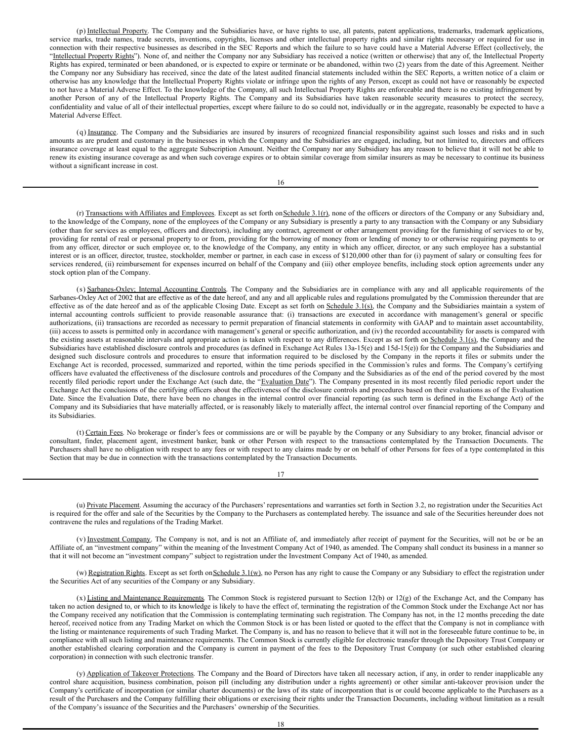(p) Intellectual Property. The Company and the Subsidiaries have, or have rights to use, all patents, patent applications, trademarks, trademark applications, service marks, trade names, trade secrets, inventions, copyrights, licenses and other intellectual property rights and similar rights necessary or required for use in connection with their respective businesses as described in the SEC Reports and which the failure to so have could have a Material Adverse Effect (collectively, the "Intellectual Property Rights"). None of, and neither the Company nor any Subsidiary has received a notice (written or otherwise) that any of, the Intellectual Property Rights has expired, terminated or been abandoned, or is expected to expire or terminate or be abandoned, within two (2) years from the date of this Agreement. Neither the Company nor any Subsidiary has received, since the date of the latest audited financial statements included within the SEC Reports, a written notice of a claim or otherwise has any knowledge that the Intellectual Property Rights violate or infringe upon the rights of any Person, except as could not have or reasonably be expected to not have a Material Adverse Effect. To the knowledge of the Company, all such Intellectual Property Rights are enforceable and there is no existing infringement by another Person of any of the Intellectual Property Rights. The Company and its Subsidiaries have taken reasonable security measures to protect the secrecy, confidentiality and value of all of their intellectual properties, except where failure to do so could not, individually or in the aggregate, reasonably be expected to have a Material Adverse Effect.

(q) Insurance. The Company and the Subsidiaries are insured by insurers of recognized financial responsibility against such losses and risks and in such amounts as are prudent and customary in the businesses in which the Company and the Subsidiaries are engaged, including, but not limited to, directors and officers insurance coverage at least equal to the aggregate Subscription Amount. Neither the Company nor any Subsidiary has any reason to believe that it will not be able to renew its existing insurance coverage as and when such coverage expires or to obtain similar coverage from similar insurers as may be necessary to continue its business without a significant increase in cost.

(r) Transactions with Affiliates and Employees. Except as set forth on Schedule 3.1(r), none of the officers or directors of the Company or any Subsidiary and, to the knowledge of the Company, none of the employees of the Company or any Subsidiary is presently a party to any transaction with the Company or any Subsidiary (other than for services as employees, officers and directors), including any contract, agreement or other arrangement providing for the furnishing of services to or by, providing for rental of real or personal property to or from, providing for the borrowing of money from or lending of money to or otherwise requiring payments to or from any officer, director or such employee or, to the knowledge of the Company, any entity in which any officer, director, or any such employee has a substantial interest or is an officer, director, trustee, stockholder, member or partner, in each case in excess of $120,000 other than for (i) payment of salary or consulting fees for services rendered, (ii) reimbursement for expenses incurred on behalf of the Company and (iii) other employee benefits, including stock option agreements under any stock option plan of the Company.

(s) Sarbanes-Oxley; Internal Accounting Controls. The Company and the Subsidiaries are in compliance with any and all applicable requirements of the Sarbanes-Oxley Act of 2002 that are effective as of the date hereof, and any and all applicable rules and regulations promulgated by the Commission thereunder that are effective as of the date hereof and as of the applicable Closing Date. Except as set forth on Schedule 3.1(s), the Company and the Subsidiaries maintain a system of internal accounting controls sufficient to provide reasonable assurance that: (i) transactions are executed in accordance with management's general or specific authorizations, (ii) transactions are recorded as necessary to permit preparation of financial statements in conformity with GAAP and to maintain asset accountability, (iii) access to assets is permitted only in accordance with management's general or specific authorization, and (iv) the recorded accountability for assets is compared with the existing assets at reasonable intervals and appropriate action is taken with respect to any differences. Except as set forth on Schedule 3.1(s), the Company and the Subsidiaries have established disclosure controls and procedures (as defined in Exchange Act Rules 13a-15(e) and 15d-15(e)) for the Company and the Subsidiaries and designed such disclosure controls and procedures to ensure that information required to be disclosed by the Company in the reports it files or submits under the Exchange Act is recorded, processed, summarized and reported, within the time periods specified in the Commission's rules and forms. The Company's certifying officers have evaluated the effectiveness of the disclosure controls and procedures of the Company and the Subsidiaries as of the end of the period covered by the most recently filed periodic report under the Exchange Act (such date, the "Evaluation Date"). The Company presented in its most recently filed periodic report under the Exchange Act the conclusions of the certifying officers about the effectiveness of the disclosure controls and procedures based on their evaluations as of the Evaluation Date. Since the Evaluation Date, there have been no changes in the internal control over financial reporting (as such term is defined in the Exchange Act) of the Company and its Subsidiaries that have materially affected, or is reasonably likely to materially affect, the internal control over financial reporting of the Company and its Subsidiaries.

(t) Certain Fees. No brokerage or finder's fees or commissions are or will be payable by the Company or any Subsidiary to any broker, financial advisor or consultant, finder, placement agent, investment banker, bank or other Person with respect to the transactions contemplated by the Transaction Documents. The Purchasers shall have no obligation with respect to any fees or with respect to any claims made by or on behalf of other Persons for fees of a type contemplated in this Section that may be due in connection with the transactions contemplated by the Transaction Documents.

(u) Private Placement. Assuming the accuracy of the Purchasers' representations and warranties set forth in Section 3.2, no registration under the Securities Act is required for the offer and sale of the Securities by the Company to the Purchasers as contemplated hereby. The issuance and sale of the Securities hereunder does not contravene the rules and regulations of the Trading Market.

(v) Investment Company. The Company is not, and is not an Affiliate of, and immediately after receipt of payment for the Securities, will not be or be an Affiliate of, an "investment company" within the meaning of the Investment Company Act of 1940, as amended. The Company shall conduct its business in a manner so that it will not become an "investment company" subject to registration under the Investment Company Act of 1940, as amended.

(w) Registration Rights. Except as set forth on Schedule 3.1(w), no Person has any right to cause the Company or any Subsidiary to effect the registration under the Securities Act of any securities of the Company or any Subsidiary.

(x) Listing and Maintenance Requirements. The Common Stock is registered pursuant to Section 12(b) or 12(g) of the Exchange Act, and the Company has taken no action designed to, or which to its knowledge is likely to have the effect of, terminating the registration of the Common Stock under the Exchange Act nor has the Company received any notification that the Commission is contemplating terminating such registration. The Company has not, in the 12 months preceding the date hereof, received notice from any Trading Market on which the Common Stock is or has been listed or quoted to the effect that the Company is not in compliance with the listing or maintenance requirements of such Trading Market. The Company is, and has no reason to believe that it will not in the foreseeable future continue to be, in compliance with all such listing and maintenance requirements. The Common Stock is currently eligible for electronic transfer through the Depository Trust Company or another established clearing corporation and the Company is current in payment of the fees to the Depository Trust Company (or such other established clearing corporation) in connection with such electronic transfer.

(y) Application of Takeover Protections. The Company and the Board of Directors have taken all necessary action, if any, in order to render inapplicable any control share acquisition, business combination, poison pill (including any distribution under a rights agreement) or other similar anti-takeover provision under the Company's certificate of incorporation (or similar charter documents) or the laws of its state of incorporation that is or could become applicable to the Purchasers as a result of the Purchasers and the Company fulfilling their obligations or exercising their rights under the Transaction Documents, including without limitation as a result of the Company's issuance of the Securities and the Purchasers' ownership of the Securities.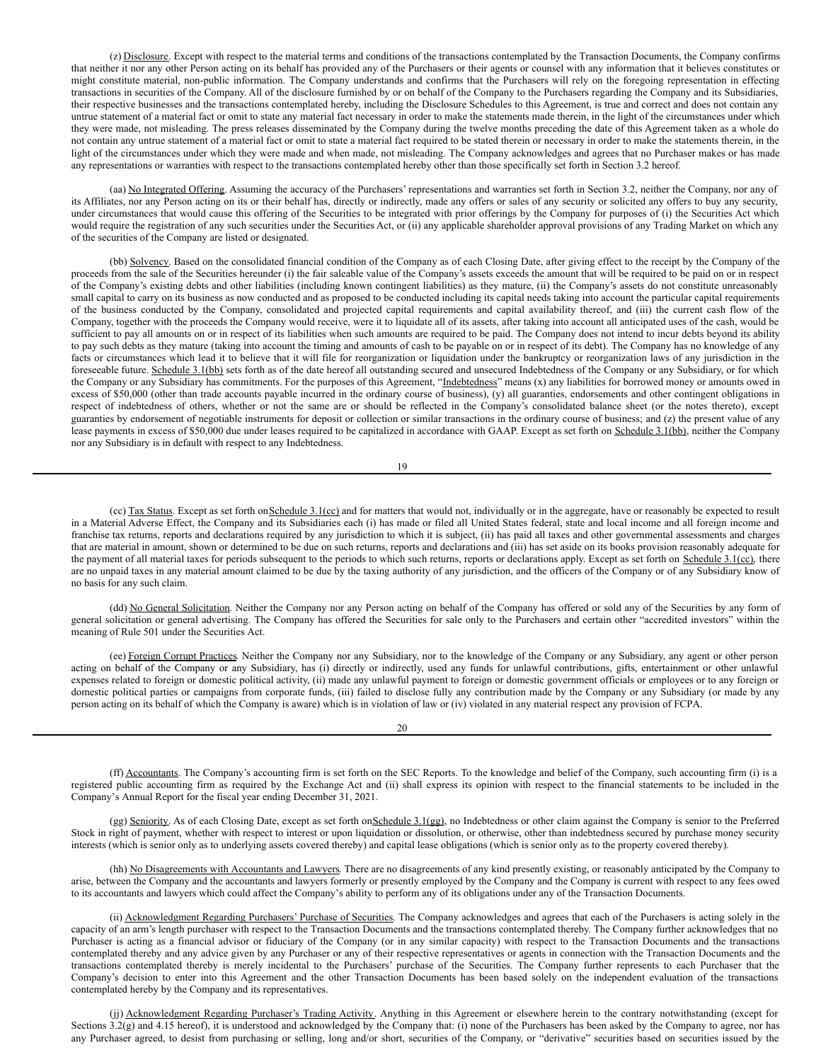(z) Disclosure. Except with respect to the material terms and conditions of the transactions contemplated by the Transaction Documents, the Company confirms that neither it nor any other Person acting on its behalf has provided any of the Purchasers or their agents or counsel with any information that it believes constitutes or might constitute material, non-public information. The Company understands and confirms that the Purchasers will rely on the foregoing representation in effecting transactions in securities of the Company. All of the disclosure furnished by or on behalf of the Company to the Purchasers regarding the Company and its Subsidiaries, their respective businesses and the transactions contemplated hereby, including the Disclosure Schedules to this Agreement, is true and correct and does not contain any untrue statement of a material fact or omit to state any material fact necessary in order to make the statements made therein, in the light of the circumstances under which they were made, not misleading. The press releases disseminated by the Company during the twelve months preceding the date of this Agreement taken as a whole do not contain any untrue statement of a material fact or omit to state a material fact required to be stated therein or necessary in order to make the statements therein, in the light of the circumstances under which they were made and when made, not misleading. The Company acknowledges and agrees that no Purchaser makes or has made any representations or warranties with respect to the transactions contemplated hereby other than those specifically set forth in Section 3.2 hereof.

(aa) No Integrated Offering. Assuming the accuracy of the Purchasers' representations and warranties set forth in Section 3.2, neither the Company, nor any of its Affiliates, nor any Person acting on its or their behalf has, directly or indirectly, made any offers or sales of any security or solicited any offers to buy any security, under circumstances that would cause this offering of the Securities to be integrated with prior offerings by the Company for purposes of (i) the Securities Act which would require the registration of any such securities under the Securities Act, or (ii) any applicable shareholder approval provisions of any Trading Market on which any of the securities of the Company are listed or designated.

(bb) Solvency. Based on the consolidated financial condition of the Company as of each Closing Date, after giving effect to the receipt by the Company of the proceeds from the sale of the Securities hereunder (i) the fair saleable value of the Company's assets exceeds the amount that will be required to be paid on or in respect of the Company's existing debts and other liabilities (including known contingent liabilities) as they mature, (ii) the Company's assets do not constitute unreasonably small capital to carry on its business as now conducted and as proposed to be conducted including its capital needs taking into account the particular capital requirements of the business conducted by the Company, consolidated and projected capital requirements and capital availability thereof, and (iii) the current cash flow of the Company, together with the proceeds the Company would receive, were it to liquidate all of its assets, after taking into account all anticipated uses of the cash, would be sufficient to pay all amounts on or in respect of its liabilities when such amounts are required to be paid. The Company does not intend to incur debts beyond its ability to pay such debts as they mature (taking into account the timing and amounts of cash to be payable on or in respect of its debt). The Company has no knowledge of any facts or circumstances which lead it to believe that it will file for reorganization or liquidation under the bankruptcy or reorganization laws of any jurisdiction in the foreseeable future. Schedule 3.1(bb) sets forth as of the date hereof all outstanding secured and unsecured Indebtedness of the Company or any Subsidiary, or for which the Company or any Subsidiary has commitments. For the purposes of this Agreement, "Indebtedness" means (x) any liabilities for borrowed money or amounts owed in excess of $50,000 (other than trade accounts payable incurred in the ordinary course of business), (y) all guaranties, endorsements and other contingent obligations in respect of indebtedness of others, whether or not the same are or should be reflected in the Company's consolidated balance sheet (or the notes thereto), except guaranties by endorsement of negotiable instruments for deposit or collection or similar transactions in the ordinary course of business; and (z) the present value of any lease payments in excess of $50,000 due under leases required to be capitalized in accordance with GAAP. Except as set forth on Schedule 3.1(bb), neither the Company nor any Subsidiary is in default with respect to any Indebtedness.

(cc) Tax Status. Except as set forth on Schedule 3.1(cc) and for matters that would not, individually or in the aggregate, have or reasonably be expected to result in a Material Adverse Effect, the Company and its Subsidiaries each (i) has made or filed all United States federal, state and local income and all foreign income and franchise tax returns, reports and declarations required by any jurisdiction to which it is subject, (ii) has paid all taxes and other governmental assessments and charges that are material in amount, shown or determined to be due on such returns, reports and declarations and (iii) has set aside on its books provision reasonably adequate for the payment of all material taxes for periods subsequent to the periods to which such returns, reports or declarations apply. Except as set forth on Schedule 3.1(cc), there are no unpaid taxes in any material amount claimed to be due by the taxing authority of any jurisdiction, and the officers of the Company or of any Subsidiary know of no basis for any such claim.

(dd) No General Solicitation. Neither the Company nor any Person acting on behalf of the Company has offered or sold any of the Securities by any form of general solicitation or general advertising. The Company has offered the Securities for sale only to the Purchasers and certain other "accredited investors" within the meaning of Rule 501 under the Securities Act.

(ee) Foreign Corrupt Practices. Neither the Company nor any Subsidiary, nor to the knowledge of the Company or any Subsidiary, any agent or other person acting on behalf of the Company or any Subsidiary, has (i) directly or indirectly, used any funds for unlawful contributions, gifts, entertainment or other unlawful expenses related to foreign or domestic political activity, (ii) made any unlawful payment to foreign or domestic government officials or employees or to any foreign or domestic political parties or campaigns from corporate funds, (iii) failed to disclose fully any contribution made by the Company or any Subsidiary (or made by any person acting on its behalf of which the Company is aware) which is in violation of law or (iv) violated in any material respect any provision of FCPA.

(ff) Accountants. The Company's accounting firm is set forth on the SEC Reports. To the knowledge and belief of the Company, such accounting firm (i) is a registered public accounting firm as required by the Exchange Act and (ii) shall express its opinion with respect to the financial statements to be included in the Company's Annual Report for the fiscal year ending December 31, 2021.

(gg) Seniority. As of each Closing Date, except as set forth on Schedule 3.1(gg), no Indebtedness or other claim against the Company is senior to the Preferred Stock in right of payment, whether with respect to interest or upon liquidation or dissolution, or otherwise, other than indebtedness secured by purchase money security interests (which is senior only as to underlying assets covered thereby) and capital lease obligations (which is senior only as to the property covered thereby).

(hh) No Disagreements with Accountants and Lawyers. There are no disagreements of any kind presently existing, or reasonably anticipated by the Company to arise, between the Company and the accountants and lawyers formerly or presently employed by the Company and the Company is current with respect to any fees owed to its accountants and lawyers which could affect the Company's ability to perform any of its obligations under any of the Transaction Documents.

(ii) Acknowledgment Regarding Purchasers' Purchase of Securities. The Company acknowledges and agrees that each of the Purchasers is acting solely in the capacity of an arm's length purchaser with respect to the Transaction Documents and the transactions contemplated thereby. The Company further acknowledges that no Purchaser is acting as a financial advisor or fiduciary of the Company (or in any similar capacity) with respect to the Transaction Documents and the transactions contemplated thereby and any advice given by any Purchaser or any of their respective representatives or agents in connection with the Transaction Documents and the transactions contemplated thereby is merely incidental to the Purchasers' purchase of the Securities. The Company further represents to each Purchaser that the Company's decision to enter into this Agreement and the other Transaction Documents has been based solely on the independent evaluation of the transactions contemplated hereby by the Company and its representatives.

(jj) Acknowledgment Regarding Purchaser's Trading Activity. Anything in this Agreement or elsewhere herein to the contrary notwithstanding (except for Sections 3.2(g) and 4.15 hereof), it is understood and acknowledged by the Company that: (i) none of the Purchasers has been asked by the Company to agree, nor has any Purchaser agreed, to desist from purchasing or selling, long and/or short, securities of the Company, or "derivative" securities based on securities issued by the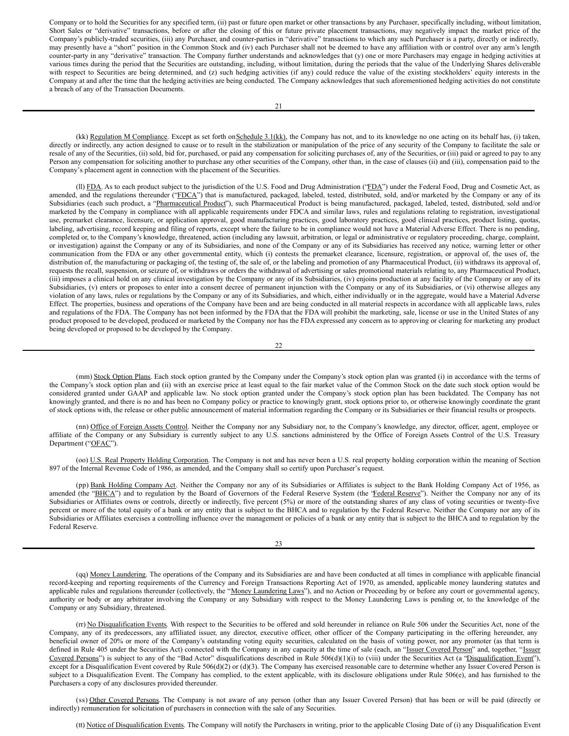Company or to hold the Securities for any specified term, (ii) past or future open market or other transactions by any Purchaser, specifically including, without limitation, Short Sales or "derivative" transactions, before or after the closing of this or future private placement transactions, may negatively impact the market price of the Company's publicly-traded securities, (iii) any Purchaser, and counter-parties in "derivative" transactions to which any such Purchaser is a party, directly or indirectly, may presently have a "short" position in the Common Stock and (iv) each Purchaser shall not be deemed to have any affiliation with or control over any arm's length counter-party in any "derivative" transaction. The Company further understands and acknowledges that (y) one or more Purchasers may engage in hedging activities at various times during the period that the Securities are outstanding, including, without limitation, during the periods that the value of the Underlying Shares deliverable with respect to Securities are being determined, and (z) such hedging activities (if any) could reduce the value of the existing stockholders' equity interests in the Company at and after the time that the hedging activities are being conducted. The Company acknowledges that such aforementioned hedging activities do not constitute a breach of any of the Transaction Documents.

(kk) Regulation M Compliance. Except as set forth on Schedule 3.1(kk), the Company has not, and to its knowledge no one acting on its behalf has, (i) taken, directly or indirectly, any action designed to cause or to result in the stabilization or manipulation of the price of any security of the Company to facilitate the sale or resale of any of the Securities, (ii) sold, bid for, purchased, or paid any compensation for soliciting purchases of, any of the Securities, or (iii) paid or agreed to pay to any Person any compensation for soliciting another to purchase any other securities of the Company, other than, in the case of clauses (ii) and (iii), compensation paid to the Company's placement agent in connection with the placement of the Securities.

(ll) FDA. As to each product subject to the jurisdiction of the U.S. Food and Drug Administration ("FDA") under the Federal Food, Drug and Cosmetic Act, as amended, and the regulations thereunder ("FDCA") that is manufactured, packaged, labeled, tested, distributed, sold, and/or marketed by the Company or any of its Subsidiaries (each such product, a "Pharmaceutical Product"), such Pharmaceutical Product is being manufactured, packaged, labeled, tested, distributed, sold and/or marketed by the Company in compliance with all applicable requirements under FDCA and similar laws, rules and regulations relating to registration, investigational use, premarket clearance, licensure, or application approval, good manufacturing practices, good laboratory practices, good clinical practices, product listing, quotas, labeling, advertising, record keeping and filing of reports, except where the failure to be in compliance would not have a Material Adverse Effect. There is no pending, completed or, to the Company's knowledge, threatened, action (including any lawsuit, arbitration, or legal or administrative or regulatory proceeding, charge, complaint, or investigation) against the Company or any of its Subsidiaries, and none of the Company or any of its Subsidiaries has received any notice, warning letter or other communication from the FDA or any other governmental entity, which (i) contests the premarket clearance, licensure, registration, or approval of, the uses of, the distribution of, the manufacturing or packaging of, the testing of, the sale of, or the labeling and promotion of any Pharmaceutical Product, (ii) withdraws its approval of, requests the recall, suspension, or seizure of, or withdraws or orders the withdrawal of advertising or sales promotional materials relating to, any Pharmaceutical Product, (iii) imposes a clinical hold on any clinical investigation by the Company or any of its Subsidiaries, (iv) enjoins production at any facility of the Company or any of its Subsidiaries, (v) enters or proposes to enter into a consent decree of permanent injunction with the Company or any of its Subsidiaries, or (vi) otherwise alleges any violation of any laws, rules or regulations by the Company or any of its Subsidiaries, and which, either individually or in the aggregate, would have a Material Adverse Effect. The properties, business and operations of the Company have been and are being conducted in all material respects in accordance with all applicable laws, rules and regulations of the FDA. The Company has not been informed by the FDA that the FDA will prohibit the marketing, sale, license or use in the United States of any product proposed to be developed, produced or marketed by the Company nor has the FDA expressed any concern as to approving or clearing for marketing any product being developed or proposed to be developed by the Company.

(mm) Stock Option Plans. Each stock option granted by the Company under the Company's stock option plan was granted (i) in accordance with the terms of the Company's stock option plan and (ii) with an exercise price at least equal to the fair market value of the Common Stock on the date such stock option would be considered granted under GAAP and applicable law. No stock option granted under the Company's stock option plan has been backdated. The Company has not knowingly granted, and there is no and has been no Company policy or practice to knowingly grant, stock options prior to, or otherwise knowingly coordinate the grant of stock options with, the release or other public announcement of material information regarding the Company or its Subsidiaries or their financial results or prospects.

(nn) Office of Foreign Assets Control. Neither the Company nor any Subsidiary nor, to the Company's knowledge, any director, officer, agent, employee or affiliate of the Company or any Subsidiary is currently subject to any U.S. sanctions administered by the Office of Foreign Assets Control of the U.S. Treasury Department ("OFAC").

(oo) U.S. Real Property Holding Corporation. The Company is not and has never been a U.S. real property holding corporation within the meaning of Section 897 of the Internal Revenue Code of 1986, as amended, and the Company shall so certify upon Purchaser's request.

(pp) Bank Holding Company Act. Neither the Company nor any of its Subsidiaries or Affiliates is subject to the Bank Holding Company Act of 1956, as amended (the "BHCA") and to regulation by the Board of Governors of the Federal Reserve System (the "Federal Reserve"). Neither the Company nor any of its Subsidiaries or Affiliates owns or controls, directly or indirectly, five percent (5%) or more of the outstanding shares of any class of voting securities or twenty-five percent or more of the total equity of a bank or any entity that is subject to the BHCA and to regulation by the Federal Reserve. Neither the Company nor any of its Subsidiaries or Affiliates exercises a controlling influence over the management or policies of a bank or any entity that is subject to the BHCA and to regulation by the Federal Reserve.

(qq) Money Laundering. The operations of the Company and its Subsidiaries are and have been conducted at all times in compliance with applicable financial record-keeping and reporting requirements of the Currency and Foreign Transactions Reporting Act of 1970, as amended, applicable money laundering statutes and applicable rules and regulations thereunder (collectively, the "Money Laundering Laws"), and no Action or Proceeding by or before any court or governmental agency, authority or body or any arbitrator involving the Company or any Subsidiary with respect to the Money Laundering Laws is pending or, to the knowledge of the Company or any Subsidiary, threatened.

(rr) No Disqualification Events. With respect to the Securities to be offered and sold hereunder in reliance on Rule 506 under the Securities Act, none of the Company, any of its predecessors, any affiliated issuer, any director, executive officer, other officer of the Company participating in the offering hereunder, any beneficial owner of 20% or more of the Company's outstanding voting equity securities, calculated on the basis of voting power, nor any promoter (as that term is defined in Rule 405 under the Securities Act) connected with the Company in any capacity at the time of sale (each, an "Issuer Covered Person" and, together, "Issuer Covered Persons") is subject to any of the "Bad Actor" disqualifications described in Rule 506(d)(1)(i) to (viii) under the Securities Act (a "Disqualification Event"), except for a Disqualification Event covered by Rule 506(d)(2) or (d)(3). The Company has exercised reasonable care to determine whether any Issuer Covered Person is subject to a Disqualification Event. The Company has complied, to the extent applicable, with its disclosure obligations under Rule 506(e), and has furnished to the Purchasers a copy of any disclosures provided thereunder.

(ss) Other Covered Persons. The Company is not aware of any person (other than any Issuer Covered Person) that has been or will be paid (directly or indirectly) remuneration for solicitation of purchasers in connection with the sale of any Securities.

(tt) Notice of Disqualification Events. The Company will notify the Purchasers in writing, prior to the applicable Closing Date of (i) any Disqualification Event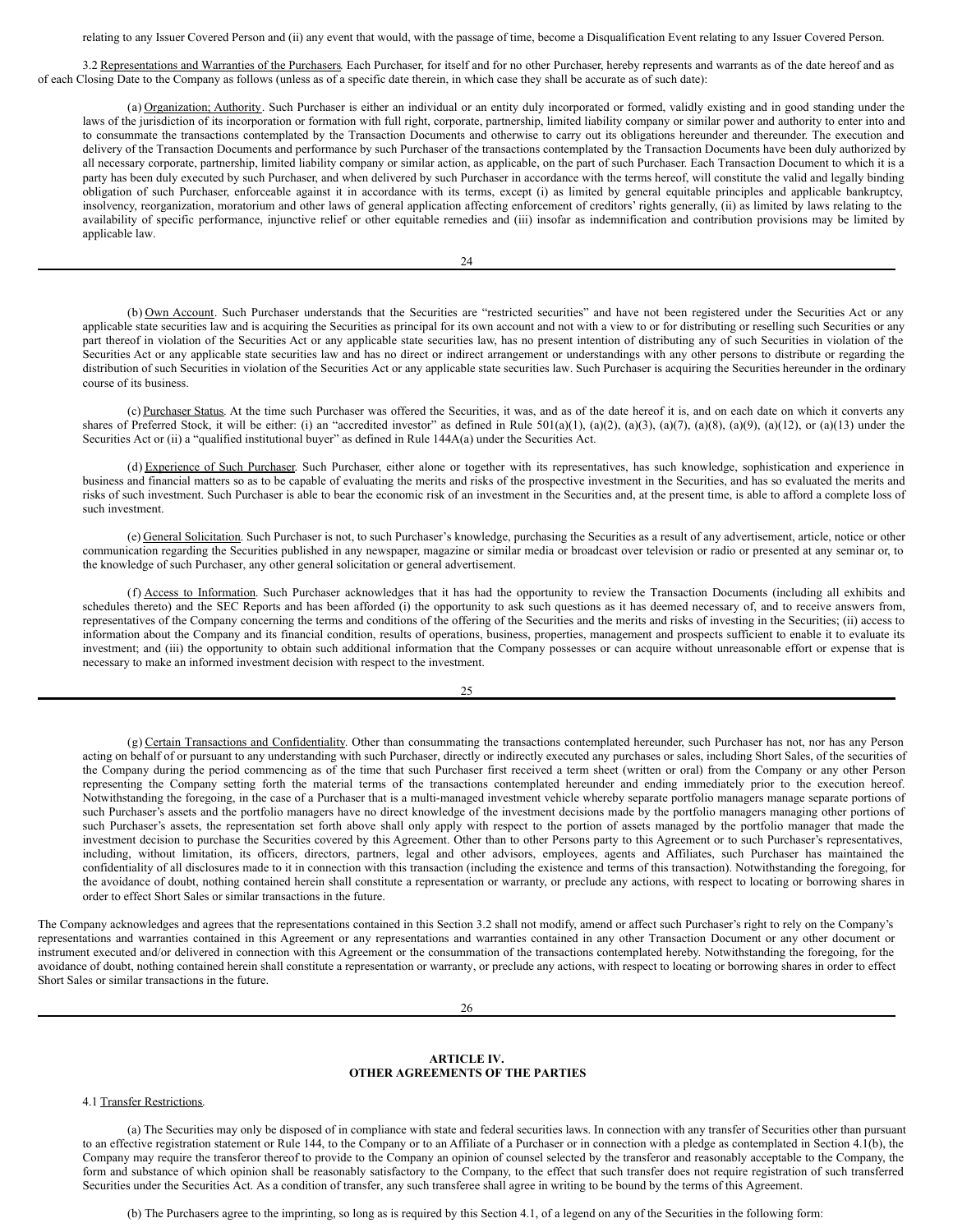relating to any Issuer Covered Person and (ii) any event that would, with the passage of time, become a Disqualification Event relating to any Issuer Covered Person.

3.2 Representations and Warranties of the Purchasers. Each Purchaser, for itself and for no other Purchaser, hereby represents and warrants as of the date hereof and as of each Closing Date to the Company as follows (unless as of a specific date therein, in which case they shall be accurate as of such date):

(a) Organization; Authority. Such Purchaser is either an individual or an entity duly incorporated or formed, validly existing and in good standing under the laws of the jurisdiction of its incorporation or formation with full right, corporate, partnership, limited liability company or similar power and authority to enter into and to consummate the transactions contemplated by the Transaction Documents and otherwise to carry out its obligations hereunder and thereunder. The execution and delivery of the Transaction Documents and performance by such Purchaser of the transactions contemplated by the Transaction Documents have been duly authorized by all necessary corporate, partnership, limited liability company or similar action, as applicable, on the part of such Purchaser. Each Transaction Document to which it is a party has been duly executed by such Purchaser, and when delivered by such Purchaser in accordance with the terms hereof, will constitute the valid and legally binding obligation of such Purchaser, enforceable against it in accordance with its terms, except (i) as limited by general equitable principles and applicable bankruptcy, insolvency, reorganization, moratorium and other laws of general application affecting enforcement of creditors' rights generally, (ii) as limited by laws relating to the availability of specific performance, injunctive relief or other equitable remedies and (iii) insofar as indemnification and contribution provisions may be limited by applicable law.

(b) Own Account. Such Purchaser understands that the Securities are "restricted securities" and have not been registered under the Securities Act or any applicable state securities law and is acquiring the Securities as principal for its own account and not with a view to or for distributing or reselling such Securities or any part thereof in violation of the Securities Act or any applicable state securities law, has no present intention of distributing any of such Securities in violation of the Securities Act or any applicable state securities law and has no direct or indirect arrangement or understandings with any other persons to distribute or regarding the distribution of such Securities in violation of the Securities Act or any applicable state securities law. Such Purchaser is acquiring the Securities hereunder in the ordinary course of its business.

(c) Purchaser Status. At the time such Purchaser was offered the Securities, it was, and as of the date hereof it is, and on each date on which it converts any shares of Preferred Stock, it will be either: (i) an "accredited investor" as defined in Rule 501(a)(1), (a)(2), (a)(3), (a)(7), (a)(8), (a)(9), (a)(12), or (a)(13) under the Securities Act or (ii) a "qualified institutional buyer" as defined in Rule 144A(a) under the Securities Act.

(d) Experience of Such Purchaser. Such Purchaser, either alone or together with its representatives, has such knowledge, sophistication and experience in business and financial matters so as to be capable of evaluating the merits and risks of the prospective investment in the Securities, and has so evaluated the merits and risks of such investment. Such Purchaser is able to bear the economic risk of an investment in the Securities and, at the present time, is able to afford a complete loss of such investment.

(e) General Solicitation. Such Purchaser is not, to such Purchaser's knowledge, purchasing the Securities as a result of any advertisement, article, notice or other communication regarding the Securities published in any newspaper, magazine or similar media or broadcast over television or radio or presented at any seminar or, to the knowledge of such Purchaser, any other general solicitation or general advertisement.

(f) Access to Information. Such Purchaser acknowledges that it has had the opportunity to review the Transaction Documents (including all exhibits and schedules thereto) and the SEC Reports and has been afforded (i) the opportunity to ask such questions as it has deemed necessary of, and to receive answers from, representatives of the Company concerning the terms and conditions of the offering of the Securities and the merits and risks of investing in the Securities; (ii) access to information about the Company and its financial condition, results of operations, business, properties, management and prospects sufficient to enable it to evaluate its investment; and (iii) the opportunity to obtain such additional information that the Company possesses or can acquire without unreasonable effort or expense that is necessary to make an informed investment decision with respect to the investment.

(g) Certain Transactions and Confidentiality. Other than consummating the transactions contemplated hereunder, such Purchaser has not, nor has any Person acting on behalf of or pursuant to any understanding with such Purchaser, directly or indirectly executed any purchases or sales, including Short Sales, of the securities of the Company during the period commencing as of the time that such Purchaser first received a term sheet (written or oral) from the Company or any other Person representing the Company setting forth the material terms of the transactions contemplated hereunder and ending immediately prior to the execution hereof. Notwithstanding the foregoing, in the case of a Purchaser that is a multi-managed investment vehicle whereby separate portfolio managers manage separate portions of such Purchaser's assets and the portfolio managers have no direct knowledge of the investment decisions made by the portfolio managers managing other portions of such Purchaser's assets, the representation set forth above shall only apply with respect to the portion of assets managed by the portfolio manager that made the investment decision to purchase the Securities covered by this Agreement. Other than to other Persons party to this Agreement or to such Purchaser's representatives, including, without limitation, its officers, directors, partners, legal and other advisors, employees, agents and Affiliates, such Purchaser has maintained the confidentiality of all disclosures made to it in connection with this transaction (including the existence and terms of this transaction). Notwithstanding the foregoing, for the avoidance of doubt, nothing contained herein shall constitute a representation or warranty, or preclude any actions, with respect to locating or borrowing shares in order to effect Short Sales or similar transactions in the future.

The Company acknowledges and agrees that the representations contained in this Section 3.2 shall not modify, amend or affect such Purchaser's right to rely on the Company's representations and warranties contained in this Agreement or any representations and warranties contained in any other Transaction Document or any other document or instrument executed and/or delivered in connection with this Agreement or the consummation of the transactions contemplated hereby. Notwithstanding the foregoing, for the avoidance of doubt, nothing contained herein shall constitute a representation or warranty, or preclude any actions, with respect to locating or borrowing shares in order to effect Short Sales or similar transactions in the future.

## ARTICLE IV.
## OTHER AGREEMENTS OF THE PARTIES

4.1 Transfer Restrictions.

(a) The Securities may only be disposed of in compliance with state and federal securities laws. In connection with any transfer of Securities other than pursuant to an effective registration statement or Rule 144, to the Company or to an Affiliate of a Purchaser or in connection with a pledge as contemplated in Section 4.1(b), the Company may require the transferor thereof to provide to the Company an opinion of counsel selected by the transferor and reasonably acceptable to the Company, the form and substance of which opinion shall be reasonably satisfactory to the Company, to the effect that such transfer does not require registration of such transferred Securities under the Securities Act. As a condition of transfer, any such transferee shall agree in writing to be bound by the terms of this Agreement.

(b) The Purchasers agree to the imprinting, so long as is required by this Section 4.1, of a legend on any of the Securities in the following form: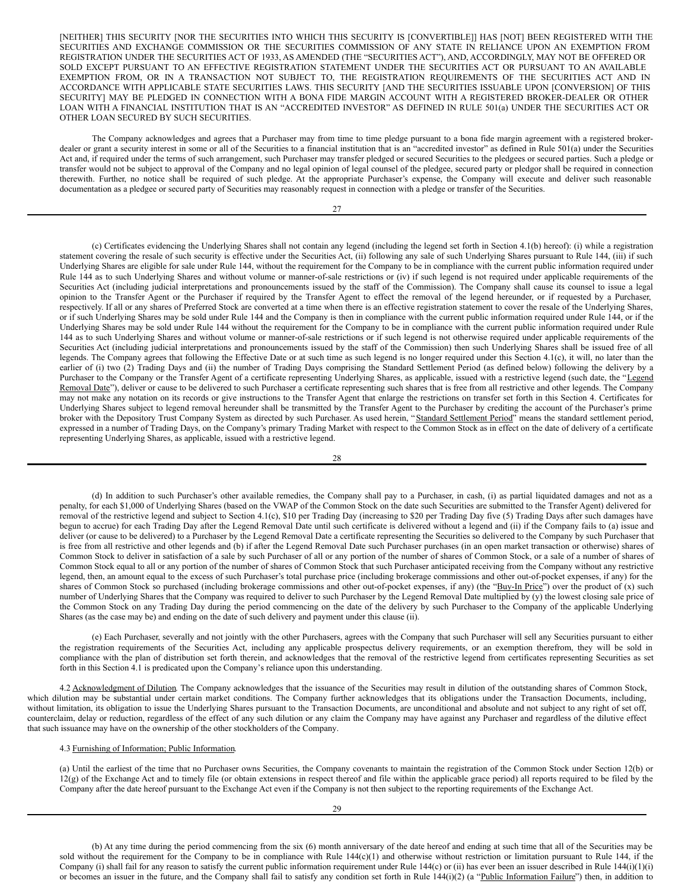[NEITHER] THIS SECURITY [NOR THE SECURITIES INTO WHICH THIS SECURITY IS [CONVERTIBLE]] HAS [NOT] BEEN REGISTERED WITH THE SECURITIES AND EXCHANGE COMMISSION OR THE SECURITIES COMMISSION OF ANY STATE IN RELIANCE UPON AN EXEMPTION FROM REGISTRATION UNDER THE SECURITIES ACT OF 1933, AS AMENDED (THE "SECURITIES ACT"), AND, ACCORDINGLY, MAY NOT BE OFFERED OR SOLD EXCEPT PURSUANT TO AN EFFECTIVE REGISTRATION STATEMENT UNDER THE SECURITIES ACT OR PURSUANT TO AN AVAILABLE EXEMPTION FROM, OR IN A TRANSACTION NOT SUBJECT TO, THE REGISTRATION REQUIREMENTS OF THE SECURITIES ACT AND IN ACCORDANCE WITH APPLICABLE STATE SECURITIES LAWS. THIS SECURITY [AND THE SECURITIES ISSUABLE UPON [CONVERSION] OF THIS SECURITY] MAY BE PLEDGED IN CONNECTION WITH A BONA FIDE MARGIN ACCOUNT WITH A REGISTERED BROKER-DEALER OR OTHER LOAN WITH A FINANCIAL INSTITUTION THAT IS AN "ACCREDITED INVESTOR" AS DEFINED IN RULE 501(a) UNDER THE SECURITIES ACT OR OTHER LOAN SECURED BY SUCH SECURITIES.

The Company acknowledges and agrees that a Purchaser may from time to time pledge pursuant to a bona fide margin agreement with a registered broker-dealer or grant a security interest in some or all of the Securities to a financial institution that is an "accredited investor" as defined in Rule 501(a) under the Securities Act and, if required under the terms of such arrangement, such Purchaser may transfer pledged or secured Securities to the pledgees or secured parties. Such a pledge or transfer would not be subject to approval of the Company and no legal opinion of legal counsel of the pledgee, secured party or pledgor shall be required in connection therewith. Further, no notice shall be required of such pledge. At the appropriate Purchaser's expense, the Company will execute and deliver such reasonable documentation as a pledgee or secured party of Securities may reasonably request in connection with a pledge or transfer of the Securities.

(c) Certificates evidencing the Underlying Shares shall not contain any legend (including the legend set forth in Section 4.1(b) hereof): (i) while a registration statement covering the resale of such security is effective under the Securities Act, (ii) following any sale of such Underlying Shares pursuant to Rule 144, (iii) if such Underlying Shares are eligible for sale under Rule 144, without the requirement for the Company to be in compliance with the current public information required under Rule 144 as to such Underlying Shares and without volume or manner-of-sale restrictions or (iv) if such legend is not required under applicable requirements of the Securities Act (including judicial interpretations and pronouncements issued by the staff of the Commission). The Company shall cause its counsel to issue a legal opinion to the Transfer Agent or the Purchaser if required by the Transfer Agent to effect the removal of the legend hereunder, or if requested by a Purchaser, respectively. If all or any shares of Preferred Stock are converted at a time when there is an effective registration statement to cover the resale of the Underlying Shares, or if such Underlying Shares may be sold under Rule 144 and the Company is then in compliance with the current public information required under Rule 144, or if the Underlying Shares may be sold under Rule 144 without the requirement for the Company to be in compliance with the current public information required under Rule 144 as to such Underlying Shares and without volume or manner-of-sale restrictions or if such legend is not otherwise required under applicable requirements of the Securities Act (including judicial interpretations and pronouncements issued by the staff of the Commission) then such Underlying Shares shall be issued free of all legends. The Company agrees that following the Effective Date or at such time as such legend is no longer required under this Section 4.1(c), it will, no later than the earlier of (i) two (2) Trading Days and (ii) the number of Trading Days comprising the Standard Settlement Period (as defined below) following the delivery by a Purchaser to the Company or the Transfer Agent of a certificate representing Underlying Shares, as applicable, issued with a restrictive legend (such date, the "Legend Removal Date"), deliver or cause to be delivered to such Purchaser a certificate representing such shares that is free from all restrictive and other legends. The Company may not make any notation on its records or give instructions to the Transfer Agent that enlarge the restrictions on transfer set forth in this Section 4. Certificates for Underlying Shares subject to legend removal hereunder shall be transmitted by the Transfer Agent to the Purchaser by crediting the account of the Purchaser's prime broker with the Depository Trust Company System as directed by such Purchaser. As used herein, "Standard Settlement Period" means the standard settlement period, expressed in a number of Trading Days, on the Company's primary Trading Market with respect to the Common Stock as in effect on the date of delivery of a certificate representing Underlying Shares, as applicable, issued with a restrictive legend.

(d) In addition to such Purchaser's other available remedies, the Company shall pay to a Purchaser, in cash, (i) as partial liquidated damages and not as a penalty, for each $1,000 of Underlying Shares (based on the VWAP of the Common Stock on the date such Securities are submitted to the Transfer Agent) delivered for removal of the restrictive legend and subject to Section 4.1(c), $10 per Trading Day (increasing to $20 per Trading Day five (5) Trading Days after such damages have begun to accrue) for each Trading Day after the Legend Removal Date until such certificate is delivered without a legend and (ii) if the Company fails to (a) issue and deliver (or cause to be delivered) to a Purchaser by the Legend Removal Date a certificate representing the Securities so delivered to the Company by such Purchaser that is free from all restrictive and other legends and (b) if after the Legend Removal Date such Purchaser purchases (in an open market transaction or otherwise) shares of Common Stock to deliver in satisfaction of a sale by such Purchaser of all or any portion of the number of shares of Common Stock, or a sale of a number of shares of Common Stock equal to all or any portion of the number of shares of Common Stock that such Purchaser anticipated receiving from the Company without any restrictive legend, then, an amount equal to the excess of such Purchaser's total purchase price (including brokerage commissions and other out-of-pocket expenses, if any) for the shares of Common Stock so purchased (including brokerage commissions and other out-of-pocket expenses, if any) (the "Buy-In Price") over the product of (x) such number of Underlying Shares that the Company was required to deliver to such Purchaser by the Legend Removal Date multiplied by (y) the lowest closing sale price of the Common Stock on any Trading Day during the period commencing on the date of the delivery by such Purchaser to the Company of the applicable Underlying Shares (as the case may be) and ending on the date of such delivery and payment under this clause (ii).

(e) Each Purchaser, severally and not jointly with the other Purchasers, agrees with the Company that such Purchaser will sell any Securities pursuant to either the registration requirements of the Securities Act, including any applicable prospectus delivery requirements, or an exemption therefrom, they will be sold in compliance with the plan of distribution set forth therein, and acknowledges that the removal of the restrictive legend from certificates representing Securities as set forth in this Section 4.1 is predicated upon the Company's reliance upon this understanding.

4.2 Acknowledgment of Dilution. The Company acknowledges that the issuance of the Securities may result in dilution of the outstanding shares of Common Stock, which dilution may be substantial under certain market conditions. The Company further acknowledges that its obligations under the Transaction Documents, including, without limitation, its obligation to issue the Underlying Shares pursuant to the Transaction Documents, are unconditional and absolute and not subject to any right of set off, counterclaim, delay or reduction, regardless of the effect of any such dilution or any claim the Company may have against any Purchaser and regardless of the dilutive effect that such issuance may have on the ownership of the other stockholders of the Company.

4.3 Furnishing of Information; Public Information.

(a) Until the earliest of the time that no Purchaser owns Securities, the Company covenants to maintain the registration of the Common Stock under Section 12(b) or 12(g) of the Exchange Act and to timely file (or obtain extensions in respect thereof and file within the applicable grace period) all reports required to be filed by the Company after the date hereof pursuant to the Exchange Act even if the Company is not then subject to the reporting requirements of the Exchange Act.

(b) At any time during the period commencing from the six (6) month anniversary of the date hereof and ending at such time that all of the Securities may be sold without the requirement for the Company to be in compliance with Rule 144(c)(1) and otherwise without restriction or limitation pursuant to Rule 144, if the Company (i) shall fail for any reason to satisfy the current public information requirement under Rule 144(c) or (ii) has ever been an issuer described in Rule 144(i)(1)(i) or becomes an issuer in the future, and the Company shall fail to satisfy any condition set forth in Rule 144(i)(2) (a "Public Information Failure") then, in addition to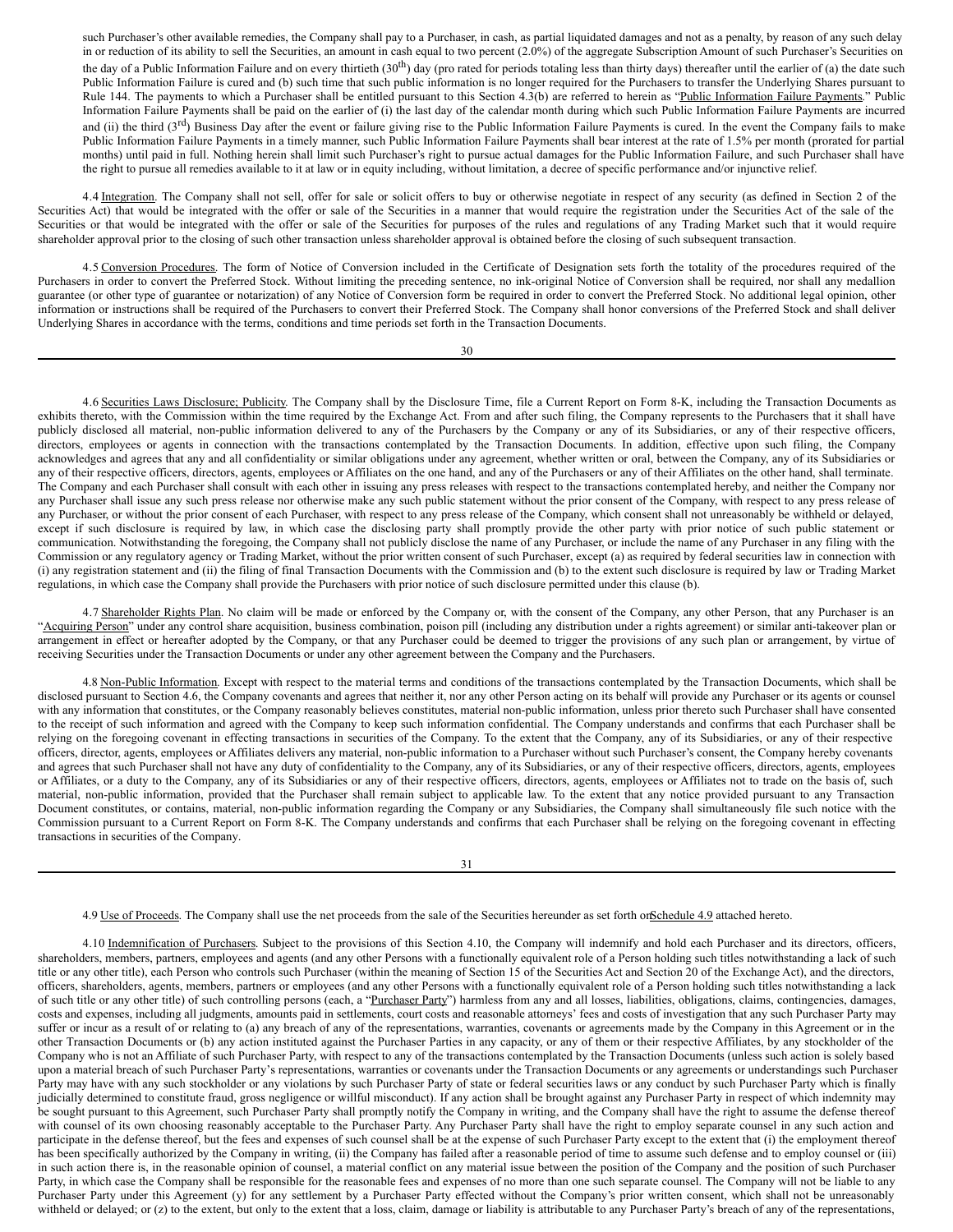such Purchaser's other available remedies, the Company shall pay to a Purchaser, in cash, as partial liquidated damages and not as a penalty, by reason of any such delay in or reduction of its ability to sell the Securities, an amount in cash equal to two percent (2.0%) of the aggregate Subscription Amount of such Purchaser's Securities on the day of a Public Information Failure and on every thirtieth (30th) day (pro rated for periods totaling less than thirty days) thereafter until the earlier of (a) the date such Public Information Failure is cured and (b) such time that such public information is no longer required for the Purchasers to transfer the Underlying Shares pursuant to Rule 144. The payments to which a Purchaser shall be entitled pursuant to this Section 4.3(b) are referred to herein as "Public Information Failure Payments." Public Information Failure Payments shall be paid on the earlier of (i) the last day of the calendar month during which such Public Information Failure Payments are incurred and (ii) the third (3rd) Business Day after the event or failure giving rise to the Public Information Failure Payments is cured. In the event the Company fails to make Public Information Failure Payments in a timely manner, such Public Information Failure Payments shall bear interest at the rate of 1.5% per month (prorated for partial months) until paid in full. Nothing herein shall limit such Purchaser's right to pursue actual damages for the Public Information Failure, and such Purchaser shall have the right to pursue all remedies available to it at law or in equity including, without limitation, a decree of specific performance and/or injunctive relief.

4.4 Integration. The Company shall not sell, offer for sale or solicit offers to buy or otherwise negotiate in respect of any security (as defined in Section 2 of the Securities Act) that would be integrated with the offer or sale of the Securities in a manner that would require the registration under the Securities Act of the sale of the Securities or that would be integrated with the offer or sale of the Securities for purposes of the rules and regulations of any Trading Market such that it would require shareholder approval prior to the closing of such other transaction unless shareholder approval is obtained before the closing of such subsequent transaction.

4.5 Conversion Procedures. The form of Notice of Conversion included in the Certificate of Designation sets forth the totality of the procedures required of the Purchasers in order to convert the Preferred Stock. Without limiting the preceding sentence, no ink-original Notice of Conversion shall be required, nor shall any medallion guarantee (or other type of guarantee or notarization) of any Notice of Conversion form be required in order to convert the Preferred Stock. No additional legal opinion, other information or instructions shall be required of the Purchasers to convert their Preferred Stock. The Company shall honor conversions of the Preferred Stock and shall deliver Underlying Shares in accordance with the terms, conditions and time periods set forth in the Transaction Documents.

4.6 Securities Laws Disclosure; Publicity. The Company shall by the Disclosure Time, file a Current Report on Form 8-K, including the Transaction Documents as exhibits thereto, with the Commission within the time required by the Exchange Act. From and after such filing, the Company represents to the Purchasers that it shall have publicly disclosed all material, non-public information delivered to any of the Purchasers by the Company or any of its Subsidiaries, or any of their respective officers, directors, employees or agents in connection with the transactions contemplated by the Transaction Documents. In addition, effective upon such filing, the Company acknowledges and agrees that any and all confidentiality or similar obligations under any agreement, whether written or oral, between the Company, any of its Subsidiaries or any of their respective officers, directors, agents, employees or Affiliates on the one hand, and any of the Purchasers or any of their Affiliates on the other hand, shall terminate. The Company and each Purchaser shall consult with each other in issuing any press releases with respect to the transactions contemplated hereby, and neither the Company nor any Purchaser shall issue any such press release nor otherwise make any such public statement without the prior consent of the Company, with respect to any press release of any Purchaser, or without the prior consent of each Purchaser, with respect to any press release of the Company, which consent shall not unreasonably be withheld or delayed, except if such disclosure is required by law, in which case the disclosing party shall promptly provide the other party with prior notice of such public statement or communication. Notwithstanding the foregoing, the Company shall not publicly disclose the name of any Purchaser, or include the name of any Purchaser in any filing with the Commission or any regulatory agency or Trading Market, without the prior written consent of such Purchaser, except (a) as required by federal securities law in connection with (i) any registration statement and (ii) the filing of final Transaction Documents with the Commission and (b) to the extent such disclosure is required by law or Trading Market regulations, in which case the Company shall provide the Purchasers with prior notice of such disclosure permitted under this clause (b).

4.7 Shareholder Rights Plan. No claim will be made or enforced by the Company or, with the consent of the Company, any other Person, that any Purchaser is an "Acquiring Person" under any control share acquisition, business combination, poison pill (including any distribution under a rights agreement) or similar anti-takeover plan or arrangement in effect or hereafter adopted by the Company, or that any Purchaser could be deemed to trigger the provisions of any such plan or arrangement, by virtue of receiving Securities under the Transaction Documents or under any other agreement between the Company and the Purchasers.

4.8 Non-Public Information. Except with respect to the material terms and conditions of the transactions contemplated by the Transaction Documents, which shall be disclosed pursuant to Section 4.6, the Company covenants and agrees that neither it, nor any other Person acting on its behalf will provide any Purchaser or its agents or counsel with any information that constitutes, or the Company reasonably believes constitutes, material non-public information, unless prior thereto such Purchaser shall have consented to the receipt of such information and agreed with the Company to keep such information confidential. The Company understands and confirms that each Purchaser shall be relying on the foregoing covenant in effecting transactions in securities of the Company. To the extent that the Company, any of its Subsidiaries, or any of their respective officers, director, agents, employees or Affiliates delivers any material, non-public information to a Purchaser without such Purchaser's consent, the Company hereby covenants and agrees that such Purchaser shall not have any duty of confidentiality to the Company, any of its Subsidiaries, or any of their respective officers, directors, agents, employees or Affiliates, or a duty to the Company, any of its Subsidiaries or any of their respective officers, directors, agents, employees or Affiliates not to trade on the basis of, such material, non-public information, provided that the Purchaser shall remain subject to applicable law. To the extent that any notice provided pursuant to any Transaction Document constitutes, or contains, material non-public information regarding the Company or any Subsidiaries, the Company shall simultaneously file such notice with the Commission pursuant to a Current Report on Form 8-K. The Company understands and confirms that each Purchaser shall be relying on the foregoing covenant in effecting transactions in securities of the Company.

4.9 Use of Proceeds. The Company shall use the net proceeds from the sale of the Securities hereunder as set forth on Schedule 4.9 attached hereto.

4.10 Indemnification of Purchasers. Subject to the provisions of this Section 4.10, the Company will indemnify and hold each Purchaser and its directors, officers, shareholders, members, partners, employees and agents (and any other Persons with a functionally equivalent role of a Person holding such titles notwithstanding a lack of such title or any other title), each Person who controls such Purchaser (within the meaning of Section 15 of the Securities Act and Section 20 of the Exchange Act), and the directors, officers, shareholders, agents, members, partners or employees (and any other Persons with a functionally equivalent role of a Person holding such titles notwithstanding a lack of such title or any other title) of such controlling persons (each, a "Purchaser Party") harmless from any and all losses, liabilities, obligations, claims, contingencies, damages, costs and expenses, including all judgments, amounts paid in settlements, court costs and reasonable attorneys' fees and costs of investigation that any such Purchaser Party may suffer or incur as a result of or relating to (a) any breach of any of the representations, warranties, covenants or agreements made by the Company in this Agreement or in the other Transaction Documents or (b) any action instituted against the Purchaser Parties in any capacity, or any of them or their respective Affiliates, by any stockholder of the Company who is not an Affiliate of such Purchaser Party, with respect to any of the transactions contemplated by the Transaction Documents (unless such action is solely based upon a material breach of such Purchaser Party's representations, warranties or covenants under the Transaction Documents or any agreements or understandings such Purchaser Party may have with any such stockholder or any violations by such Purchaser Party of state or federal securities laws or any conduct by such Purchaser Party which is finally judicially determined to constitute fraud, gross negligence or willful misconduct). If any action shall be brought against any Purchaser Party in respect of which indemnity may be sought pursuant to this Agreement, such Purchaser Party shall promptly notify the Company in writing, and the Company shall have the right to assume the defense thereof with counsel of its own choosing reasonably acceptable to the Purchaser Party. Any Purchaser Party shall have the right to employ separate counsel in any such action and participate in the defense thereof, but the fees and expenses of such counsel shall be at the expense of such Purchaser Party except to the extent that (i) the employment thereof has been specifically authorized by the Company in writing, (ii) the Company has failed after a reasonable period of time to assume such defense and to employ counsel or (iii) in such action there is, in the reasonable opinion of counsel, a material conflict on any material issue between the position of the Company and the position of such Purchaser Party, in which case the Company shall be responsible for the reasonable fees and expenses of no more than one such separate counsel. The Company will not be liable to any Purchaser Party under this Agreement (y) for any settlement by a Purchaser Party effected without the Company's prior written consent, which shall not be unreasonably withheld or delayed; or (z) to the extent, but only to the extent that a loss, claim, damage or liability is attributable to any Purchaser Party's breach of any of the representations,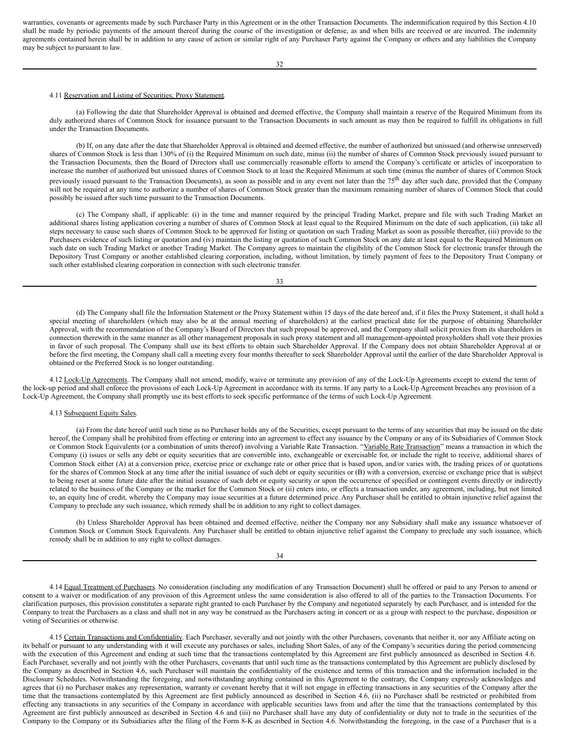warranties, covenants or agreements made by such Purchaser Party in this Agreement or in the other Transaction Documents. The indemnification required by this Section 4.10 shall be made by periodic payments of the amount thereof during the course of the investigation or defense, as and when bills are received or are incurred. The indemnity agreements contained herein shall be in addition to any cause of action or similar right of any Purchaser Party against the Company or others and any liabilities the Company may be subject to pursuant to law.

4.11 Reservation and Listing of Securities; Proxy Statement.

(a) Following the date that Shareholder Approval is obtained and deemed effective, the Company shall maintain a reserve of the Required Minimum from its duly authorized shares of Common Stock for issuance pursuant to the Transaction Documents in such amount as may then be required to fulfill its obligations in full under the Transaction Documents.

(b) If, on any date after the date that Shareholder Approval is obtained and deemed effective, the number of authorized but unissued (and otherwise unreserved) shares of Common Stock is less than 130% of (i) the Required Minimum on such date, minus (ii) the number of shares of Common Stock previously issued pursuant to the Transaction Documents, then the Board of Directors shall use commercially reasonable efforts to amend the Company's certificate or articles of incorporation to increase the number of authorized but unissued shares of Common Stock to at least the Required Minimum at such time (minus the number of shares of Common Stock previously issued pursuant to the Transaction Documents), as soon as possible and in any event not later than the 75th day after such date, provided that the Company will not be required at any time to authorize a number of shares of Common Stock greater than the maximum remaining number of shares of Common Stock that could possibly be issued after such time pursuant to the Transaction Documents.

(c) The Company shall, if applicable: (i) in the time and manner required by the principal Trading Market, prepare and file with such Trading Market an additional shares listing application covering a number of shares of Common Stock at least equal to the Required Minimum on the date of such application, (ii) take all steps necessary to cause such shares of Common Stock to be approved for listing or quotation on such Trading Market as soon as possible thereafter, (iii) provide to the Purchasers evidence of such listing or quotation and (iv) maintain the listing or quotation of such Common Stock on any date at least equal to the Required Minimum on such date on such Trading Market or another Trading Market. The Company agrees to maintain the eligibility of the Common Stock for electronic transfer through the Depository Trust Company or another established clearing corporation, including, without limitation, by timely payment of fees to the Depository Trust Company or such other established clearing corporation in connection with such electronic transfer.

(d) The Company shall file the Information Statement or the Proxy Statement within 15 days of the date hereof and, if it files the Proxy Statement, it shall hold a special meeting of shareholders (which may also be at the annual meeting of shareholders) at the earliest practical date for the purpose of obtaining Shareholder Approval, with the recommendation of the Company's Board of Directors that such proposal be approved, and the Company shall solicit proxies from its shareholders in connection therewith in the same manner as all other management proposals in such proxy statement and all management-appointed proxyholders shall vote their proxies in favor of such proposal. The Company shall use its best efforts to obtain such Shareholder Approval. If the Company does not obtain Shareholder Approval at or before the first meeting, the Company shall call a meeting every four months thereafter to seek Shareholder Approval until the earlier of the date Shareholder Approval is obtained or the Preferred Stock is no longer outstanding.

4.12 Lock-Up Agreements. The Company shall not amend, modify, waive or terminate any provision of any of the Lock-Up Agreements except to extend the term of the lock-up period and shall enforce the provisions of each Lock-Up Agreement in accordance with its terms. If any party to a Lock-Up Agreement breaches any provision of a Lock-Up Agreement, the Company shall promptly use its best efforts to seek specific performance of the terms of such Lock-Up Agreement.

4.13 Subsequent Equity Sales.

(a) From the date hereof until such time as no Purchaser holds any of the Securities, except pursuant to the terms of any securities that may be issued on the date hereof, the Company shall be prohibited from effecting or entering into an agreement to effect any issuance by the Company or any of its Subsidiaries of Common Stock or Common Stock Equivalents (or a combination of units thereof) involving a Variable Rate Transaction. "Variable Rate Transaction" means a transaction in which the Company (i) issues or sells any debt or equity securities that are convertible into, exchangeable or exercisable for, or include the right to receive, additional shares of Common Stock either (A) at a conversion price, exercise price or exchange rate or other price that is based upon, and/or varies with, the trading prices of or quotations for the shares of Common Stock at any time after the initial issuance of such debt or equity securities or (B) with a conversion, exercise or exchange price that is subject to being reset at some future date after the initial issuance of such debt or equity security or upon the occurrence of specified or contingent events directly or indirectly related to the business of the Company or the market for the Common Stock or (ii) enters into, or effects a transaction under, any agreement, including, but not limited to, an equity line of credit, whereby the Company may issue securities at a future determined price. Any Purchaser shall be entitled to obtain injunctive relief against the Company to preclude any such issuance, which remedy shall be in addition to any right to collect damages.

(b) Unless Shareholder Approval has been obtained and deemed effective, neither the Company nor any Subsidiary shall make any issuance whatsoever of Common Stock or Common Stock Equivalents. Any Purchaser shall be entitled to obtain injunctive relief against the Company to preclude any such issuance, which remedy shall be in addition to any right to collect damages.

4.14 Equal Treatment of Purchasers. No consideration (including any modification of any Transaction Document) shall be offered or paid to any Person to amend or consent to a waiver or modification of any provision of this Agreement unless the same consideration is also offered to all of the parties to the Transaction Documents. For clarification purposes, this provision constitutes a separate right granted to each Purchaser by the Company and negotiated separately by each Purchaser, and is intended for the Company to treat the Purchasers as a class and shall not in any way be construed as the Purchasers acting in concert or as a group with respect to the purchase, disposition or voting of Securities or otherwise.

4.15 Certain Transactions and Confidentiality. Each Purchaser, severally and not jointly with the other Purchasers, covenants that neither it, nor any Affiliate acting on its behalf or pursuant to any understanding with it will execute any purchases or sales, including Short Sales, of any of the Company's securities during the period commencing with the execution of this Agreement and ending at such time that the transactions contemplated by this Agreement are first publicly announced as described in Section 4.6. Each Purchaser, severally and not jointly with the other Purchasers, covenants that until such time as the transactions contemplated by this Agreement are publicly disclosed by the Company as described in Section 4.6, such Purchaser will maintain the confidentiality of the existence and terms of this transaction and the information included in the Disclosure Schedules. Notwithstanding the foregoing, and notwithstanding anything contained in this Agreement to the contrary, the Company expressly acknowledges and agrees that (i) no Purchaser makes any representation, warranty or covenant hereby that it will not engage in effecting transactions in any securities of the Company after the time that the transactions contemplated by this Agreement are first publicly announced as described in Section 4.6, (ii) no Purchaser shall be restricted or prohibited from effecting any transactions in any securities of the Company in accordance with applicable securities laws from and after the time that the transactions contemplated by this Agreement are first publicly announced as described in Section 4.6 and (iii) no Purchaser shall have any duty of confidentiality or duty not to trade in the securities of the Company to the Company or its Subsidiaries after the filing of the Form 8-K as described in Section 4.6. Notwithstanding the foregoing, in the case of a Purchaser that is a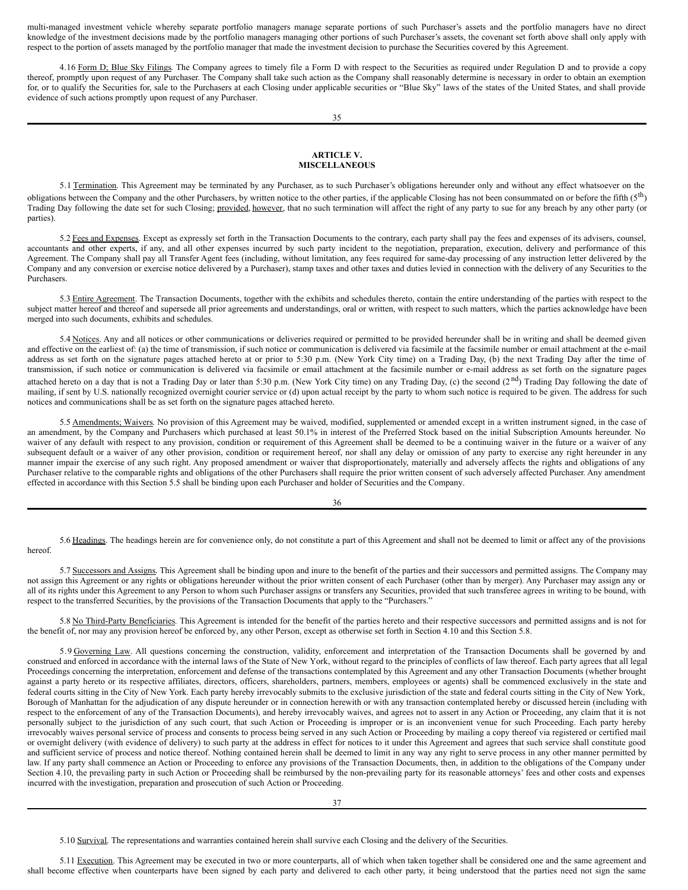multi-managed investment vehicle whereby separate portfolio managers manage separate portions of such Purchaser's assets and the portfolio managers have no direct knowledge of the investment decisions made by the portfolio managers managing other portions of such Purchaser's assets, the covenant set forth above shall only apply with respect to the portion of assets managed by the portfolio manager that made the investment decision to purchase the Securities covered by this Agreement.

4.16 Form D; Blue Sky Filings. The Company agrees to timely file a Form D with respect to the Securities as required under Regulation D and to provide a copy thereof, promptly upon request of any Purchaser. The Company shall take such action as the Company shall reasonably determine is necessary in order to obtain an exemption for, or to qualify the Securities for, sale to the Purchasers at each Closing under applicable securities or "Blue Sky" laws of the states of the United States, and shall provide evidence of such actions promptly upon request of any Purchaser.

## ARTICLE V. MISCELLANEOUS

5.1 Termination. This Agreement may be terminated by any Purchaser, as to such Purchaser's obligations hereunder only and without any effect whatsoever on the obligations between the Company and the other Purchasers, by written notice to the other parties, if the applicable Closing has not been consummated on or before the fifth (5th) Trading Day following the date set for such Closing; provided, however, that no such termination will affect the right of any party to sue for any breach by any other party (or parties).

5.2 Fees and Expenses. Except as expressly set forth in the Transaction Documents to the contrary, each party shall pay the fees and expenses of its advisers, counsel, accountants and other experts, if any, and all other expenses incurred by such party incident to the negotiation, preparation, execution, delivery and performance of this Agreement. The Company shall pay all Transfer Agent fees (including, without limitation, any fees required for same-day processing of any instruction letter delivered by the Company and any conversion or exercise notice delivered by a Purchaser), stamp taxes and other taxes and duties levied in connection with the delivery of any Securities to the Purchasers.

5.3 Entire Agreement. The Transaction Documents, together with the exhibits and schedules thereto, contain the entire understanding of the parties with respect to the subject matter hereof and thereof and supersede all prior agreements and understandings, oral or written, with respect to such matters, which the parties acknowledge have been merged into such documents, exhibits and schedules.

5.4 Notices. Any and all notices or other communications or deliveries required or permitted to be provided hereunder shall be in writing and shall be deemed given and effective on the earliest of: (a) the time of transmission, if such notice or communication is delivered via facsimile at the facsimile number or email attachment at the e-mail address as set forth on the signature pages attached hereto at or prior to 5:30 p.m. (New York City time) on a Trading Day, (b) the next Trading Day after the time of transmission, if such notice or communication is delivered via facsimile or email attachment at the facsimile number or e-mail address as set forth on the signature pages attached hereto on a day that is not a Trading Day or later than 5:30 p.m. (New York City time) on any Trading Day, (c) the second (2nd) Trading Day following the date of mailing, if sent by U.S. nationally recognized overnight courier service or (d) upon actual receipt by the party to whom such notice is required to be given. The address for such notices and communications shall be as set forth on the signature pages attached hereto.

5.5 Amendments; Waivers. No provision of this Agreement may be waived, modified, supplemented or amended except in a written instrument signed, in the case of an amendment, by the Company and Purchasers which purchased at least 50.1% in interest of the Preferred Stock based on the initial Subscription Amounts hereunder. No waiver of any default with respect to any provision, condition or requirement of this Agreement shall be deemed to be a continuing waiver in the future or a waiver of any subsequent default or a waiver of any other provision, condition or requirement hereof, nor shall any delay or omission of any party to exercise any right hereunder in any manner impair the exercise of any such right. Any proposed amendment or waiver that disproportionately, materially and adversely affects the rights and obligations of any Purchaser relative to the comparable rights and obligations of the other Purchasers shall require the prior written consent of such adversely affected Purchaser. Any amendment effected in accordance with this Section 5.5 shall be binding upon each Purchaser and holder of Securities and the Company.

5.6 Headings. The headings herein are for convenience only, do not constitute a part of this Agreement and shall not be deemed to limit or affect any of the provisions hereof.

5.7 Successors and Assigns. This Agreement shall be binding upon and inure to the benefit of the parties and their successors and permitted assigns. The Company may not assign this Agreement or any rights or obligations hereunder without the prior written consent of each Purchaser (other than by merger). Any Purchaser may assign any or all of its rights under this Agreement to any Person to whom such Purchaser assigns or transfers any Securities, provided that such transferee agrees in writing to be bound, with respect to the transferred Securities, by the provisions of the Transaction Documents that apply to the "Purchasers."

5.8 No Third-Party Beneficiaries. This Agreement is intended for the benefit of the parties hereto and their respective successors and permitted assigns and is not for the benefit of, nor may any provision hereof be enforced by, any other Person, except as otherwise set forth in Section 4.10 and this Section 5.8.

5.9 Governing Law. All questions concerning the construction, validity, enforcement and interpretation of the Transaction Documents shall be governed by and construed and enforced in accordance with the internal laws of the State of New York, without regard to the principles of conflicts of law thereof. Each party agrees that all legal Proceedings concerning the interpretation, enforcement and defense of the transactions contemplated by this Agreement and any other Transaction Documents (whether brought against a party hereto or its respective affiliates, directors, officers, shareholders, partners, members, employees or agents) shall be commenced exclusively in the state and federal courts sitting in the City of New York. Each party hereby irrevocably submits to the exclusive jurisdiction of the state and federal courts sitting in the City of New York, Borough of Manhattan for the adjudication of any dispute hereunder or in connection herewith or with any transaction contemplated hereby or discussed herein (including with respect to the enforcement of any of the Transaction Documents), and hereby irrevocably waives, and agrees not to assert in any Action or Proceeding, any claim that it is not personally subject to the jurisdiction of any such court, that such Action or Proceeding is improper or is an inconvenient venue for such Proceeding. Each party hereby irrevocably waives personal service of process and consents to process being served in any such Action or Proceeding by mailing a copy thereof via registered or certified mail or overnight delivery (with evidence of delivery) to such party at the address in effect for notices to it under this Agreement and agrees that such service shall constitute good and sufficient service of process and notice thereof. Nothing contained herein shall be deemed to limit in any way any right to serve process in any other manner permitted by law. If any party shall commence an Action or Proceeding to enforce any provisions of the Transaction Documents, then, in addition to the obligations of the Company under Section 4.10, the prevailing party in such Action or Proceeding shall be reimbursed by the non-prevailing party for its reasonable attorneys' fees and other costs and expenses incurred with the investigation, preparation and prosecution of such Action or Proceeding.

5.10 Survival. The representations and warranties contained herein shall survive each Closing and the delivery of the Securities.

5.11 Execution. This Agreement may be executed in two or more counterparts, all of which when taken together shall be considered one and the same agreement and shall become effective when counterparts have been signed by each party and delivered to each other party, it being understood that the parties need not sign the same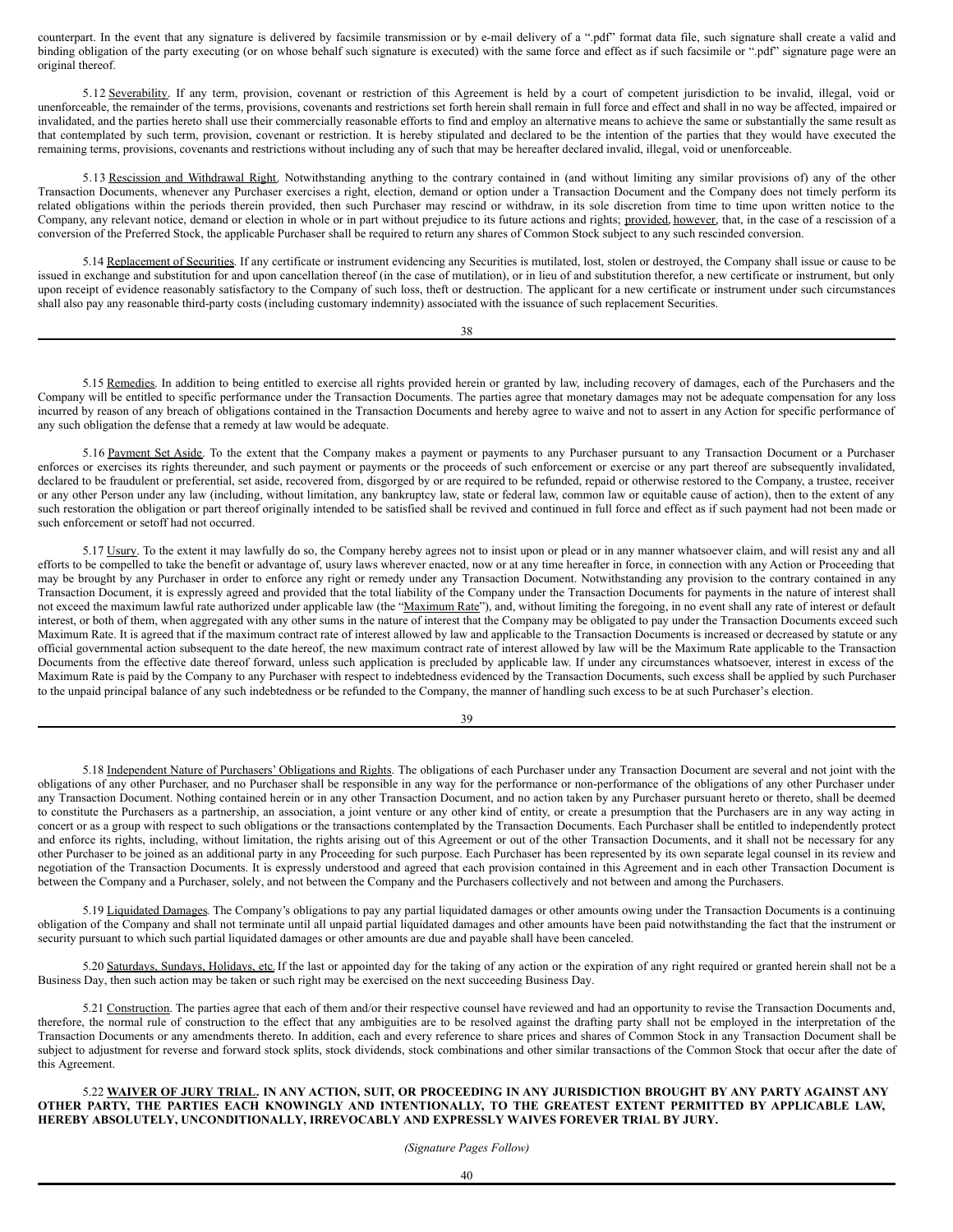counterpart. In the event that any signature is delivered by facsimile transmission or by e-mail delivery of a ".pdf" format data file, such signature shall create a valid and binding obligation of the party executing (or on whose behalf such signature is executed) with the same force and effect as if such facsimile or ".pdf" signature page were an original thereof.

5.12 Severability. If any term, provision, covenant or restriction of this Agreement is held by a court of competent jurisdiction to be invalid, illegal, void or unenforceable, the remainder of the terms, provisions, covenants and restrictions set forth herein shall remain in full force and effect and shall in no way be affected, impaired or invalidated, and the parties hereto shall use their commercially reasonable efforts to find and employ an alternative means to achieve the same or substantially the same result as that contemplated by such term, provision, covenant or restriction. It is hereby stipulated and declared to be the intention of the parties that they would have executed the remaining terms, provisions, covenants and restrictions without including any of such that may be hereafter declared invalid, illegal, void or unenforceable.

5.13 Rescission and Withdrawal Right. Notwithstanding anything to the contrary contained in (and without limiting any similar provisions of) any of the other Transaction Documents, whenever any Purchaser exercises a right, election, demand or option under a Transaction Document and the Company does not timely perform its related obligations within the periods therein provided, then such Purchaser may rescind or withdraw, in its sole discretion from time to time upon written notice to the Company, any relevant notice, demand or election in whole or in part without prejudice to its future actions and rights; provided, however, that, in the case of a rescission of a conversion of the Preferred Stock, the applicable Purchaser shall be required to return any shares of Common Stock subject to any such rescinded conversion.

5.14 Replacement of Securities. If any certificate or instrument evidencing any Securities is mutilated, lost, stolen or destroyed, the Company shall issue or cause to be issued in exchange and substitution for and upon cancellation thereof (in the case of mutilation), or in lieu of and substitution therefor, a new certificate or instrument, but only upon receipt of evidence reasonably satisfactory to the Company of such loss, theft or destruction. The applicant for a new certificate or instrument under such circumstances shall also pay any reasonable third-party costs (including customary indemnity) associated with the issuance of such replacement Securities.

5.15 Remedies. In addition to being entitled to exercise all rights provided herein or granted by law, including recovery of damages, each of the Purchasers and the Company will be entitled to specific performance under the Transaction Documents. The parties agree that monetary damages may not be adequate compensation for any loss incurred by reason of any breach of obligations contained in the Transaction Documents and hereby agree to waive and not to assert in any Action for specific performance of any such obligation the defense that a remedy at law would be adequate.

5.16 Payment Set Aside. To the extent that the Company makes a payment or payments to any Purchaser pursuant to any Transaction Document or a Purchaser enforces or exercises its rights thereunder, and such payment or payments or the proceeds of such enforcement or exercise or any part thereof are subsequently invalidated, declared to be fraudulent or preferential, set aside, recovered from, disgorged by or are required to be refunded, repaid or otherwise restored to the Company, a trustee, receiver or any other Person under any law (including, without limitation, any bankruptcy law, state or federal law, common law or equitable cause of action), then to the extent of any such restoration the obligation or part thereof originally intended to be satisfied shall be revived and continued in full force and effect as if such payment had not been made or such enforcement or setoff had not occurred.

5.17 Usury. To the extent it may lawfully do so, the Company hereby agrees not to insist upon or plead or in any manner whatsoever claim, and will resist any and all efforts to be compelled to take the benefit or advantage of, usury laws wherever enacted, now or at any time hereafter in force, in connection with any Action or Proceeding that may be brought by any Purchaser in order to enforce any right or remedy under any Transaction Document. Notwithstanding any provision to the contrary contained in any Transaction Document, it is expressly agreed and provided that the total liability of the Company under the Transaction Documents for payments in the nature of interest shall not exceed the maximum lawful rate authorized under applicable law (the "Maximum Rate"), and, without limiting the foregoing, in no event shall any rate of interest or default interest, or both of them, when aggregated with any other sums in the nature of interest that the Company may be obligated to pay under the Transaction Documents exceed such Maximum Rate. It is agreed that if the maximum contract rate of interest allowed by law and applicable to the Transaction Documents is increased or decreased by statute or any official governmental action subsequent to the date hereof, the new maximum contract rate of interest allowed by law will be the Maximum Rate applicable to the Transaction Documents from the effective date thereof forward, unless such application is precluded by applicable law. If under any circumstances whatsoever, interest in excess of the Maximum Rate is paid by the Company to any Purchaser with respect to indebtedness evidenced by the Transaction Documents, such excess shall be applied by such Purchaser to the unpaid principal balance of any such indebtedness or be refunded to the Company, the manner of handling such excess to be at such Purchaser's election.

5.18 Independent Nature of Purchasers' Obligations and Rights. The obligations of each Purchaser under any Transaction Document are several and not joint with the obligations of any other Purchaser, and no Purchaser shall be responsible in any way for the performance or non-performance of the obligations of any other Purchaser under any Transaction Document. Nothing contained herein or in any other Transaction Document, and no action taken by any Purchaser pursuant hereto or thereto, shall be deemed to constitute the Purchasers as a partnership, an association, a joint venture or any other kind of entity, or create a presumption that the Purchasers are in any way acting in concert or as a group with respect to such obligations or the transactions contemplated by the Transaction Documents. Each Purchaser shall be entitled to independently protect and enforce its rights, including, without limitation, the rights arising out of this Agreement or out of the other Transaction Documents, and it shall not be necessary for any other Purchaser to be joined as an additional party in any Proceeding for such purpose. Each Purchaser has been represented by its own separate legal counsel in its review and negotiation of the Transaction Documents. It is expressly understood and agreed that each provision contained in this Agreement and in each other Transaction Document is between the Company and a Purchaser, solely, and not between the Company and the Purchasers collectively and not between and among the Purchasers.

5.19 Liquidated Damages. The Company's obligations to pay any partial liquidated damages or other amounts owing under the Transaction Documents is a continuing obligation of the Company and shall not terminate until all unpaid partial liquidated damages and other amounts have been paid notwithstanding the fact that the instrument or security pursuant to which such partial liquidated damages or other amounts are due and payable shall have been canceled.

5.20 Saturdays, Sundays, Holidays, etc. If the last or appointed day for the taking of any action or the expiration of any right required or granted herein shall not be a Business Day, then such action may be taken or such right may be exercised on the next succeeding Business Day.

5.21 Construction. The parties agree that each of them and/or their respective counsel have reviewed and had an opportunity to revise the Transaction Documents and, therefore, the normal rule of construction to the effect that any ambiguities are to be resolved against the drafting party shall not be employed in the interpretation of the Transaction Documents or any amendments thereto. In addition, each and every reference to share prices and shares of Common Stock in any Transaction Document shall be subject to adjustment for reverse and forward stock splits, stock dividends, stock combinations and other similar transactions of the Common Stock that occur after the date of this Agreement.

**5.22 WAIVER OF JURY TRIAL. IN ANY ACTION, SUIT, OR PROCEEDING IN ANY JURISDICTION BROUGHT BY ANY PARTY AGAINST ANY OTHER PARTY, THE PARTIES EACH KNOWINGLY AND INTENTIONALLY, TO THE GREATEST EXTENT PERMITTED BY APPLICABLE LAW, HEREBY ABSOLUTELY, UNCONDITIONALLY, IRREVOCABLY AND EXPRESSLY WAIVES FOREVER TRIAL BY JURY.**

*(Signature Pages Follow)*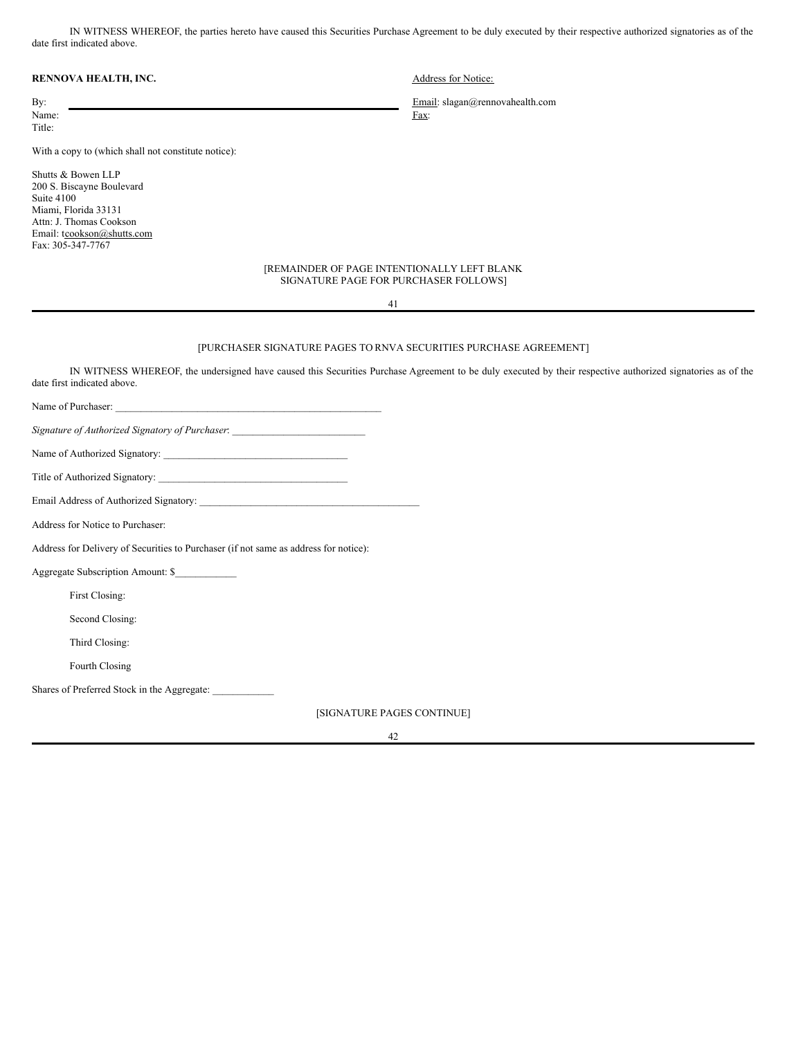IN WITNESS WHEREOF, the parties hereto have caused this Securities Purchase Agreement to be duly executed by their respective authorized signatories as of the date first indicated above.

**RENNOVA HEALTH, INC.**

By: \_\_\_\_\_\_\_\_\_\_\_\_\_\_\_\_\_\_\_\_\_\_\_\_\_\_\_\_\_\_\_\_\_\_\_\_\_\_\_\_\_\_\_\_\_\_\_\_\_\_\_\_
Name:
Title:

Address for Notice:

Email: slagan@rennovahealth.com
Fax:

With a copy to (which shall not constitute notice):

Shutts & Bowen LLP
200 S. Biscayne Boulevard
Suite 4100
Miami, Florida 33131
Attn: J. Thomas Cookson
Email: tcookson@shutts.com
Fax: 305-347-7767

[REMAINDER OF PAGE INTENTIONALLY LEFT BLANK
SIGNATURE PAGE FOR PURCHASER FOLLOWS]

[PURCHASER SIGNATURE PAGES TO RNVA SECURITIES PURCHASE AGREEMENT]

IN WITNESS WHEREOF, the undersigned have caused this Securities Purchase Agreement to be duly executed by their respective authorized signatories as of the date first indicated above.

Name of Purchaser: \_\_\_\_\_\_\_\_\_\_\_\_\_\_\_\_\_\_\_\_\_\_\_\_\_\_\_\_\_\_\_\_\_\_\_\_\_\_\_\_\_\_\_\_\_\_\_\_\_\_\_\_

*Signature of Authorized Signatory of Purchaser*: \_\_\_\_\_\_\_\_\_\_\_\_\_\_\_\_\_\_\_\_\_\_\_\_\_\_

Name of Authorized Signatory: \_\_\_\_\_\_\_\_\_\_\_\_\_\_\_\_\_\_\_\_\_\_\_\_\_\_\_\_\_\_\_\_\_\_\_\_

Title of Authorized Signatory: \_\_\_\_\_\_\_\_\_\_\_\_\_\_\_\_\_\_\_\_\_\_\_\_\_\_\_\_\_\_\_\_\_\_\_\_

Email Address of Authorized Signatory: \_\_\_\_\_\_\_\_\_\_\_\_\_\_\_\_\_\_\_\_\_\_\_\_\_\_\_\_\_\_\_\_\_\_\_\_\_\_\_\_\_\_\_\_

Address for Notice to Purchaser:

Address for Delivery of Securities to Purchaser (if not same as address for notice):

Aggregate Subscription Amount: $\_\_\_\_\_\_\_\_\_\_\_\_

First Closing:

Second Closing:

Third Closing:

Fourth Closing

Shares of Preferred Stock in the Aggregate: \_\_\_\_\_\_\_\_\_\_\_\_

[SIGNATURE PAGES CONTINUE]